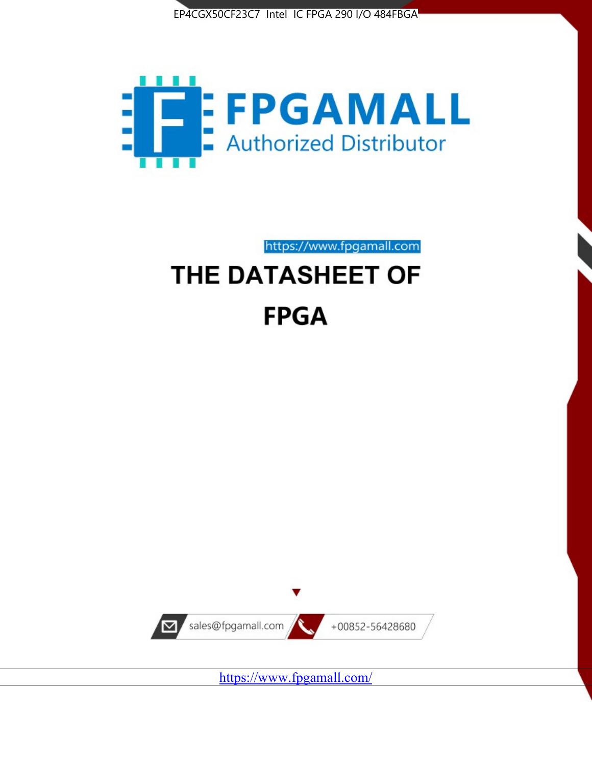EP4CGX50CF23C7 Intel IC FPGA 290 I/O 484FBGA

# FPGAMALL

Authorized Distributor

https://www.fpgamall.com

# THE DATASHEET OF

# FPGA

sales@fpgamall.com

+00852-56428680

https://www.fpgamall.com/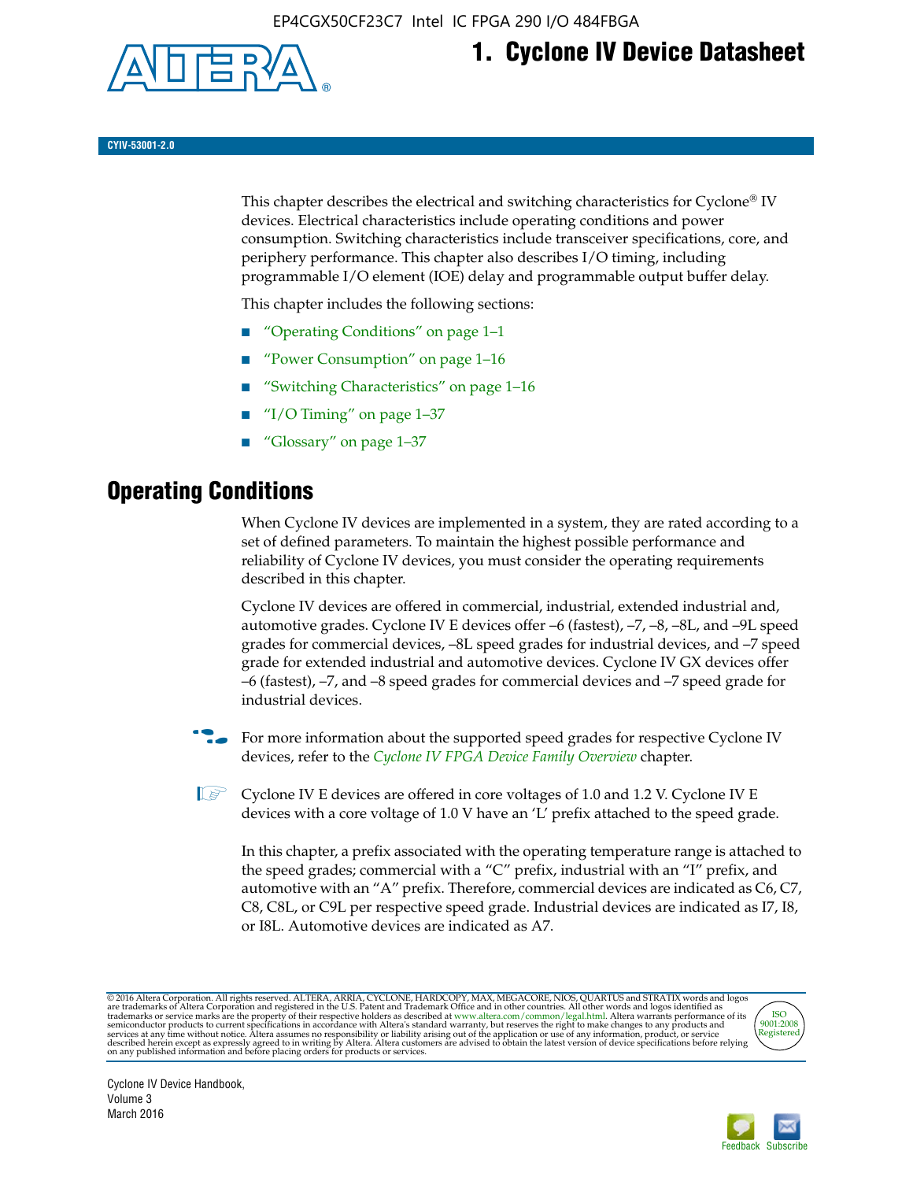# 1. Cyclone IV Device Datasheet

CYIV-53001-2.0

This chapter describes the electrical and switching characteristics for Cyclone® IV devices. Electrical characteristics include operating conditions and power consumption. Switching characteristics include transceiver specifications, core, and periphery performance. This chapter also describes I/O timing, including programmable I/O element (IOE) delay and programmable output buffer delay.

This chapter includes the following sections:

- "Operating Conditions" on page 1–1
- "Power Consumption" on page 1–16
- "Switching Characteristics" on page 1–16
- "I/O Timing" on page 1–37
- "Glossary" on page 1–37

## Operating Conditions

When Cyclone IV devices are implemented in a system, they are rated according to a set of defined parameters. To maintain the highest possible performance and reliability of Cyclone IV devices, you must consider the operating requirements described in this chapter.

Cyclone IV devices are offered in commercial, industrial, extended industrial and, automotive grades. Cyclone IV E devices offer –6 (fastest), –7, –8, –8L, and –9L speed grades for commercial devices, –8L speed grades for industrial devices, and –7 speed grade for extended industrial and automotive devices. Cyclone IV GX devices offer –6 (fastest), –7, and –8 speed grades for commercial devices and –7 speed grade for industrial devices.

For more information about the supported speed grades for respective Cyclone IV devices, refer to the *Cyclone IV FPGA Device Family Overview* chapter.

Cyclone IV E devices are offered in core voltages of 1.0 and 1.2 V. Cyclone IV E devices with a core voltage of 1.0 V have an 'L' prefix attached to the speed grade.

In this chapter, a prefix associated with the operating temperature range is attached to the speed grades; commercial with a "C" prefix, industrial with an "I" prefix, and automotive with an "A" prefix. Therefore, commercial devices are indicated as C6, C7, C8, C8L, or C9L per respective speed grade. Industrial devices are indicated as I7, I8, or I8L. Automotive devices are indicated as A7.

© 2016 Altera Corporation. All rights reserved. ALTERA, ARRIA, CYCLONE, HARDCOPY, MAX, MEGACORE, NIOS, QUARTUS and STRATIX words and logos are trademarks of Altera Corporation and registered in the U.S. Patent and Trademark Office and in other countries. All other words and logos identified as trademarks or service marks are the property of their respective holders as described at www.altera.com/common/legal.html. Altera warrants performance of its semiconductor products to current specifications in accordance with Altera's standard warranty, but reserves the right to make changes to any products and services at any time without notice. Altera assumes no responsibility or liability arising out of the application or use of any information, product, or service described herein except as expressly agreed to in writing by Altera. Altera customers are advised to obtain the latest version of device specifications before relying on any published information and before placing orders for products or services.

Cyclone IV Device Handbook, Volume 3
March 2016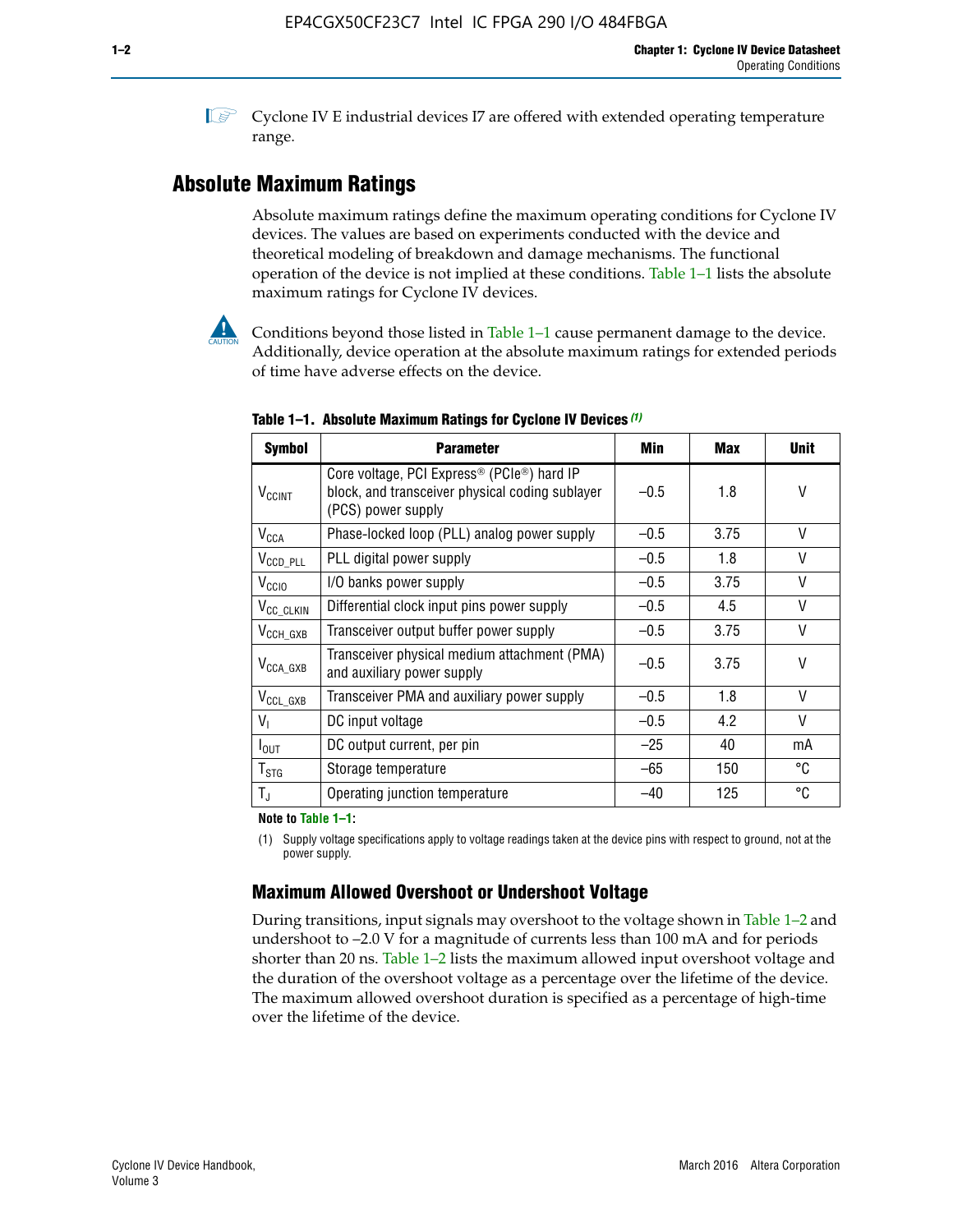Cyclone IV E industrial devices I7 are offered with extended operating temperature range.

## Absolute Maximum Ratings

Absolute maximum ratings define the maximum operating conditions for Cyclone IV devices. The values are based on experiments conducted with the device and theoretical modeling of breakdown and damage mechanisms. The functional operation of the device is not implied at these conditions. Table 1–1 lists the absolute maximum ratings for Cyclone IV devices.

Conditions beyond those listed in Table 1–1 cause permanent damage to the device. Additionally, device operation at the absolute maximum ratings for extended periods of time have adverse effects on the device.

**Table 1–1. Absolute Maximum Ratings for Cyclone IV Devices (1)**

| Symbol | Parameter | Min | Max | Unit |
|---|---|---|---|---|
| $V_{CCINT}$ | Core voltage, PCI Express® (PCIe®) hard IP block, and transceiver physical coding sublayer (PCS) power supply | –0.5 | 1.8 | V |
| $V_{CCA}$ | Phase-locked loop (PLL) analog power supply | –0.5 | 3.75 | V |
| $V_{CCD\_PLL}$ | PLL digital power supply | –0.5 | 1.8 | V |
| $V_{CCIO}$ | I/O banks power supply | –0.5 | 3.75 | V |
| $V_{CC\_CLKIN}$ | Differential clock input pins power supply | –0.5 | 4.5 | V |
| $V_{CCH\_GXB}$ | Transceiver output buffer power supply | –0.5 | 3.75 | V |
| $V_{CCA\_GXB}$ | Transceiver physical medium attachment (PMA) and auxiliary power supply | –0.5 | 3.75 | V |
| $V_{CCL\_GXB}$ | Transceiver PMA and auxiliary power supply | –0.5 | 1.8 | V |
| $V_I$ | DC input voltage | –0.5 | 4.2 | V |
| $I_{OUT}$ | DC output current, per pin | –25 | 40 | mA |
| $T_{STG}$ | Storage temperature | –65 | 150 | °C |
| $T_J$ | Operating junction temperature | –40 | 125 | °C |

**Note to Table 1–1:**

(1) Supply voltage specifications apply to voltage readings taken at the device pins with respect to ground, not at the power supply.

### Maximum Allowed Overshoot or Undershoot Voltage

During transitions, input signals may overshoot to the voltage shown in Table 1–2 and undershoot to –2.0 V for a magnitude of currents less than 100 mA and for periods shorter than 20 ns. Table 1–2 lists the maximum allowed input overshoot voltage and the duration of the overshoot voltage as a percentage over the lifetime of the device. The maximum allowed overshoot duration is specified as a percentage of high-time over the lifetime of the device.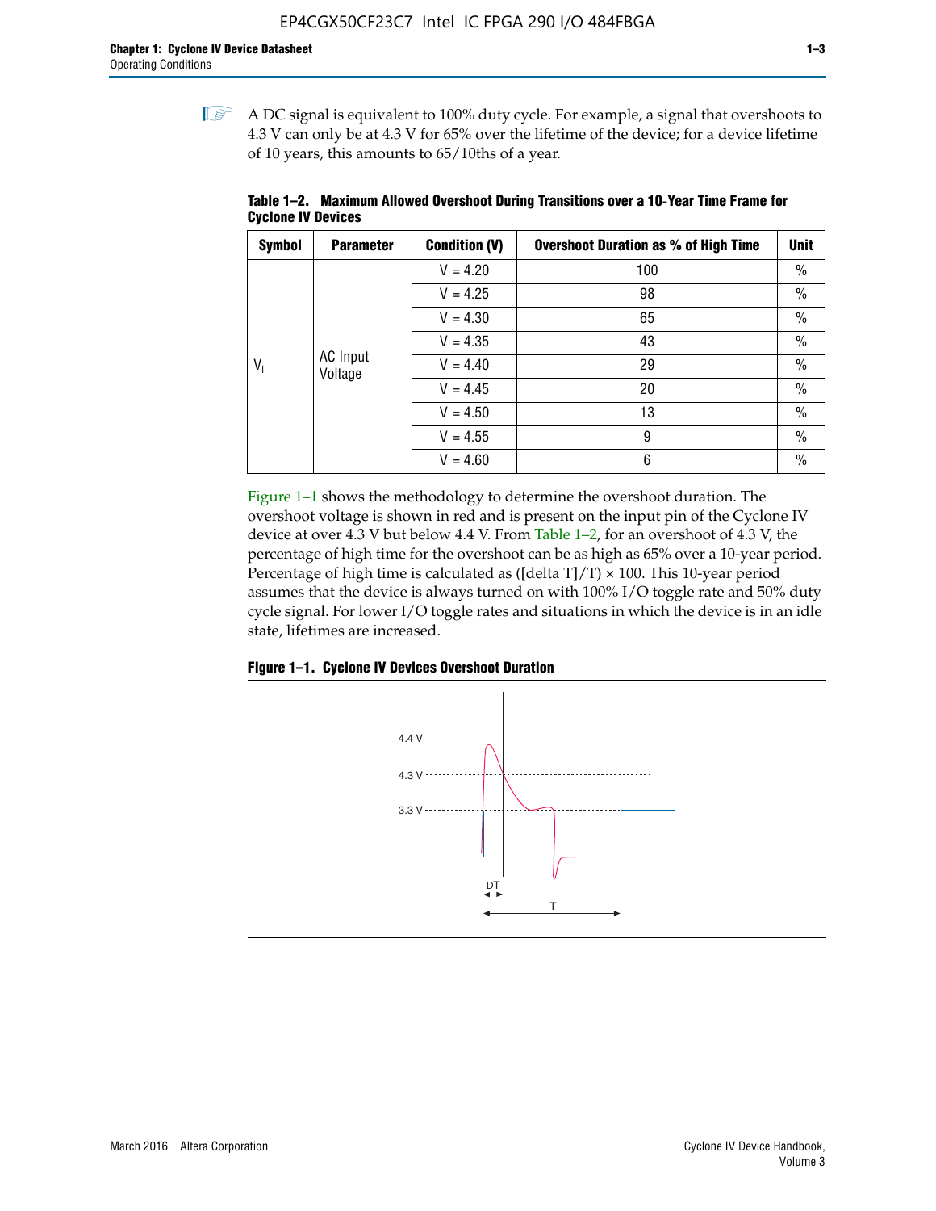A DC signal is equivalent to 100% duty cycle. For example, a signal that overshoots to 4.3 V can only be at 4.3 V for 65% over the lifetime of the device; for a device lifetime of 10 years, this amounts to 65/10ths of a year.

**Table 1–2. Maximum Allowed Overshoot During Transitions over a 10-Year Time Frame for Cyclone IV Devices**

| Symbol | Parameter | Condition (V) | Overshoot Duration as % of High Time | Unit |
|---|---|---|---|---|
| $V_i$ | AC Input Voltage | $V_I$ = 4.20 | 100 | % |
| | | $V_I$ = 4.25 | 98 | % |
| | | $V_I$ = 4.30 | 65 | % |
| | | $V_I$ = 4.35 | 43 | % |
| | | $V_I$ = 4.40 | 29 | % |
| | | $V_I$ = 4.45 | 20 | % |
| | | $V_I$ = 4.50 | 13 | % |
| | | $V_I$ = 4.55 | 9 | % |
| | | $V_I$ = 4.60 | 6 | % |

Figure 1–1 shows the methodology to determine the overshoot duration. The overshoot voltage is shown in red and is present on the input pin of the Cyclone IV device at over 4.3 V but below 4.4 V. From Table 1–2, for an overshoot of 4.3 V, the percentage of high time for the overshoot can be as high as 65% over a 10-year period. Percentage of high time is calculated as ([delta T]/T) × 100. This 10-year period assumes that the device is always turned on with 100% I/O toggle rate and 50% duty cycle signal. For lower I/O toggle rates and situations in which the device is in an idle state, lifetimes are increased.

**Figure 1–1. Cyclone IV Devices Overshoot Duration**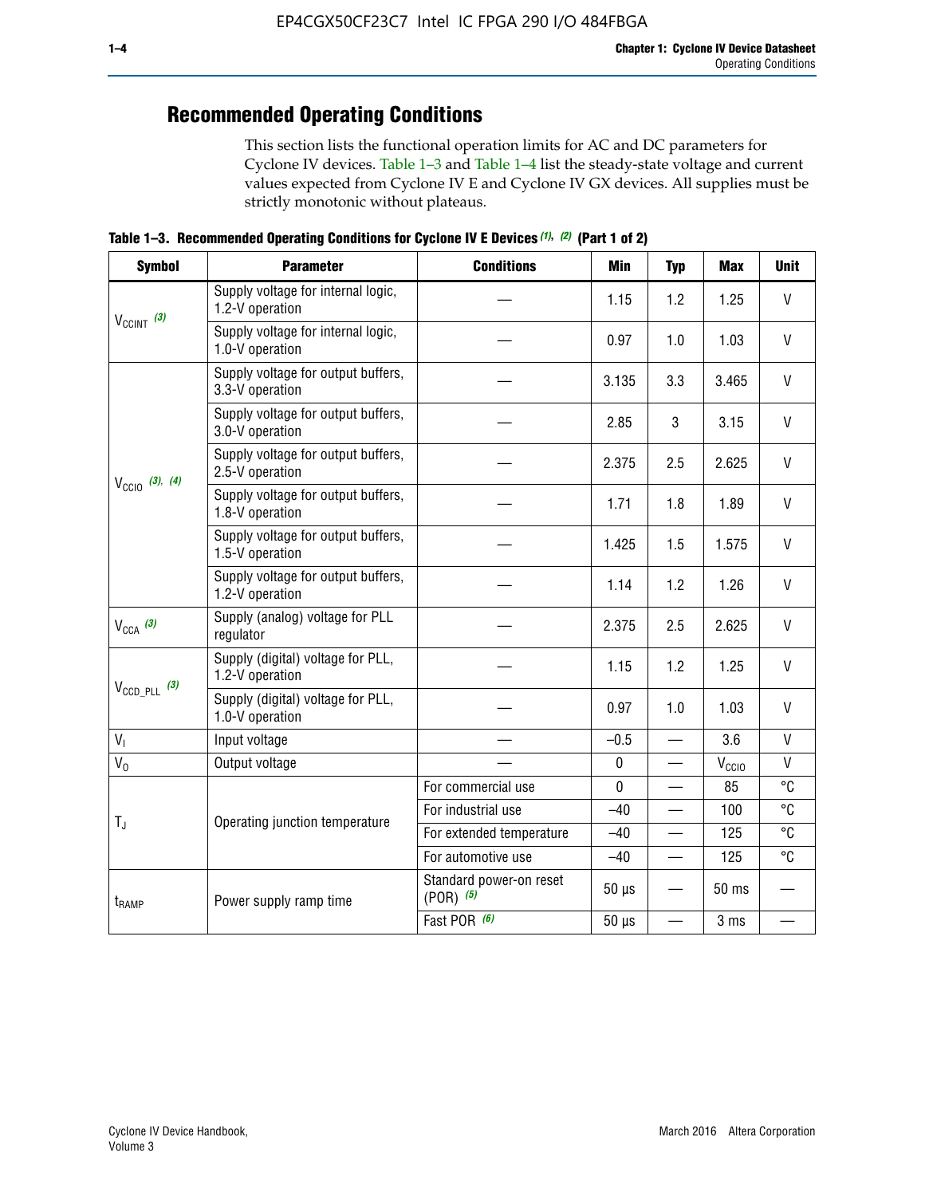## Recommended Operating Conditions

This section lists the functional operation limits for AC and DC parameters for Cyclone IV devices. Table 1–3 and Table 1–4 list the steady-state voltage and current values expected from Cyclone IV E and Cyclone IV GX devices. All supplies must be strictly monotonic without plateaus.

**Table 1–3. Recommended Operating Conditions for Cyclone IV E Devices (1), (2) (Part 1 of 2)**

| Symbol | Parameter | Conditions | Min | Typ | Max | Unit |
|---|---|---|---|---|---|---|
| $V_{CCINT}$ (3) | Supply voltage for internal logic, 1.2-V operation | — | 1.15 | 1.2 | 1.25 | V |
| | Supply voltage for internal logic, 1.0-V operation | — | 0.97 | 1.0 | 1.03 | V |
| $V_{CCIO}$ (3), (4) | Supply voltage for output buffers, 3.3-V operation | — | 3.135 | 3.3 | 3.465 | V |
| | Supply voltage for output buffers, 3.0-V operation | — | 2.85 | 3 | 3.15 | V |
| | Supply voltage for output buffers, 2.5-V operation | — | 2.375 | 2.5 | 2.625 | V |
| | Supply voltage for output buffers, 1.8-V operation | — | 1.71 | 1.8 | 1.89 | V |
| | Supply voltage for output buffers, 1.5-V operation | — | 1.425 | 1.5 | 1.575 | V |
| | Supply voltage for output buffers, 1.2-V operation | — | 1.14 | 1.2 | 1.26 | V |
| $V_{CCA}$ (3) | Supply (analog) voltage for PLL regulator | — | 2.375 | 2.5 | 2.625 | V |
| $V_{CCD\_PLL}$ (3) | Supply (digital) voltage for PLL, 1.2-V operation | — | 1.15 | 1.2 | 1.25 | V |
| | Supply (digital) voltage for PLL, 1.0-V operation | — | 0.97 | 1.0 | 1.03 | V |
| $V_I$ | Input voltage | — | –0.5 | — | 3.6 | V |
| $V_O$ | Output voltage | — | 0 | — | $V_{CCIO}$ | V |
| $T_J$ | Operating junction temperature | For commercial use | 0 | — | 85 | °C |
| | | For industrial use | –40 | — | 100 | °C |
| | | For extended temperature | –40 | — | 125 | °C |
| | | For automotive use | –40 | — | 125 | °C |
| $t_{RAMP}$ | Power supply ramp time | Standard power-on reset (POR) (5) | 50 µs | — | 50 ms | — |
| | | Fast POR (6) | 50 µs | — | 3 ms | — |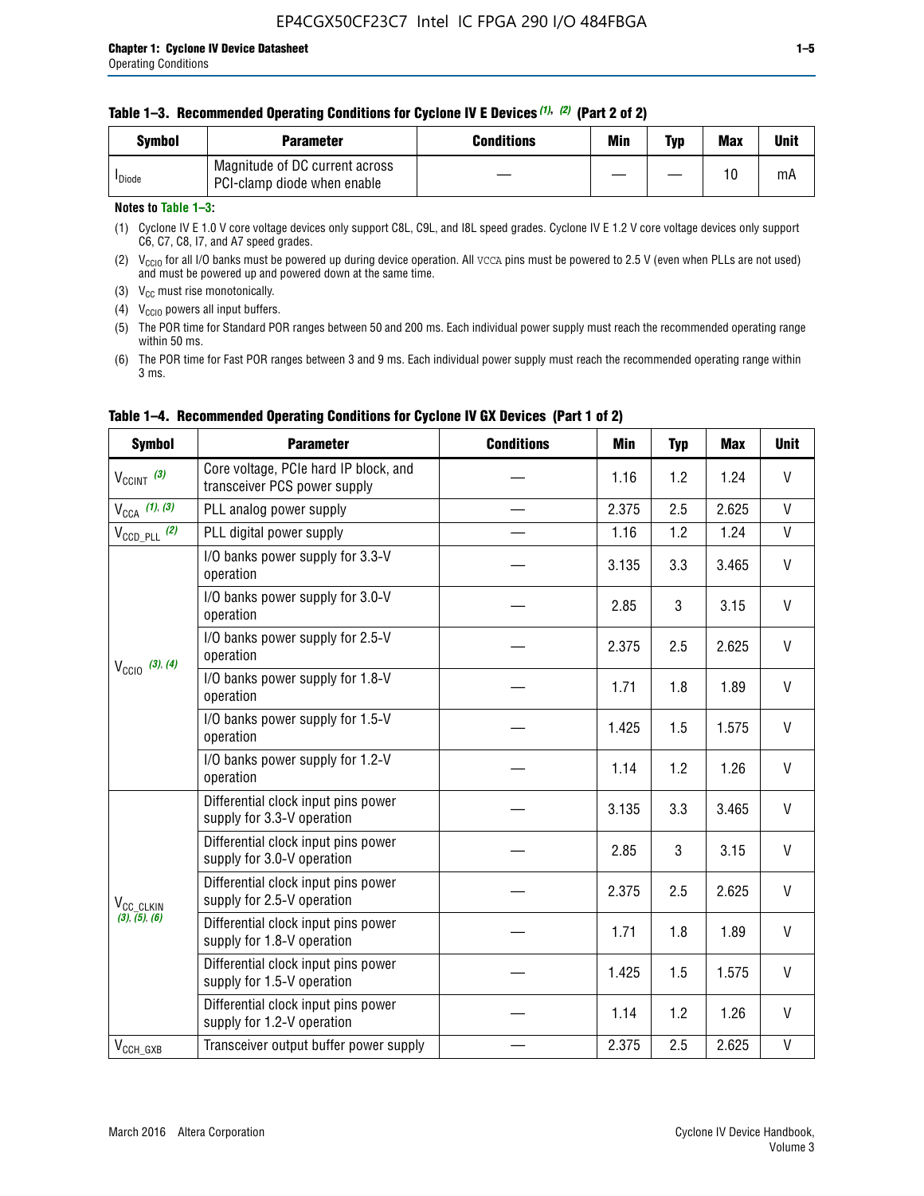**Table 1–3. Recommended Operating Conditions for Cyclone IV E Devices (1), (2) (Part 2 of 2)**

| Symbol | Parameter | Conditions | Min | Typ | Max | Unit |
|---|---|---|---|---|---|---|
| $I_{Diode}$ | Magnitude of DC current across PCI-clamp diode when enable | — | — | — | 10 | mA |

**Notes to Table 1–3:**

(1) Cyclone IV E 1.0 V core voltage devices only support C8L, C9L, and I8L speed grades. Cyclone IV E 1.2 V core voltage devices only support C6, C7, C8, I7, and A7 speed grades.

(2) $V_{CCIO}$ for all I/O banks must be powered up during device operation. All VCCA pins must be powered to 2.5 V (even when PLLs are not used) and must be powered up and powered down at the same time.

(3) $V_{CC}$ must rise monotonically.

(4) $V_{CCIO}$ powers all input buffers.

(5) The POR time for Standard POR ranges between 50 and 200 ms. Each individual power supply must reach the recommended operating range within 50 ms.

(6) The POR time for Fast POR ranges between 3 and 9 ms. Each individual power supply must reach the recommended operating range within 3 ms.

**Table 1–4. Recommended Operating Conditions for Cyclone IV GX Devices (Part 1 of 2)**

| Symbol | Parameter | Conditions | Min | Typ | Max | Unit |
|---|---|---|---|---|---|---|
| $V_{CCINT}$ (3) | Core voltage, PCIe hard IP block, and transceiver PCS power supply | — | 1.16 | 1.2 | 1.24 | V |
| $V_{CCA}$ (1), (3) | PLL analog power supply | — | 2.375 | 2.5 | 2.625 | V |
| $V_{CCD\_PLL}$ (2) | PLL digital power supply | — | 1.16 | 1.2 | 1.24 | V |
| $V_{CCIO}$ (3), (4) | I/O banks power supply for 3.3-V operation | — | 3.135 | 3.3 | 3.465 | V |
| | I/O banks power supply for 3.0-V operation | — | 2.85 | 3 | 3.15 | V |
| | I/O banks power supply for 2.5-V operation | — | 2.375 | 2.5 | 2.625 | V |
| | I/O banks power supply for 1.8-V operation | — | 1.71 | 1.8 | 1.89 | V |
| | I/O banks power supply for 1.5-V operation | — | 1.425 | 1.5 | 1.575 | V |
| | I/O banks power supply for 1.2-V operation | — | 1.14 | 1.2 | 1.26 | V |
| $V_{CC\_CLKIN}$ (3), (5), (6) | Differential clock input pins power supply for 3.3-V operation | — | 3.135 | 3.3 | 3.465 | V |
| | Differential clock input pins power supply for 3.0-V operation | — | 2.85 | 3 | 3.15 | V |
| | Differential clock input pins power supply for 2.5-V operation | — | 2.375 | 2.5 | 2.625 | V |
| | Differential clock input pins power supply for 1.8-V operation | — | 1.71 | 1.8 | 1.89 | V |
| | Differential clock input pins power supply for 1.5-V operation | — | 1.425 | 1.5 | 1.575 | V |
| | Differential clock input pins power supply for 1.2-V operation | — | 1.14 | 1.2 | 1.26 | V |
| $V_{CCH\_GXB}$ | Transceiver output buffer power supply | — | 2.375 | 2.5 | 2.625 | V |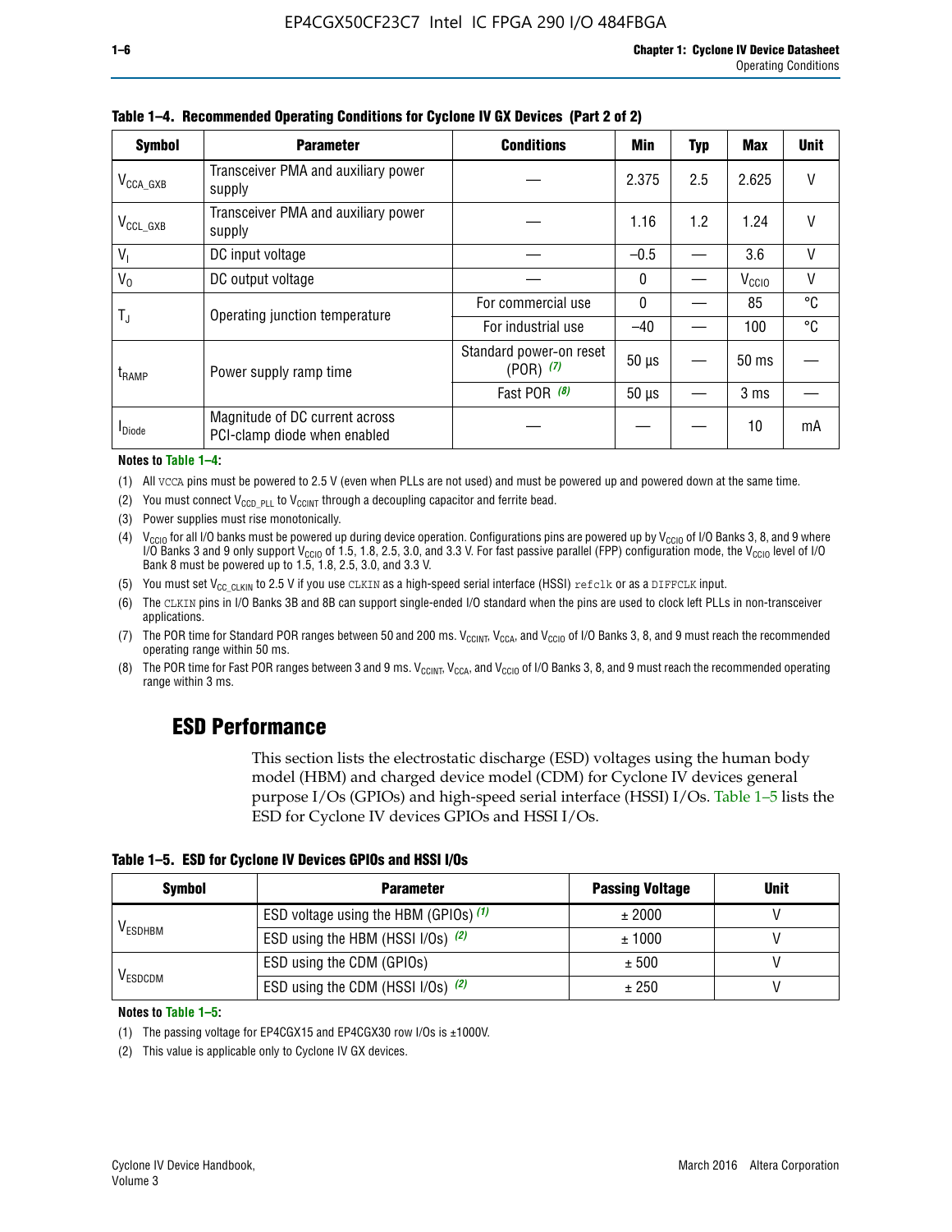**Table 1–4. Recommended Operating Conditions for Cyclone IV GX Devices (Part 2 of 2)**

| Symbol | Parameter | Conditions | Min | Typ | Max | Unit |
|---|---|---|---|---|---|---|
| $V_{CCA\_GXB}$ | Transceiver PMA and auxiliary power supply | — | 2.375 | 2.5 | 2.625 | V |
| $V_{CCL\_GXB}$ | Transceiver PMA and auxiliary power supply | — | 1.16 | 1.2 | 1.24 | V |
| $V_I$ | DC input voltage | — | –0.5 | — | 3.6 | V |
| $V_O$ | DC output voltage | — | 0 | — | $V_{CCIO}$ | V |
| $T_J$ | Operating junction temperature | For commercial use | 0 | — | 85 | °C |
| | | For industrial use | –40 | — | 100 | °C |
| $t_{RAMP}$ | Power supply ramp time | Standard power-on reset (POR) *(7)* | 50 µs | — | 50 ms | — |
| | | Fast POR *(8)* | 50 µs | — | 3 ms | — |
| $I_{Diode}$ | Magnitude of DC current across PCI-clamp diode when enabled | — | — | — | 10 | mA |

**Notes to Table 1–4:**

(1) All VCCA pins must be powered to 2.5 V (even when PLLs are not used) and must be powered up and powered down at the same time.

(2) You must connect $V_{CCD\_PLL}$ to $V_{CCINT}$ through a decoupling capacitor and ferrite bead.

(3) Power supplies must rise monotonically.

(4) $V_{CCIO}$ for all I/O banks must be powered up during device operation. Configurations pins are powered up by $V_{CCIO}$ of I/O Banks 3, 8, and 9 where I/O Banks 3 and 9 only support $V_{CCIO}$ of 1.5, 1.8, 2.5, 3.0, and 3.3 V. For fast passive parallel (FPP) configuration mode, the $V_{CCIO}$ level of I/O Bank 8 must be powered up to 1.5, 1.8, 2.5, 3.0, and 3.3 V.

(5) You must set $V_{CC\_CLKIN}$ to 2.5 V if you use CLKIN as a high-speed serial interface (HSSI) refclk or as a DIFFCLK input.

(6) The CLKIN pins in I/O Banks 3B and 8B can support single-ended I/O standard when the pins are used to clock left PLLs in non-transceiver applications.

(7) The POR time for Standard POR ranges between 50 and 200 ms. $V_{CCINT}$, $V_{CCA}$, and $V_{CCIO}$ of I/O Banks 3, 8, and 9 must reach the recommended operating range within 50 ms.

(8) The POR time for Fast POR ranges between 3 and 9 ms. $V_{CCINT}$, $V_{CCA}$, and $V_{CCIO}$ of I/O Banks 3, 8, and 9 must reach the recommended operating range within 3 ms.

## ESD Performance

This section lists the electrostatic discharge (ESD) voltages using the human body model (HBM) and charged device model (CDM) for Cyclone IV devices general purpose I/Os (GPIOs) and high-speed serial interface (HSSI) I/Os. Table 1–5 lists the ESD for Cyclone IV devices GPIOs and HSSI I/Os.

**Table 1–5. ESD for Cyclone IV Devices GPIOs and HSSI I/Os**

| Symbol | Parameter | Passing Voltage | Unit |
|---|---|---|---|
| $V_{ESDHBM}$ | ESD voltage using the HBM (GPIOs) *(1)* | ± 2000 | V |
| | ESD using the HBM (HSSI I/Os) *(2)* | ± 1000 | V |
| $V_{ESDCDM}$ | ESD using the CDM (GPIOs) | ± 500 | V |
| | ESD using the CDM (HSSI I/Os) *(2)* | ± 250 | V |

**Notes to Table 1–5:**

(1) The passing voltage for EP4CGX15 and EP4CGX30 row I/Os is ±1000V.

(2) This value is applicable only to Cyclone IV GX devices.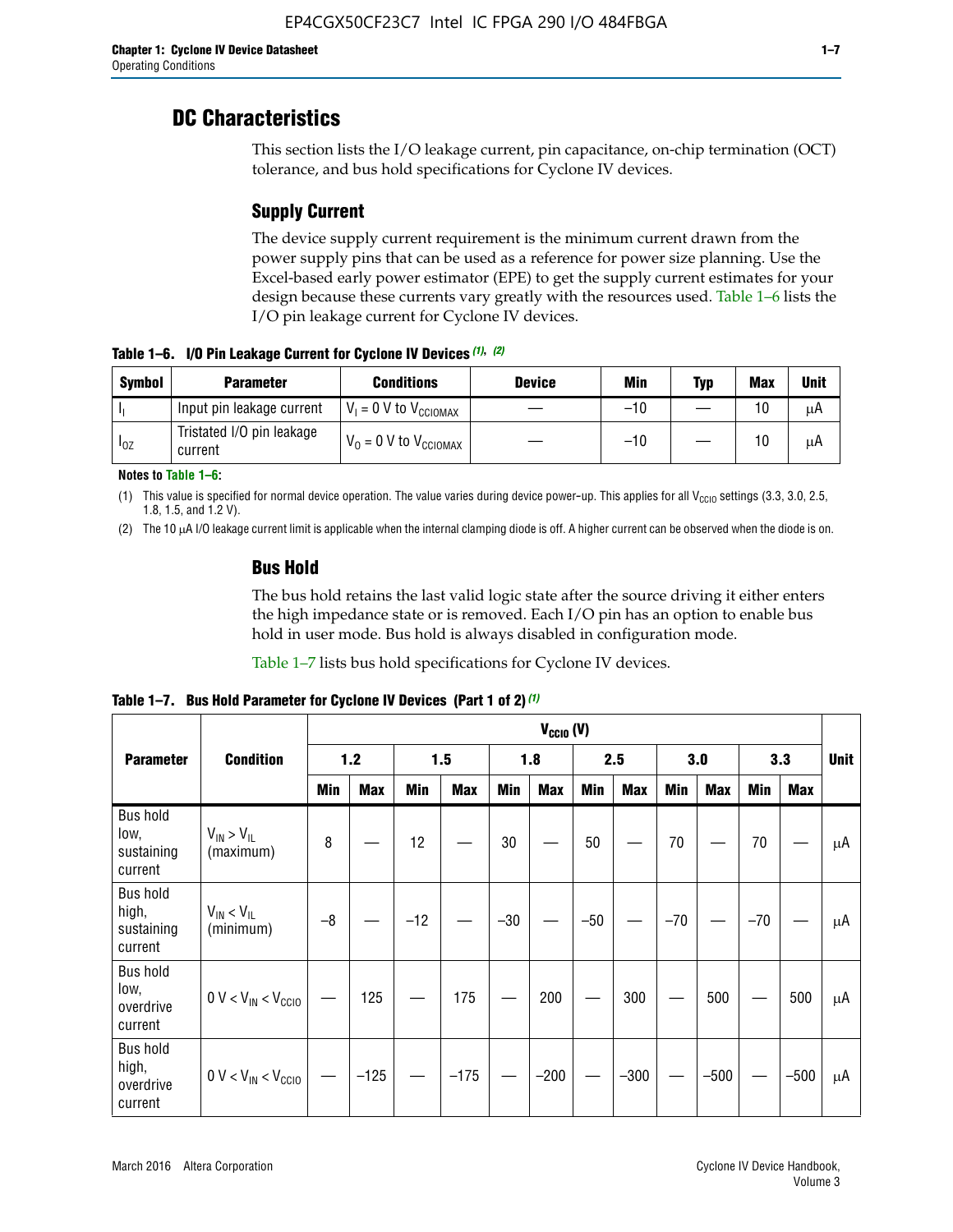## DC Characteristics

This section lists the I/O leakage current, pin capacitance, on-chip termination (OCT) tolerance, and bus hold specifications for Cyclone IV devices.

### Supply Current

The device supply current requirement is the minimum current drawn from the power supply pins that can be used as a reference for power size planning. Use the Excel-based early power estimator (EPE) to get the supply current estimates for your design because these currents vary greatly with the resources used. Table 1–6 lists the I/O pin leakage current for Cyclone IV devices.

**Table 1–6. I/O Pin Leakage Current for Cyclone IV Devices (1), (2)**

| Symbol | Parameter | Conditions | Device | Min | Typ | Max | Unit |
|---|---|---|---|---|---|---|---|
| $I_I$ | Input pin leakage current | $V_I$ = 0 V to $V_{CCIOMAX}$ | — | –10 | — | 10 | µA |
| $I_{OZ}$ | Tristated I/O pin leakage current | $V_O$ = 0 V to $V_{CCIOMAX}$ | — | –10 | — | 10 | µA |

**Notes to Table 1–6:**

(1) This value is specified for normal device operation. The value varies during device power-up. This applies for all $V_{CCIO}$ settings (3.3, 3.0, 2.5, 1.8, 1.5, and 1.2 V).

(2) The 10 µA I/O leakage current limit is applicable when the internal clamping diode is off. A higher current can be observed when the diode is on.

### Bus Hold

The bus hold retains the last valid logic state after the source driving it either enters the high impedance state or is removed. Each I/O pin has an option to enable bus hold in user mode. Bus hold is always disabled in configuration mode.

Table 1–7 lists bus hold specifications for Cyclone IV devices.

**Table 1–7. Bus Hold Parameter for Cyclone IV Devices (Part 1 of 2) (1)**

| Parameter | Condition | $V_{CCIO}$ (V) | | | | | | | | | | | | Unit |
|---|---|---|---|---|---|---|---|---|---|---|---|---|---|---|
| | | 1.2 | | 1.5 | | 1.8 | | 2.5 | | 3.0 | | 3.3 | | |
| | | Min | Max | Min | Max | Min | Max | Min | Max | Min | Max | Min | Max | |
| Bus hold low, sustaining current | $V_{IN} > V_{IL}$ (maximum) | 8 | — | 12 | — | 30 | — | 50 | — | 70 | — | 70 | — | µA |
| Bus hold high, sustaining current | $V_{IN} < V_{IL}$ (minimum) | –8 | — | –12 | — | –30 | — | –50 | — | –70 | — | –70 | — | µA |
| Bus hold low, overdrive current | 0 V < $V_{IN}$ < $V_{CCIO}$ | — | 125 | — | 175 | — | 200 | — | 300 | — | 500 | — | 500 | µA |
| Bus hold high, overdrive current | 0 V < $V_{IN}$ < $V_{CCIO}$ | — | –125 | — | –175 | — | –200 | — | –300 | — | –500 | — | –500 | µA |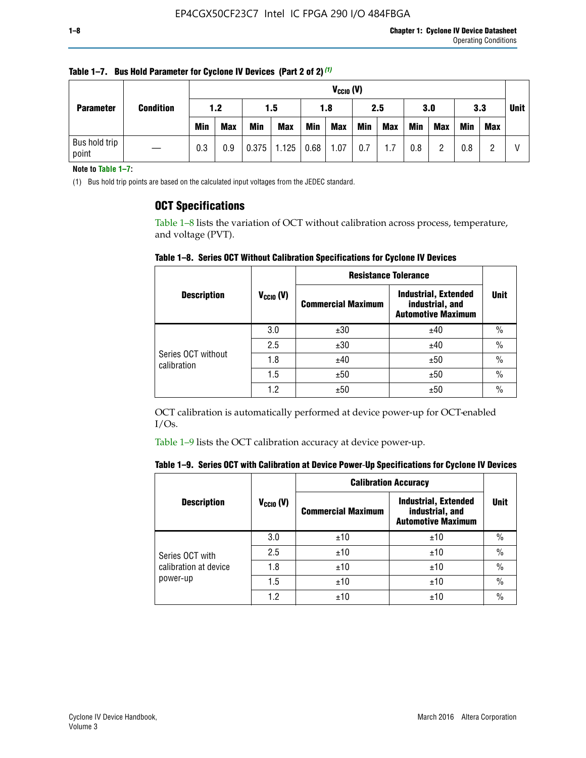**Table 1–7. Bus Hold Parameter for Cyclone IV Devices (Part 2 of 2)** (1)

| Parameter | Condition | $V_{CCIO}$ (V) | | | | | | | | | | | | Unit |
|---|---|---|---|---|---|---|---|---|---|---|---|---|---|---|
| | | 1.2 | | 1.5 | | 1.8 | | 2.5 | | 3.0 | | 3.3 | | |
| | | Min | Max | Min | Max | Min | Max | Min | Max | Min | Max | Min | Max | |
| Bus hold trip point | — | 0.3 | 0.9 | 0.375 | 1.125 | 0.68 | 1.07 | 0.7 | 1.7 | 0.8 | 2 | 0.8 | 2 | V |

**Note to Table 1–7:**

(1) Bus hold trip points are based on the calculated input voltages from the JEDEC standard.

## OCT Specifications

Table 1–8 lists the variation of OCT without calibration across process, temperature, and voltage (PVT).

**Table 1–8. Series OCT Without Calibration Specifications for Cyclone IV Devices**

| Description | $V_{CCIO}$ (V) | Resistance Tolerance | | Unit |
|---|---|---|---|---|
| | | Commercial Maximum | Industrial, Extended industrial, and Automotive Maximum | |
| Series OCT without calibration | 3.0 | ±30 | ±40 | % |
| | 2.5 | ±30 | ±40 | % |
| | 1.8 | ±40 | ±50 | % |
| | 1.5 | ±50 | ±50 | % |
| | 1.2 | ±50 | ±50 | % |

OCT calibration is automatically performed at device power-up for OCT-enabled I/Os.

Table 1–9 lists the OCT calibration accuracy at device power-up.

**Table 1–9. Series OCT with Calibration at Device Power-Up Specifications for Cyclone IV Devices**

| Description | $V_{CCIO}$ (V) | Calibration Accuracy | | Unit |
|---|---|---|---|---|
| | | Commercial Maximum | Industrial, Extended industrial, and Automotive Maximum | |
| Series OCT with calibration at device power-up | 3.0 | ±10 | ±10 | % |
| | 2.5 | ±10 | ±10 | % |
| | 1.8 | ±10 | ±10 | % |
| | 1.5 | ±10 | ±10 | % |
| | 1.2 | ±10 | ±10 | % |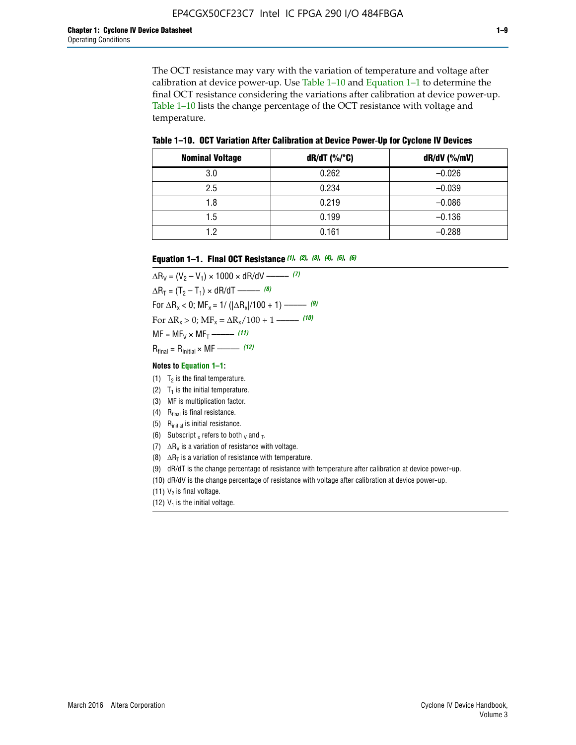The OCT resistance may vary with the variation of temperature and voltage after calibration at device power-up. Use Table 1–10 and Equation 1–1 to determine the final OCT resistance considering the variations after calibration at device power-up. Table 1–10 lists the change percentage of the OCT resistance with voltage and temperature.

**Table 1–10. OCT Variation After Calibration at Device Power-Up for Cyclone IV Devices**

| Nominal Voltage | dR/dT (%/°C) | dR/dV (%/mV) |
|---|---|---|
| 3.0 | 0.262 | –0.026 |
| 2.5 | 0.234 | –0.039 |
| 1.8 | 0.219 | –0.086 |
| 1.5 | 0.199 | –0.136 |
| 1.2 | 0.161 | –0.288 |

**Equation 1–1. Final OCT Resistance** *(1), (2), (3), (4), (5), (6)*

$\Delta R_V = (V_2 - V_1) \times 1000 \times dR/dV$ ——— *(7)*

$\Delta R_T = (T_2 - T_1) \times dR/dT$ ——— *(8)*

For $\Delta R_x < 0$; $MF_x = 1/(|\Delta R_x|/100 + 1)$ ——— *(9)*

For $\Delta R_x > 0$; $MF_x = \Delta R_x/100 + 1$ ——— *(10)*

$MF = MF_V \times MF_T$ ——— *(11)*

$R_{final} = R_{initial} \times MF$ ——— *(12)*

**Notes to Equation 1–1:**

(1) $T_2$ is the final temperature.

(2) $T_1$ is the initial temperature.

(3) MF is multiplication factor.

(4) $R_{final}$ is final resistance.

(5) $R_{initial}$ is initial resistance.

(6) Subscript $_x$ refers to both $_V$ and $_T$.

(7) $\Delta R_V$ is a variation of resistance with voltage.

(8) $\Delta R_T$ is a variation of resistance with temperature.

(9) dR/dT is the change percentage of resistance with temperature after calibration at device power-up.

(10) dR/dV is the change percentage of resistance with voltage after calibration at device power-up.

(11) $V_2$ is final voltage.

(12) $V_1$ is the initial voltage.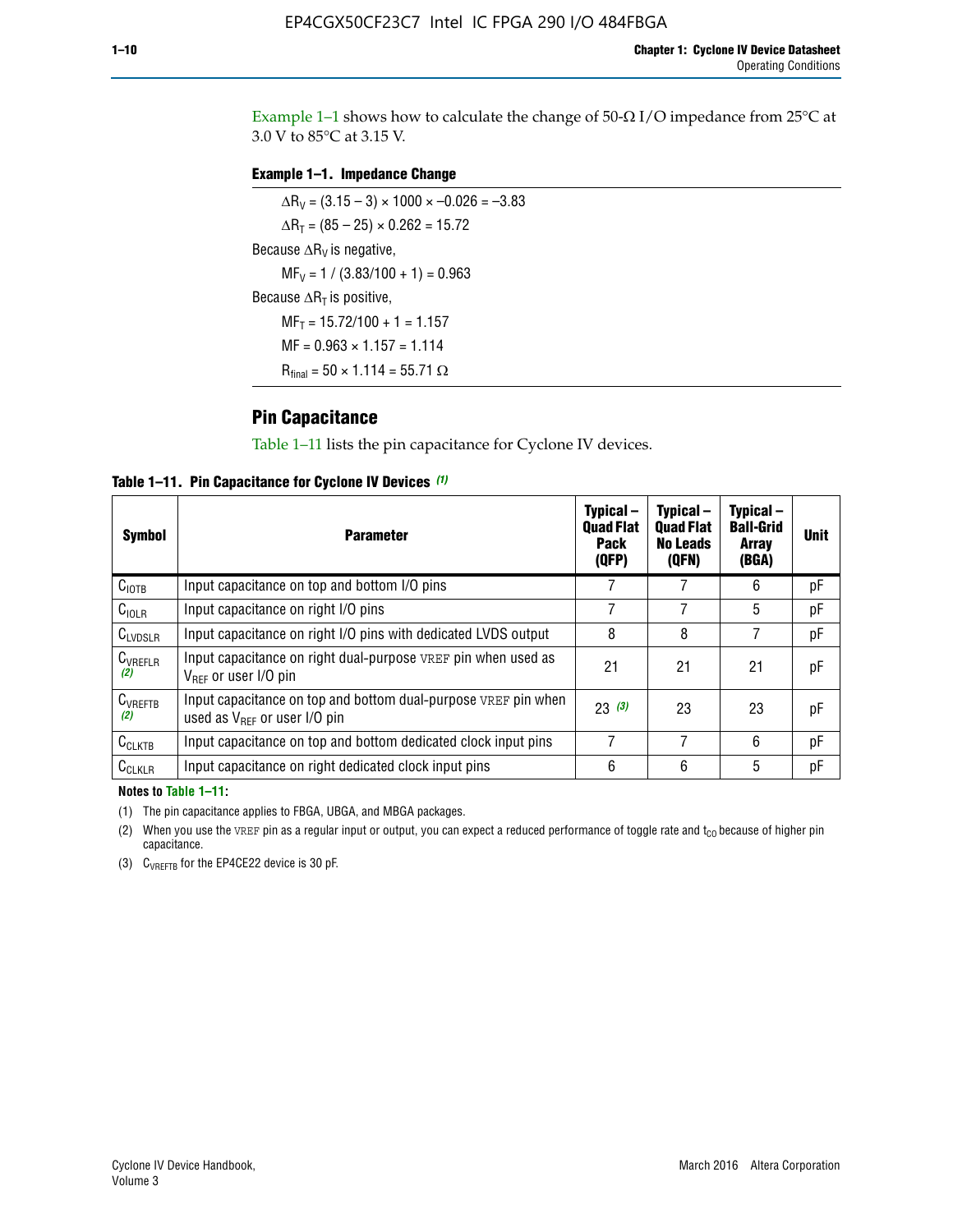Example 1–1 shows how to calculate the change of 50-Ω I/O impedance from 25°C at 3.0 V to 85°C at 3.15 V.

**Example 1–1. Impedance Change**

$\Delta R_V = (3.15 - 3) \times 1000 \times -0.026 = -3.83$

$\Delta R_T = (85 - 25) \times 0.262 = 15.72$

Because $\Delta R_V$ is negative,

$MF_V = 1 / (3.83/100 + 1) = 0.963$

Because $\Delta R_T$ is positive,

$MF_T = 15.72/100 + 1 = 1.157$

$MF = 0.963 \times 1.157 = 1.114$

$R_{final} = 50 \times 1.114 = 55.71\ \Omega$

## Pin Capacitance

Table 1–11 lists the pin capacitance for Cyclone IV devices.

**Table 1–11. Pin Capacitance for Cyclone IV Devices (1)**

| Symbol | Parameter | Typical – Quad Flat Pack (QFP) | Typical – Quad Flat No Leads (QFN) | Typical – Ball-Grid Array (BGA) | Unit |
|---|---|---|---|---|---|
| $C_{IOTB}$ | Input capacitance on top and bottom I/O pins | 7 | 7 | 6 | pF |
| $C_{IOLR}$ | Input capacitance on right I/O pins | 7 | 7 | 5 | pF |
| $C_{LVDSLR}$ | Input capacitance on right I/O pins with dedicated LVDS output | 8 | 8 | 7 | pF |
| $C_{VREFLR}$ (2) | Input capacitance on right dual-purpose VREF pin when used as $V_{REF}$ or user I/O pin | 21 | 21 | 21 | pF |
| $C_{VREFTB}$ (2) | Input capacitance on top and bottom dual-purpose VREF pin when used as $V_{REF}$ or user I/O pin | 23 (3) | 23 | 23 | pF |
| $C_{CLKTB}$ | Input capacitance on top and bottom dedicated clock input pins | 7 | 7 | 6 | pF |
| $C_{CLKLR}$ | Input capacitance on right dedicated clock input pins | 6 | 6 | 5 | pF |

**Notes to Table 1–11:**

(1) The pin capacitance applies to FBGA, UBGA, and MBGA packages.

(2) When you use the VREF pin as a regular input or output, you can expect a reduced performance of toggle rate and $t_{CO}$ because of higher pin capacitance.

(3) $C_{VREFTB}$ for the EP4CE22 device is 30 pF.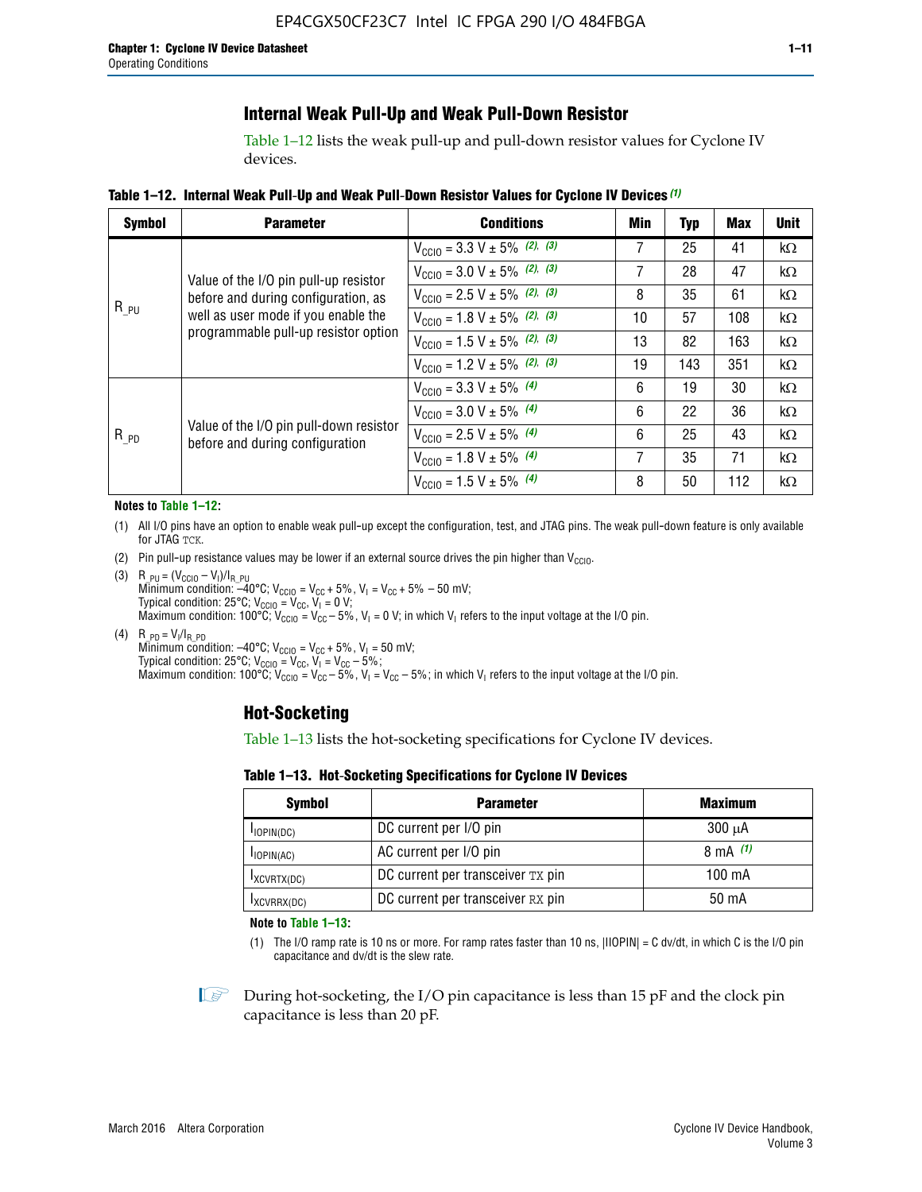## Internal Weak Pull-Up and Weak Pull-Down Resistor

Table 1–12 lists the weak pull-up and pull-down resistor values for Cyclone IV devices.

**Table 1–12. Internal Weak Pull-Up and Weak Pull-Down Resistor Values for Cyclone IV Devices (1)**

| Symbol | Parameter | Conditions | Min | Typ | Max | Unit |
|---|---|---|---|---|---|---|
| $R_{\_PU}$ | Value of the I/O pin pull-up resistor before and during configuration, as well as user mode if you enable the programmable pull-up resistor option | $V_{CCIO}$ = 3.3 V ± 5% (2), (3) | 7 | 25 | 41 | kΩ |
| | | $V_{CCIO}$ = 3.0 V ± 5% (2), (3) | 7 | 28 | 47 | kΩ |
| | | $V_{CCIO}$ = 2.5 V ± 5% (2), (3) | 8 | 35 | 61 | kΩ |
| | | $V_{CCIO}$ = 1.8 V ± 5% (2), (3) | 10 | 57 | 108 | kΩ |
| | | $V_{CCIO}$ = 1.5 V ± 5% (2), (3) | 13 | 82 | 163 | kΩ |
| | | $V_{CCIO}$ = 1.2 V ± 5% (2), (3) | 19 | 143 | 351 | kΩ |
| $R_{\_PD}$ | Value of the I/O pin pull-down resistor before and during configuration | $V_{CCIO}$ = 3.3 V ± 5% (4) | 6 | 19 | 30 | kΩ |
| | | $V_{CCIO}$ = 3.0 V ± 5% (4) | 6 | 22 | 36 | kΩ |
| | | $V_{CCIO}$ = 2.5 V ± 5% (4) | 6 | 25 | 43 | kΩ |
| | | $V_{CCIO}$ = 1.8 V ± 5% (4) | 7 | 35 | 71 | kΩ |
| | | $V_{CCIO}$ = 1.5 V ± 5% (4) | 8 | 50 | 112 | kΩ |

**Notes to Table 1–12:**

(1) All I/O pins have an option to enable weak pull-up except the configuration, test, and JTAG pins. The weak pull-down feature is only available for JTAG TCK.

(2) Pin pull-up resistance values may be lower if an external source drives the pin higher than $V_{CCIO}$.

(3) $R_{\_PU} = (V_{CCIO} - V_I)/I_{R\_PU}$
Minimum condition: –40°C; $V_{CCIO} = V_{CC} + 5\%$, $V_I = V_{CC} + 5\% - 50$ mV;
Typical condition: 25°C; $V_{CCIO} = V_{CC}$, $V_I = 0$ V;
Maximum condition: 100°C; $V_{CCIO} = V_{CC} - 5\%$, $V_I = 0$ V; in which $V_I$ refers to the input voltage at the I/O pin.

(4) $R_{\_PD} = V_I/I_{R\_PD}$
Minimum condition: –40°C; $V_{CCIO} = V_{CC} + 5\%$, $V_I = 50$ mV;
Typical condition: 25°C; $V_{CCIO} = V_{CC}$, $V_I = V_{CC} - 5\%$;
Maximum condition: 100°C; $V_{CCIO} = V_{CC} - 5\%$, $V_I = V_{CC} - 5\%$; in which $V_I$ refers to the input voltage at the I/O pin.

## Hot-Socketing

Table 1–13 lists the hot-socketing specifications for Cyclone IV devices.

**Table 1–13. Hot-Socketing Specifications for Cyclone IV Devices**

| Symbol | Parameter | Maximum |
|---|---|---|
| $I_{IOPIN(DC)}$ | DC current per I/O pin | 300 μA |
| $I_{IOPIN(AC)}$ | AC current per I/O pin | 8 mA (1) |
| $I_{XCVRTX(DC)}$ | DC current per transceiver TX pin | 100 mA |
| $I_{XCVRRX(DC)}$ | DC current per transceiver RX pin | 50 mA |

**Note to Table 1–13:**

(1) The I/O ramp rate is 10 ns or more. For ramp rates faster than 10 ns, |IIOPIN| = C dv/dt, in which C is the I/O pin capacitance and dv/dt is the slew rate.

During hot-socketing, the I/O pin capacitance is less than 15 pF and the clock pin capacitance is less than 20 pF.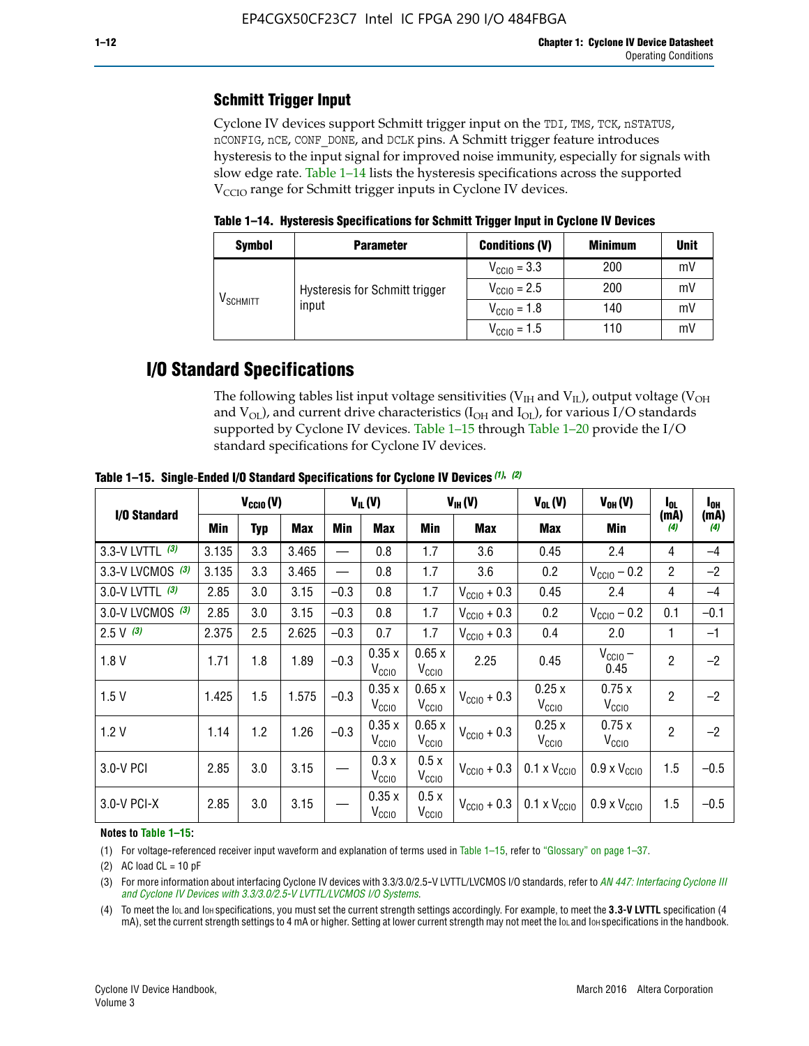## Schmitt Trigger Input

Cyclone IV devices support Schmitt trigger input on the TDI, TMS, TCK, nSTATUS, nCONFIG, nCE, CONF_DONE, and DCLK pins. A Schmitt trigger feature introduces hysteresis to the input signal for improved noise immunity, especially for signals with slow edge rate. Table 1–14 lists the hysteresis specifications across the supported $V_{CCIO}$ range for Schmitt trigger inputs in Cyclone IV devices.

**Table 1–14. Hysteresis Specifications for Schmitt Trigger Input in Cyclone IV Devices**

| Symbol | Parameter | Conditions (V) | Minimum | Unit |
|---|---|---|---|---|
| $V_{SCHMITT}$ | Hysteresis for Schmitt trigger input | $V_{CCIO}$ = 3.3 | 200 | mV |
| | | $V_{CCIO}$ = 2.5 | 200 | mV |
| | | $V_{CCIO}$ = 1.8 | 140 | mV |
| | | $V_{CCIO}$ = 1.5 | 110 | mV |

# I/O Standard Specifications

The following tables list input voltage sensitivities ($V_{IH}$ and $V_{IL}$), output voltage ($V_{OH}$ and $V_{OL}$), and current drive characteristics ($I_{OH}$ and $I_{OL}$), for various I/O standards supported by Cyclone IV devices. Table 1–15 through Table 1–20 provide the I/O standard specifications for Cyclone IV devices.

**Table 1–15. Single-Ended I/O Standard Specifications for Cyclone IV Devices (1), (2)**

| I/O Standard | $V_{CCIO}$ (V) | | | $V_{IL}$ (V) | | $V_{IH}$ (V) | | $V_{OL}$ (V) | $V_{OH}$ (V) | $I_{OL}$ (mA) (4) | $I_{OH}$ (mA) (4) |
|---|---|---|---|---|---|---|---|---|---|---|---|
| | Min | Typ | Max | Min | Max | Min | Max | Max | Min | | |
| 3.3-V LVTTL (3) | 3.135 | 3.3 | 3.465 | — | 0.8 | 1.7 | 3.6 | 0.45 | 2.4 | 4 | –4 |
| 3.3-V LVCMOS (3) | 3.135 | 3.3 | 3.465 | — | 0.8 | 1.7 | 3.6 | 0.2 | $V_{CCIO}$ – 0.2 | 2 | –2 |
| 3.0-V LVTTL (3) | 2.85 | 3.0 | 3.15 | –0.3 | 0.8 | 1.7 | $V_{CCIO}$ + 0.3 | 0.45 | 2.4 | 4 | –4 |
| 3.0-V LVCMOS (3) | 2.85 | 3.0 | 3.15 | –0.3 | 0.8 | 1.7 | $V_{CCIO}$ + 0.3 | 0.2 | $V_{CCIO}$ – 0.2 | 0.1 | –0.1 |
| 2.5 V (3) | 2.375 | 2.5 | 2.625 | –0.3 | 0.7 | 1.7 | $V_{CCIO}$ + 0.3 | 0.4 | 2.0 | 1 | –1 |
| 1.8 V | 1.71 | 1.8 | 1.89 | –0.3 | 0.35 x $V_{CCIO}$ | 0.65 x $V_{CCIO}$ | 2.25 | 0.45 | $V_{CCIO}$ – 0.45 | 2 | –2 |
| 1.5 V | 1.425 | 1.5 | 1.575 | –0.3 | 0.35 x $V_{CCIO}$ | 0.65 x $V_{CCIO}$ | $V_{CCIO}$ + 0.3 | 0.25 x $V_{CCIO}$ | 0.75 x $V_{CCIO}$ | 2 | –2 |
| 1.2 V | 1.14 | 1.2 | 1.26 | –0.3 | 0.35 x $V_{CCIO}$ | 0.65 x $V_{CCIO}$ | $V_{CCIO}$ + 0.3 | 0.25 x $V_{CCIO}$ | 0.75 x $V_{CCIO}$ | 2 | –2 |
| 3.0-V PCI | 2.85 | 3.0 | 3.15 | — | 0.3 x $V_{CCIO}$ | 0.5 x $V_{CCIO}$ | $V_{CCIO}$ + 0.3 | 0.1 x $V_{CCIO}$ | 0.9 x $V_{CCIO}$ | 1.5 | –0.5 |
| 3.0-V PCI-X | 2.85 | 3.0 | 3.15 | — | 0.35 x $V_{CCIO}$ | 0.5 x $V_{CCIO}$ | $V_{CCIO}$ + 0.3 | 0.1 x $V_{CCIO}$ | 0.9 x $V_{CCIO}$ | 1.5 | –0.5 |

**Notes to Table 1–15:**

(1) For voltage-referenced receiver input waveform and explanation of terms used in Table 1–15, refer to "Glossary" on page 1–37.

(2) AC load CL = 10 pF

(3) For more information about interfacing Cyclone IV devices with 3.3/3.0/2.5-V LVTTL/LVCMOS I/O standards, refer to *AN 447: Interfacing Cyclone III and Cyclone IV Devices with 3.3/3.0/2.5-V LVTTL/LVCMOS I/O Systems*.

(4) To meet the $I_{OL}$ and $I_{OH}$ specifications, you must set the current strength settings accordingly. For example, to meet the **3.3-V LVTTL** specification (4 mA), set the current strength settings to 4 mA or higher. Setting at lower current strength may not meet the $I_{OL}$ and $I_{OH}$ specifications in the handbook.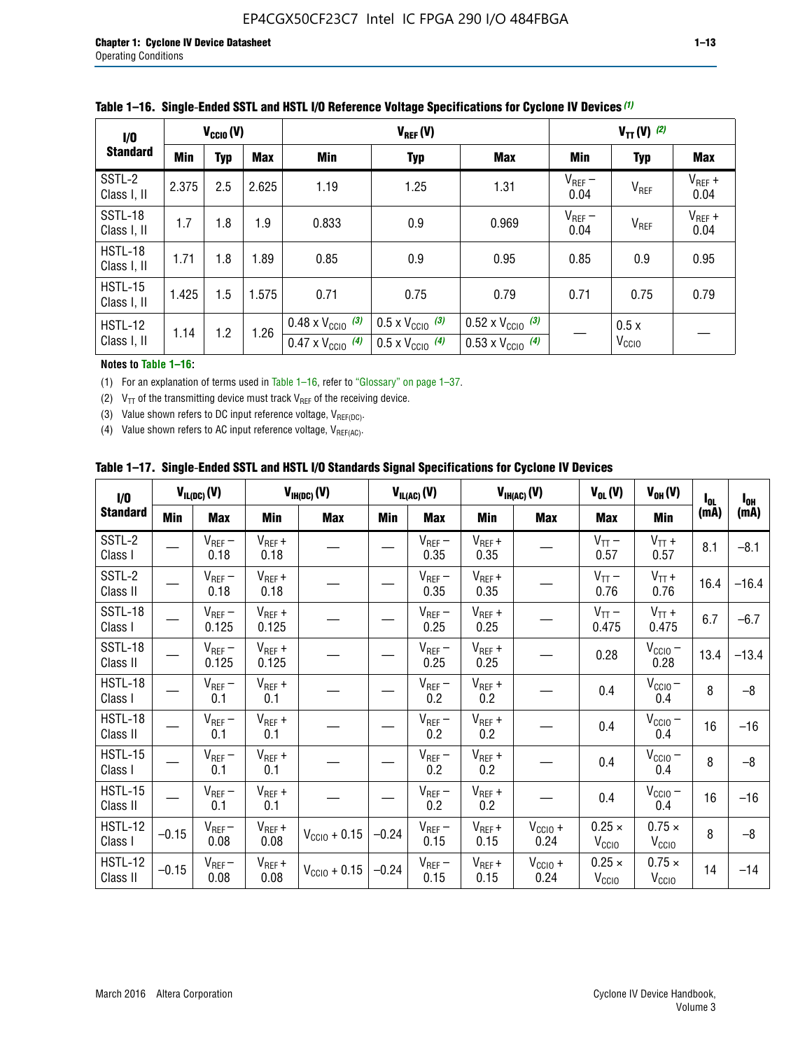**Table 1–16. Single-Ended SSTL and HSTL I/O Reference Voltage Specifications for Cyclone IV Devices (1)**

| I/O Standard | $V_{CCIO}$ (V) | | | $V_{REF}$ (V) | | | $V_{TT}$ (V) (2) | | |
|---|---|---|---|---|---|---|---|---|---|
| | Min | Typ | Max | Min | Typ | Max | Min | Typ | Max |
| SSTL-2 Class I, II | 2.375 | 2.5 | 2.625 | 1.19 | 1.25 | 1.31 | $V_{REF}$ – 0.04 | $V_{REF}$ | $V_{REF}$ + 0.04 |
| SSTL-18 Class I, II | 1.7 | 1.8 | 1.9 | 0.833 | 0.9 | 0.969 | $V_{REF}$ – 0.04 | $V_{REF}$ | $V_{REF}$ + 0.04 |
| HSTL-18 Class I, II | 1.71 | 1.8 | 1.89 | 0.85 | 0.9 | 0.95 | 0.85 | 0.9 | 0.95 |
| HSTL-15 Class I, II | 1.425 | 1.5 | 1.575 | 0.71 | 0.75 | 0.79 | 0.71 | 0.75 | 0.79 |
| HSTL-12 Class I, II | 1.14 | 1.2 | 1.26 | 0.48 x $V_{CCIO}$ (3) / 0.47 x $V_{CCIO}$ (4) | 0.5 x $V_{CCIO}$ (3) / 0.5 x $V_{CCIO}$ (4) | 0.52 x $V_{CCIO}$ (3) / 0.53 x $V_{CCIO}$ (4) | — | 0.5 x $V_{CCIO}$ | — |

**Notes to Table 1–16:**

(1) For an explanation of terms used in Table 1–16, refer to "Glossary" on page 1–37.

(2) $V_{TT}$ of the transmitting device must track $V_{REF}$ of the receiving device.

(3) Value shown refers to DC input reference voltage, $V_{REF(DC)}$.

(4) Value shown refers to AC input reference voltage, $V_{REF(AC)}$.

**Table 1–17. Single-Ended SSTL and HSTL I/O Standards Signal Specifications for Cyclone IV Devices**

| I/O Standard | $V_{IL(DC)}$ (V) | | $V_{IH(DC)}$ (V) | | $V_{IL(AC)}$ (V) | | $V_{IH(AC)}$ (V) | | $V_{OL}$ (V) | $V_{OH}$ (V) | $I_{OL}$ (mA) | $I_{OH}$ (mA) |
|---|---|---|---|---|---|---|---|---|---|---|---|---|
| | Min | Max | Min | Max | Min | Max | Min | Max | Max | Min | | |
| SSTL-2 Class I | — | $V_{REF}$ – 0.18 | $V_{REF}$ + 0.18 | — | — | $V_{REF}$ – 0.35 | $V_{REF}$ + 0.35 | — | $V_{TT}$ – 0.57 | $V_{TT}$ + 0.57 | 8.1 | –8.1 |
| SSTL-2 Class II | — | $V_{REF}$ – 0.18 | $V_{REF}$ + 0.18 | — | — | $V_{REF}$ – 0.35 | $V_{REF}$ + 0.35 | — | $V_{TT}$ – 0.76 | $V_{TT}$ + 0.76 | 16.4 | –16.4 |
| SSTL-18 Class I | — | $V_{REF}$ – 0.125 | $V_{REF}$ + 0.125 | — | — | $V_{REF}$ – 0.25 | $V_{REF}$ + 0.25 | — | $V_{TT}$ – 0.475 | $V_{TT}$ + 0.475 | 6.7 | –6.7 |
| SSTL-18 Class II | — | $V_{REF}$ – 0.125 | $V_{REF}$ + 0.125 | — | — | $V_{REF}$ – 0.25 | $V_{REF}$ + 0.25 | — | 0.28 | $V_{CCIO}$ – 0.28 | 13.4 | –13.4 |
| HSTL-18 Class I | — | $V_{REF}$ – 0.1 | $V_{REF}$ + 0.1 | — | — | $V_{REF}$ – 0.2 | $V_{REF}$ + 0.2 | — | 0.4 | $V_{CCIO}$ – 0.4 | 8 | –8 |
| HSTL-18 Class II | — | $V_{REF}$ – 0.1 | $V_{REF}$ + 0.1 | — | — | $V_{REF}$ – 0.2 | $V_{REF}$ + 0.2 | — | 0.4 | $V_{CCIO}$ – 0.4 | 16 | –16 |
| HSTL-15 Class I | — | $V_{REF}$ – 0.1 | $V_{REF}$ + 0.1 | — | — | $V_{REF}$ – 0.2 | $V_{REF}$ + 0.2 | — | 0.4 | $V_{CCIO}$ – 0.4 | 8 | –8 |
| HSTL-15 Class II | — | $V_{REF}$ – 0.1 | $V_{REF}$ + 0.1 | — | — | $V_{REF}$ – 0.2 | $V_{REF}$ + 0.2 | — | 0.4 | $V_{CCIO}$ – 0.4 | 16 | –16 |
| HSTL-12 Class I | –0.15 | $V_{REF}$ – 0.08 | $V_{REF}$ + 0.08 | $V_{CCIO}$ + 0.15 | –0.24 | $V_{REF}$ – 0.15 | $V_{REF}$ + 0.15 | $V_{CCIO}$ + 0.24 | 0.25 × $V_{CCIO}$ | 0.75 × $V_{CCIO}$ | 8 | –8 |
| HSTL-12 Class II | –0.15 | $V_{REF}$ – 0.08 | $V_{REF}$ + 0.08 | $V_{CCIO}$ + 0.15 | –0.24 | $V_{REF}$ – 0.15 | $V_{REF}$ + 0.15 | $V_{CCIO}$ + 0.24 | 0.25 × $V_{CCIO}$ | 0.75 × $V_{CCIO}$ | 14 | –14 |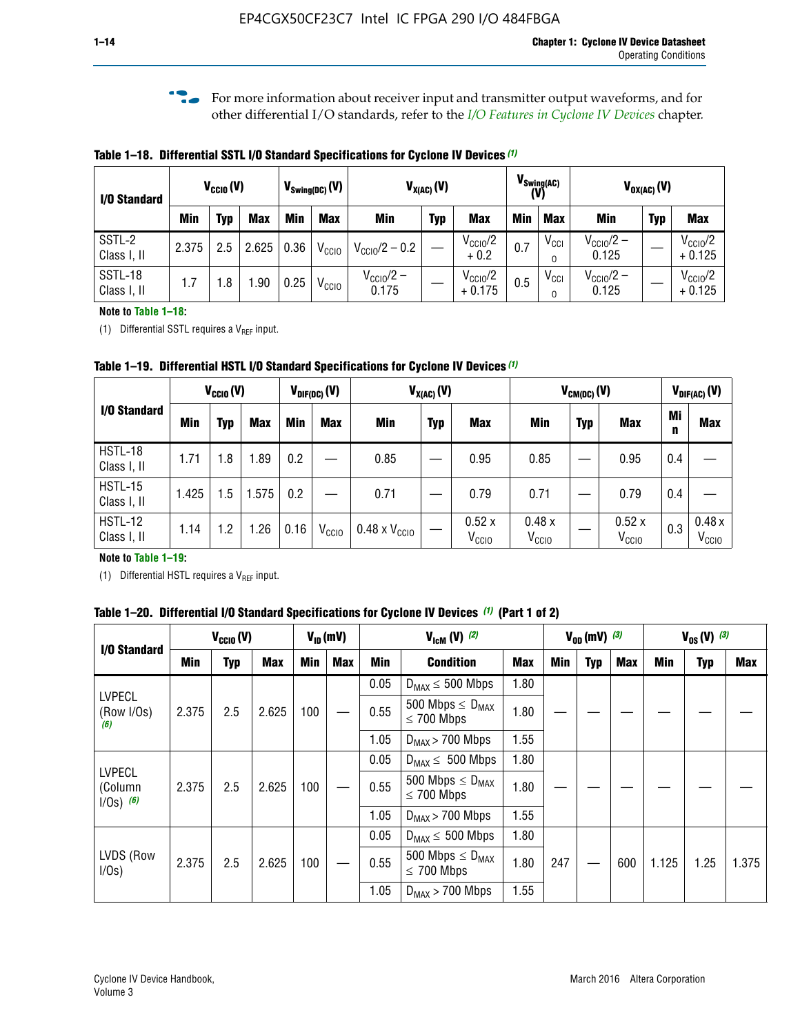For more information about receiver input and transmitter output waveforms, and for other differential I/O standards, refer to the *I/O Features in Cyclone IV Devices* chapter.

**Table 1–18. Differential SSTL I/O Standard Specifications for Cyclone IV Devices (1)**

| I/O Standard | $V_{CCIO}$ (V) | | | $V_{Swing(DC)}$ (V) | | $V_{X(AC)}$ (V) | | | $V_{Swing(AC)}$ (V) | | $V_{OX(AC)}$ (V) | | |
|---|---|---|---|---|---|---|---|---|---|---|---|---|---|
| | Min | Typ | Max | Min | Max | Min | Typ | Max | Min | Max | Min | Typ | Max |
| SSTL-2 Class I, II | 2.375 | 2.5 | 2.625 | 0.36 | $V_{CCIO}$ | $V_{CCIO}/2 - 0.2$ | — | $V_{CCIO}/2 + 0.2$ | 0.7 | $V_{CCIO}$ | $V_{CCIO}/2 - 0.125$ | — | $V_{CCIO}/2 + 0.125$ |
| SSTL-18 Class I, II | 1.7 | 1.8 | 1.90 | 0.25 | $V_{CCIO}$ | $V_{CCIO}/2 - 0.175$ | — | $V_{CCIO}/2 + 0.175$ | 0.5 | $V_{CCIO}$ | $V_{CCIO}/2 - 0.125$ | — | $V_{CCIO}/2 + 0.125$ |

**Note to Table 1–18:**

(1) Differential SSTL requires a $V_{REF}$ input.

**Table 1–19. Differential HSTL I/O Standard Specifications for Cyclone IV Devices (1)**

| I/O Standard | $V_{CCIO}$ (V) | | | $V_{DIF(DC)}$ (V) | | $V_{X(AC)}$ (V) | | | $V_{CM(DC)}$ (V) | | | $V_{DIF(AC)}$ (V) | |
|---|---|---|---|---|---|---|---|---|---|---|---|---|---|
| | Min | Typ | Max | Min | Max | Min | Typ | Max | Min | Typ | Max | Min | Max |
| HSTL-18 Class I, II | 1.71 | 1.8 | 1.89 | 0.2 | — | 0.85 | — | 0.95 | 0.85 | — | 0.95 | 0.4 | — |
| HSTL-15 Class I, II | 1.425 | 1.5 | 1.575 | 0.2 | — | 0.71 | — | 0.79 | 0.71 | — | 0.79 | 0.4 | — |
| HSTL-12 Class I, II | 1.14 | 1.2 | 1.26 | 0.16 | $V_{CCIO}$ | 0.48 x $V_{CCIO}$ | — | 0.52 x $V_{CCIO}$ | 0.48 x $V_{CCIO}$ | — | 0.52 x $V_{CCIO}$ | 0.3 | 0.48 x $V_{CCIO}$ |

**Note to Table 1–19:**

(1) Differential HSTL requires a $V_{REF}$ input.

**Table 1–20. Differential I/O Standard Specifications for Cyclone IV Devices (1) (Part 1 of 2)**

| I/O Standard | $V_{CCIO}$ (V) | | | $V_{ID}$ (mV) | | $V_{IcM}$ (V) (2) | | | $V_{OD}$ (mV) (3) | | | $V_{OS}$ (V) (3) | | |
|---|---|---|---|---|---|---|---|---|---|---|---|---|---|---|
| | Min | Typ | Max | Min | Max | Min | Condition | Max | Min | Typ | Max | Min | Typ | Max |
| LVPECL (Row I/Os) (6) | 2.375 | 2.5 | 2.625 | 100 | — | 0.05 | $D_{MAX} \leq$ 500 Mbps | 1.80 | — | — | — | — | — | — |
| | | | | | | 0.55 | 500 Mbps $\leq D_{MAX} \leq$ 700 Mbps | 1.80 | | | | | | |
| | | | | | | 1.05 | $D_{MAX} >$ 700 Mbps | 1.55 | | | | | | |
| LVPECL (Column I/Os) (6) | 2.375 | 2.5 | 2.625 | 100 | — | 0.05 | $D_{MAX} \leq$ 500 Mbps | 1.80 | — | — | — | — | — | — |
| | | | | | | 0.55 | 500 Mbps $\leq D_{MAX} \leq$ 700 Mbps | 1.80 | | | | | | |
| | | | | | | 1.05 | $D_{MAX} >$ 700 Mbps | 1.55 | | | | | | |
| LVDS (Row I/Os) | 2.375 | 2.5 | 2.625 | 100 | — | 0.05 | $D_{MAX} \leq$ 500 Mbps | 1.80 | 247 | — | 600 | 1.125 | 1.25 | 1.375 |
| | | | | | | 0.55 | 500 Mbps $\leq D_{MAX} \leq$ 700 Mbps | 1.80 | | | | | | |
| | | | | | | 1.05 | $D_{MAX} >$ 700 Mbps | 1.55 | | | | | | |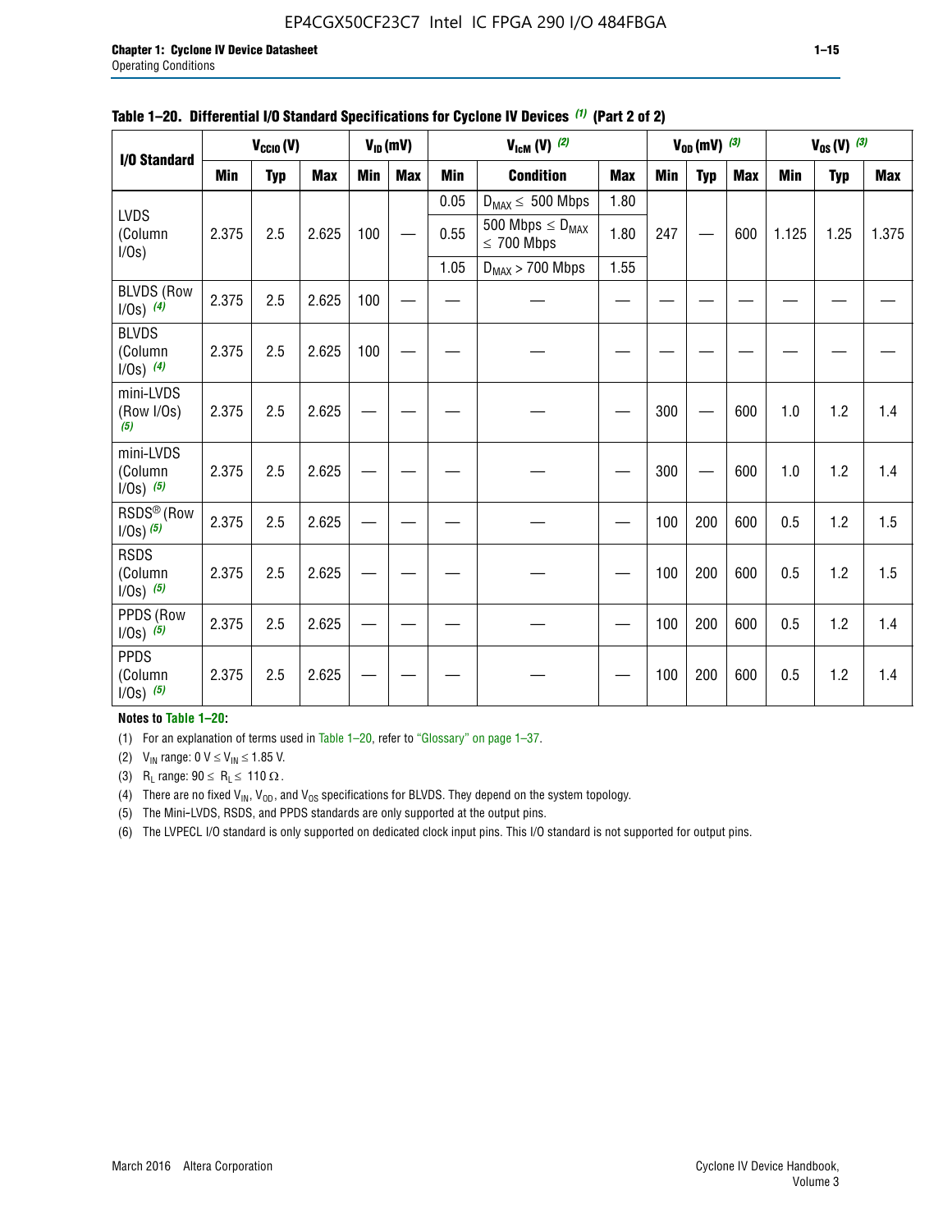**Table 1–20. Differential I/O Standard Specifications for Cyclone IV Devices (1) (Part 2 of 2)**

| I/O Standard | $V_{CCIO}$ (V) | | | $V_{ID}$ (mV) | | $V_{IcM}$ (V) (2) | | | $V_{OD}$ (mV) (3) | | | $V_{OS}$ (V) (3) | | |
|---|---|---|---|---|---|---|---|---|---|---|---|---|---|---|
| | Min | Typ | Max | Min | Max | Min | Condition | Max | Min | Typ | Max | Min | Typ | Max |
| LVDS (Column I/Os) | 2.375 | 2.5 | 2.625 | 100 | — | 0.05 | $D_{MAX} \leq$ 500 Mbps | 1.80 | 247 | — | 600 | 1.125 | 1.25 | 1.375 |
| | | | | | | 0.55 | 500 Mbps $\leq D_{MAX} \leq$ 700 Mbps | 1.80 | | | | | | |
| | | | | | | 1.05 | $D_{MAX} >$ 700 Mbps | 1.55 | | | | | | |
| BLVDS (Row I/Os) (4) | 2.375 | 2.5 | 2.625 | 100 | — | — | — | — | — | — | — | — | — | — |
| BLVDS (Column I/Os) (4) | 2.375 | 2.5 | 2.625 | 100 | — | — | — | — | — | — | — | — | — | — |
| mini-LVDS (Row I/Os) (5) | 2.375 | 2.5 | 2.625 | — | — | — | — | — | 300 | — | 600 | 1.0 | 1.2 | 1.4 |
| mini-LVDS (Column I/Os) (5) | 2.375 | 2.5 | 2.625 | — | — | — | — | — | 300 | — | 600 | 1.0 | 1.2 | 1.4 |
| RSDS® (Row I/Os) (5) | 2.375 | 2.5 | 2.625 | — | — | — | — | — | 100 | 200 | 600 | 0.5 | 1.2 | 1.5 |
| RSDS (Column I/Os) (5) | 2.375 | 2.5 | 2.625 | — | — | — | — | — | 100 | 200 | 600 | 0.5 | 1.2 | 1.5 |
| PPDS (Row I/Os) (5) | 2.375 | 2.5 | 2.625 | — | — | — | — | — | 100 | 200 | 600 | 0.5 | 1.2 | 1.4 |
| PPDS (Column I/Os) (5) | 2.375 | 2.5 | 2.625 | — | — | — | — | — | 100 | 200 | 600 | 0.5 | 1.2 | 1.4 |

**Notes to Table 1–20:**

(1) For an explanation of terms used in Table 1–20, refer to "Glossary" on page 1–37.

(2) $V_{IN}$ range: 0 V $\leq V_{IN} \leq$ 1.85 V.

(3) $R_L$ range: 90 $\leq R_L \leq$ 110 Ω.

(4) There are no fixed $V_{IN}$, $V_{OD}$, and $V_{OS}$ specifications for BLVDS. They depend on the system topology.

(5) The Mini-LVDS, RSDS, and PPDS standards are only supported at the output pins.

(6) The LVPECL I/O standard is only supported on dedicated clock input pins. This I/O standard is not supported for output pins.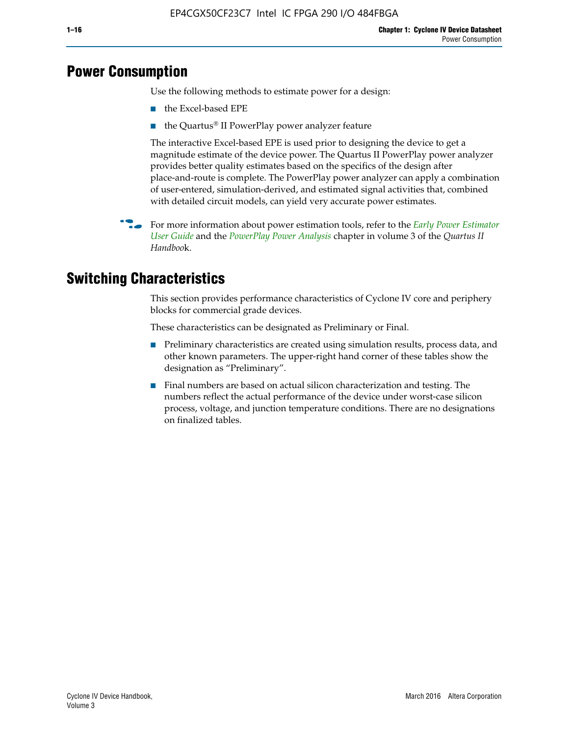# Power Consumption

Use the following methods to estimate power for a design:

- the Excel-based EPE
- the Quartus® II PowerPlay power analyzer feature

The interactive Excel-based EPE is used prior to designing the device to get a magnitude estimate of the device power. The Quartus II PowerPlay power analyzer provides better quality estimates based on the specifics of the design after place-and-route is complete. The PowerPlay power analyzer can apply a combination of user-entered, simulation-derived, and estimated signal activities that, combined with detailed circuit models, can yield very accurate power estimates.

For more information about power estimation tools, refer to the *Early Power Estimator User Guide* and the *PowerPlay Power Analysis* chapter in volume 3 of the *Quartus II Handbook*.

# Switching Characteristics

This section provides performance characteristics of Cyclone IV core and periphery blocks for commercial grade devices.

These characteristics can be designated as Preliminary or Final.

- Preliminary characteristics are created using simulation results, process data, and other known parameters. The upper-right hand corner of these tables show the designation as "Preliminary".
- Final numbers are based on actual silicon characterization and testing. The numbers reflect the actual performance of the device under worst-case silicon process, voltage, and junction temperature conditions. There are no designations on finalized tables.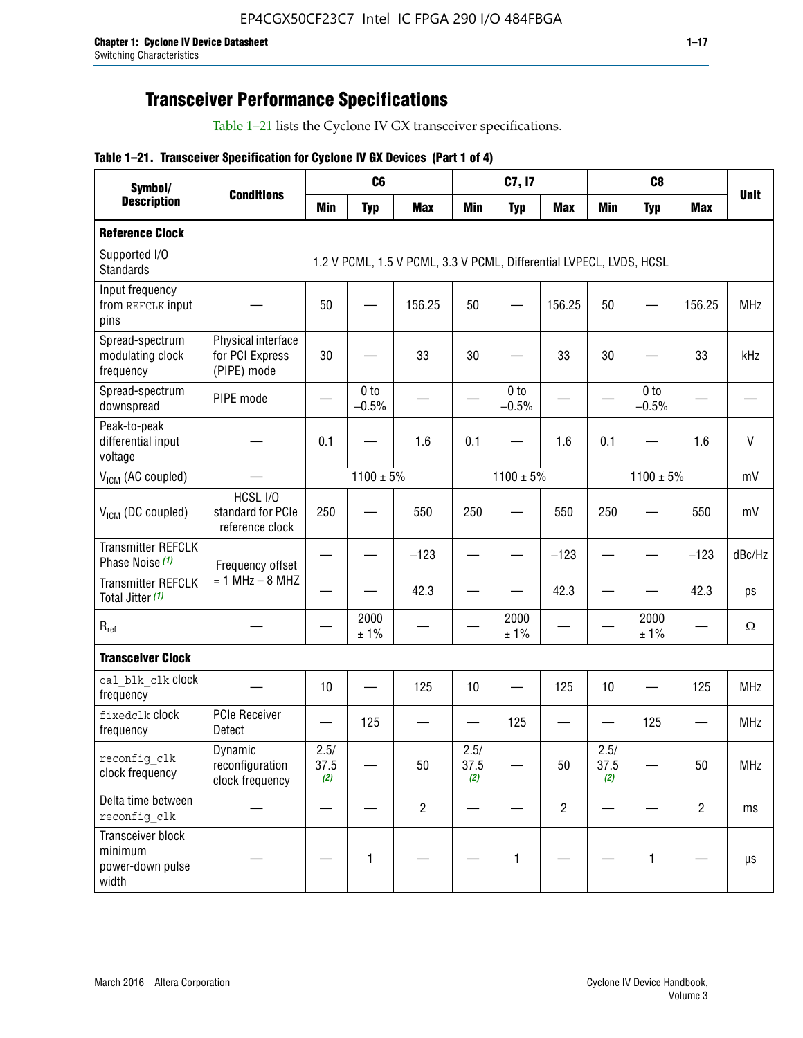## Transceiver Performance Specifications

Table 1–21 lists the Cyclone IV GX transceiver specifications.

**Table 1–21. Transceiver Specification for Cyclone IV GX Devices (Part 1 of 4)**

| Symbol/ Description | Conditions | C6 | | | C7, I7 | | | C8 | | | Unit |
|---|---|---|---|---|---|---|---|---|---|---|---|
| | | Min | Typ | Max | Min | Typ | Max | Min | Typ | Max | |
| **Reference Clock** | | | | | | | | | | | |
| Supported I/O Standards | 1.2 V PCML, 1.5 V PCML, 3.3 V PCML, Differential LVPECL, LVDS, HCSL | | | | | | | | | | |
| Input frequency from REFCLK input pins | — | 50 | — | 156.25 | 50 | — | 156.25 | 50 | — | 156.25 | MHz |
| Spread-spectrum modulating clock frequency | Physical interface for PCI Express (PIPE) mode | 30 | — | 33 | 30 | — | 33 | 30 | — | 33 | kHz |
| Spread-spectrum downspread | PIPE mode | — | 0 to −0.5% | — | — | 0 to −0.5% | — | — | 0 to −0.5% | — | — |
| Peak-to-peak differential input voltage | — | 0.1 | — | 1.6 | 0.1 | — | 1.6 | 0.1 | — | 1.6 | V |
| $V_{ICM}$ (AC coupled) | — | 1100 ± 5% | | | 1100 ± 5% | | | 1100 ± 5% | | | mV |
| $V_{ICM}$ (DC coupled) | HCSL I/O standard for PCIe reference clock | 250 | — | 550 | 250 | — | 550 | 250 | — | 550 | mV |
| Transmitter REFCLK Phase Noise (1) | Frequency offset = 1 MHz – 8 MHZ | — | — | −123 | — | — | −123 | — | — | −123 | dBc/Hz |
| Transmitter REFCLK Total Jitter (1) | | — | — | 42.3 | — | — | 42.3 | — | — | 42.3 | ps |
| $R_{ref}$ | — | — | 2000 ± 1% | — | — | 2000 ± 1% | — | — | 2000 ± 1% | — | Ω |
| **Transceiver Clock** | | | | | | | | | | | |
| cal_blk_clk clock frequency | — | 10 | — | 125 | 10 | — | 125 | 10 | — | 125 | MHz |
| fixedclk clock frequency | PCIe Receiver Detect | — | 125 | — | — | 125 | — | — | 125 | — | MHz |
| reconfig_clk clock frequency | Dynamic reconfiguration clock frequency | 2.5/ 37.5 (2) | — | 50 | 2.5/ 37.5 (2) | — | 50 | 2.5/ 37.5 (2) | — | 50 | MHz |
| Delta time between reconfig_clk | — | — | — | 2 | — | — | 2 | — | — | 2 | ms |
| Transceiver block minimum power-down pulse width | — | — | 1 | — | — | 1 | — | — | 1 | — | µs |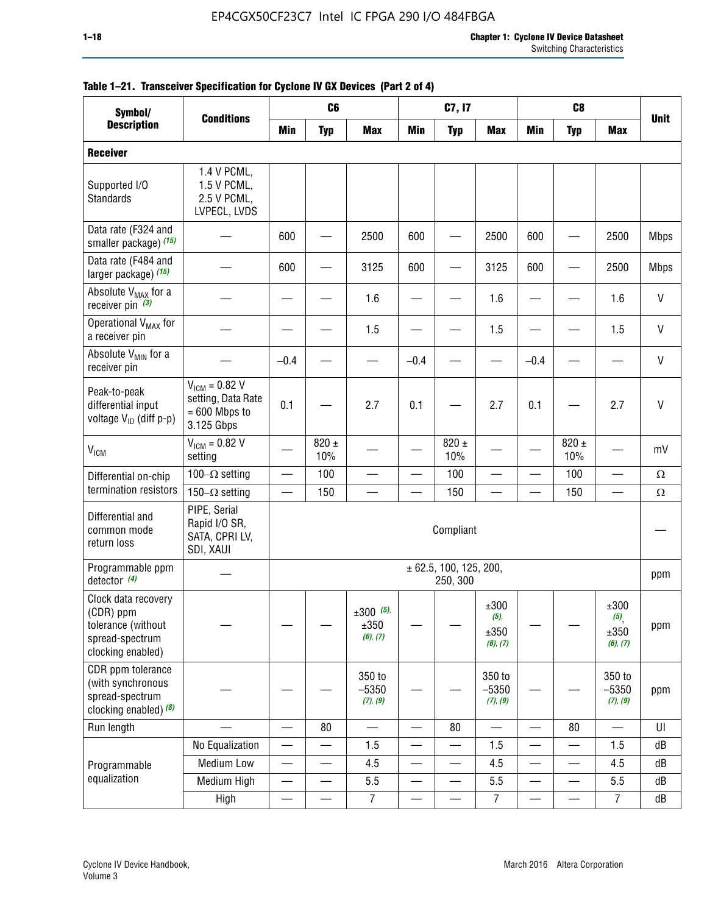**Table 1–21. Transceiver Specification for Cyclone IV GX Devices (Part 2 of 4)**

| Symbol/ Description | Conditions | C6 | | | C7, I7 | | | C8 | | | Unit |
|---|---|---|---|---|---|---|---|---|---|---|---|
| | | Min | Typ | Max | Min | Typ | Max | Min | Typ | Max | |
| **Receiver** | | | | | | | | | | | |
| Supported I/O Standards | 1.4 V PCML, 1.5 V PCML, 2.5 V PCML, LVPECL, LVDS | | | | | | | | | | |
| Data rate (F324 and smaller package) (15) | — | 600 | — | 2500 | 600 | — | 2500 | 600 | — | 2500 | Mbps |
| Data rate (F484 and larger package) (15) | — | 600 | — | 3125 | 600 | — | 3125 | 600 | — | 2500 | Mbps |
| Absolute $V_{MAX}$ for a receiver pin (3) | — | — | — | 1.6 | — | — | 1.6 | — | — | 1.6 | V |
| Operational $V_{MAX}$ for a receiver pin | — | — | — | 1.5 | — | — | 1.5 | — | — | 1.5 | V |
| Absolute $V_{MIN}$ for a receiver pin | — | –0.4 | — | — | –0.4 | — | — | –0.4 | — | — | V |
| Peak-to-peak differential input voltage $V_{ID}$ (diff p-p) | $V_{ICM}$ = 0.82 V setting, Data Rate = 600 Mbps to 3.125 Gbps | 0.1 | — | 2.7 | 0.1 | — | 2.7 | 0.1 | — | 2.7 | V |
| $V_{ICM}$ | $V_{ICM}$ = 0.82 V setting | — | 820 ± 10% | — | — | 820 ± 10% | — | — | 820 ± 10% | — | mV |
| Differential on-chip termination resistors | 100–Ω setting | — | 100 | — | — | 100 | — | — | 100 | — | Ω |
| | 150–Ω setting | — | 150 | — | — | 150 | — | — | 150 | — | Ω |
| Differential and common mode return loss | PIPE, Serial Rapid I/O SR, SATA, CPRI LV, SDI, XAUI | Compliant | | | | | | | | | — |
| Programmable ppm detector (4) | — | ± 62.5, 100, 125, 200, 250, 300 | | | | | | | | | ppm |
| Clock data recovery (CDR) ppm tolerance (without spread-spectrum clocking enabled) | — | — | — | ±300 (5), ±350 (6), (7) | — | — | ±300 (5), ±350 (6), (7) | — | — | ±300 (5), ±350 (6), (7) | ppm |
| CDR ppm tolerance (with synchronous spread-spectrum clocking enabled) (8) | — | — | — | 350 to –5350 (7), (9) | — | — | 350 to –5350 (7), (9) | — | — | 350 to –5350 (7), (9) | ppm |
| Run length | — | — | 80 | — | — | 80 | — | — | 80 | — | UI |
| Programmable equalization | No Equalization | — | — | 1.5 | — | — | 1.5 | — | — | 1.5 | dB |
| | Medium Low | — | — | 4.5 | — | — | 4.5 | — | — | 4.5 | dB |
| | Medium High | — | — | 5.5 | — | — | 5.5 | — | — | 5.5 | dB |
| | High | — | — | 7 | — | — | 7 | — | — | 7 | dB |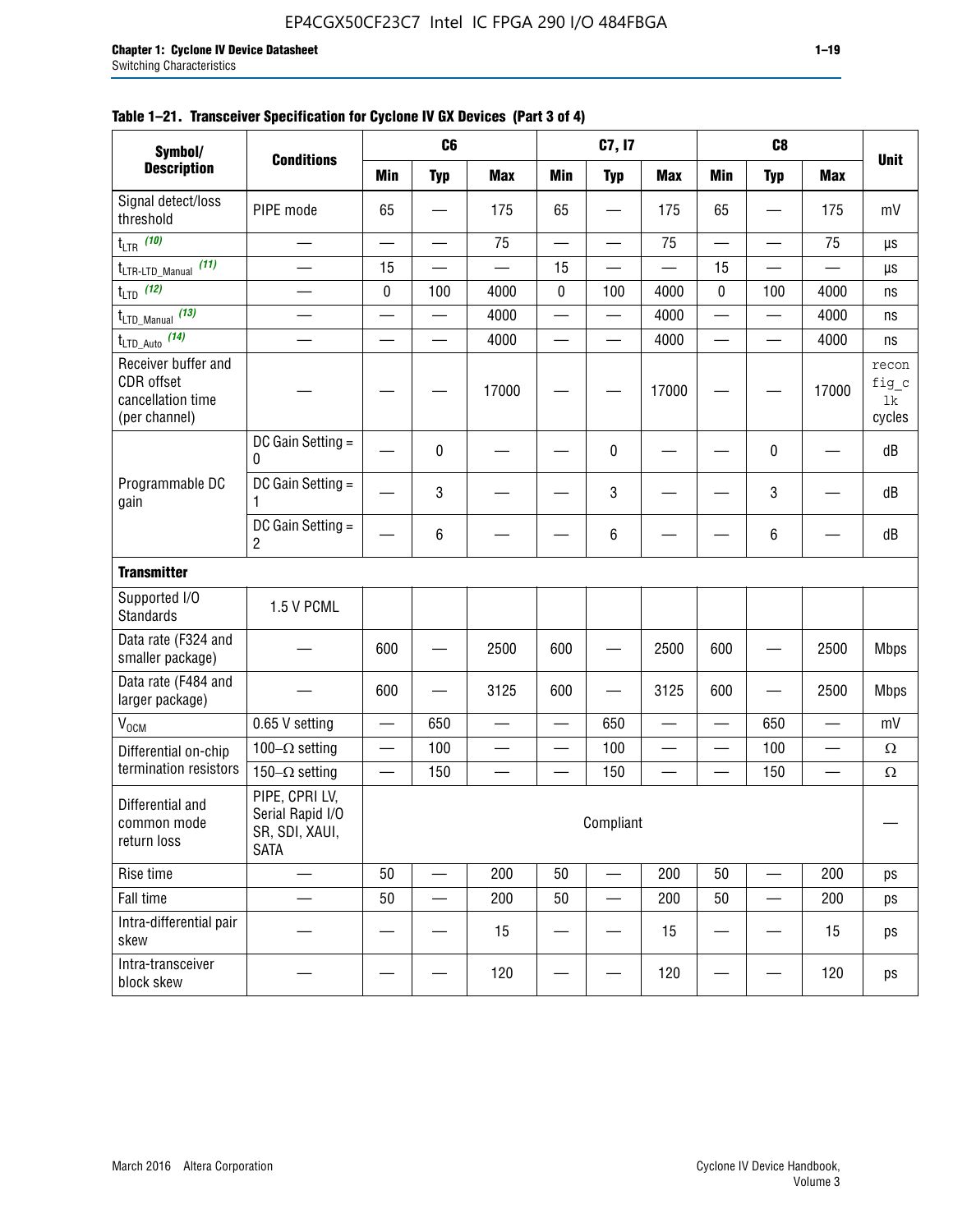**Table 1–21. Transceiver Specification for Cyclone IV GX Devices (Part 3 of 4)**

| Symbol/ Description | Conditions | C6 | | | C7, I7 | | | C8 | | | Unit |
|---|---|---|---|---|---|---|---|---|---|---|---|
| | | Min | Typ | Max | Min | Typ | Max | Min | Typ | Max | |
| Signal detect/loss threshold | PIPE mode | 65 | — | 175 | 65 | — | 175 | 65 | — | 175 | mV |
| $t_{LTR}$ (10) | — | — | — | 75 | — | — | 75 | — | — | 75 | µs |
| $t_{LTR\text{-}LTD\_Manual}$ (11) | — | 15 | — | — | 15 | — | — | 15 | — | — | µs |
| $t_{LTD}$ (12) | — | 0 | 100 | 4000 | 0 | 100 | 4000 | 0 | 100 | 4000 | ns |
| $t_{LTD\_Manual}$ (13) | — | — | — | 4000 | — | — | 4000 | — | — | 4000 | ns |
| $t_{LTD\_Auto}$ (14) | — | — | — | 4000 | — | — | 4000 | — | — | 4000 | ns |
| Receiver buffer and CDR offset cancellation time (per channel) | — | — | — | 17000 | — | — | 17000 | — | — | 17000 | reconfig_clk cycles |
| Programmable DC gain | DC Gain Setting = 0 | — | 0 | — | — | 0 | — | — | 0 | — | dB |
| | DC Gain Setting = 1 | — | 3 | — | — | 3 | — | — | 3 | — | dB |
| | DC Gain Setting = 2 | — | 6 | — | — | 6 | — | — | 6 | — | dB |
| **Transmitter** | | | | | | | | | | | |
| Supported I/O Standards | 1.5 V PCML | | | | | | | | | | |
| Data rate (F324 and smaller package) | — | 600 | — | 2500 | 600 | — | 2500 | 600 | — | 2500 | Mbps |
| Data rate (F484 and larger package) | — | 600 | — | 3125 | 600 | — | 3125 | 600 | — | 2500 | Mbps |
| $V_{OCM}$ | 0.65 V setting | — | 650 | — | — | 650 | — | — | 650 | — | mV |
| Differential on-chip termination resistors | 100–Ω setting | — | 100 | — | — | 100 | — | — | 100 | — | Ω |
| | 150–Ω setting | — | 150 | — | — | 150 | — | — | 150 | — | Ω |
| Differential and common mode return loss | PIPE, CPRI LV, Serial Rapid I/O SR, SDI, XAUI, SATA | Compliant | | | | | | | | | — |
| Rise time | — | 50 | — | 200 | 50 | — | 200 | 50 | — | 200 | ps |
| Fall time | — | 50 | — | 200 | 50 | — | 200 | 50 | — | 200 | ps |
| Intra-differential pair skew | — | — | — | 15 | — | — | 15 | — | — | 15 | ps |
| Intra-transceiver block skew | — | — | — | 120 | — | — | 120 | — | — | 120 | ps |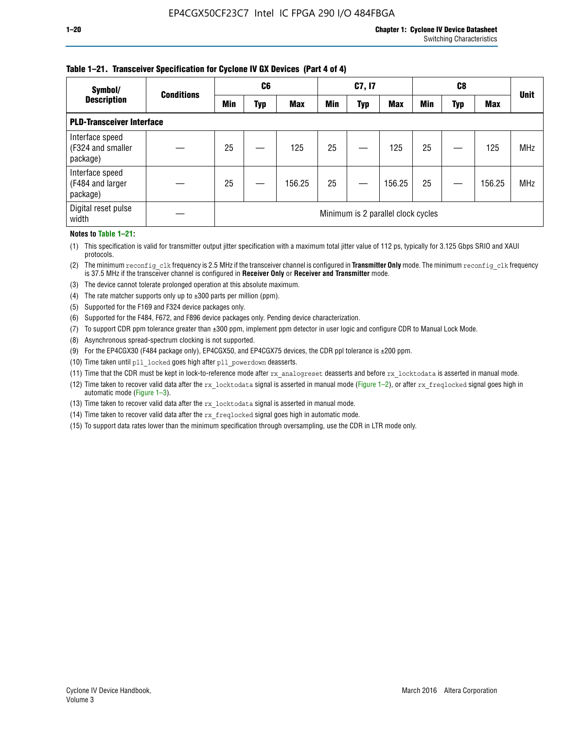**Table 1–21. Transceiver Specification for Cyclone IV GX Devices (Part 4 of 4)**

| Symbol/ Description | Conditions | C6 | | | C7, I7 | | | C8 | | | Unit |
|---|---|---|---|---|---|---|---|---|---|---|---|
| | | Min | Typ | Max | Min | Typ | Max | Min | Typ | Max | |
| **PLD-Transceiver Interface** | | | | | | | | | | | |
| Interface speed (F324 and smaller package) | — | 25 | — | 125 | 25 | — | 125 | 25 | — | 125 | MHz |
| Interface speed (F484 and larger package) | — | 25 | — | 156.25 | 25 | — | 156.25 | 25 | — | 156.25 | MHz |
| Digital reset pulse width | — | Minimum is 2 parallel clock cycles | | | | | | | | | |

**Notes to Table 1–21:**

(1) This specification is valid for transmitter output jitter specification with a maximum total jitter value of 112 ps, typically for 3.125 Gbps SRIO and XAUI protocols.

(2) The minimum `reconfig_clk` frequency is 2.5 MHz if the transceiver channel is configured in **Transmitter Only** mode. The minimum `reconfig_clk` frequency is 37.5 MHz if the transceiver channel is configured in **Receiver Only** or **Receiver and Transmitter** mode.

(3) The device cannot tolerate prolonged operation at this absolute maximum.

(4) The rate matcher supports only up to ±300 parts per million (ppm).

(5) Supported for the F169 and F324 device packages only.

(6) Supported for the F484, F672, and F896 device packages only. Pending device characterization.

(7) To support CDR ppm tolerance greater than ±300 ppm, implement ppm detector in user logic and configure CDR to Manual Lock Mode.

(8) Asynchronous spread-spectrum clocking is not supported.

(9) For the EP4CGX30 (F484 package only), EP4CGX50, and EP4CGX75 devices, the CDR ppl tolerance is ±200 ppm.

(10) Time taken until `pll_locked` goes high after `pll_powerdown` deasserts.

(11) Time that the CDR must be kept in lock-to-reference mode after `rx_analogreset` deasserts and before `rx_locktodata` is asserted in manual mode.

(12) Time taken to recover valid data after the `rx_locktodata` signal is asserted in manual mode (Figure 1–2), or after `rx_freqlocked` signal goes high in automatic mode (Figure 1–3).

(13) Time taken to recover valid data after the `rx_locktodata` signal is asserted in manual mode.

(14) Time taken to recover valid data after the `rx_freqlocked` signal goes high in automatic mode.

(15) To support data rates lower than the minimum specification through oversampling, use the CDR in LTR mode only.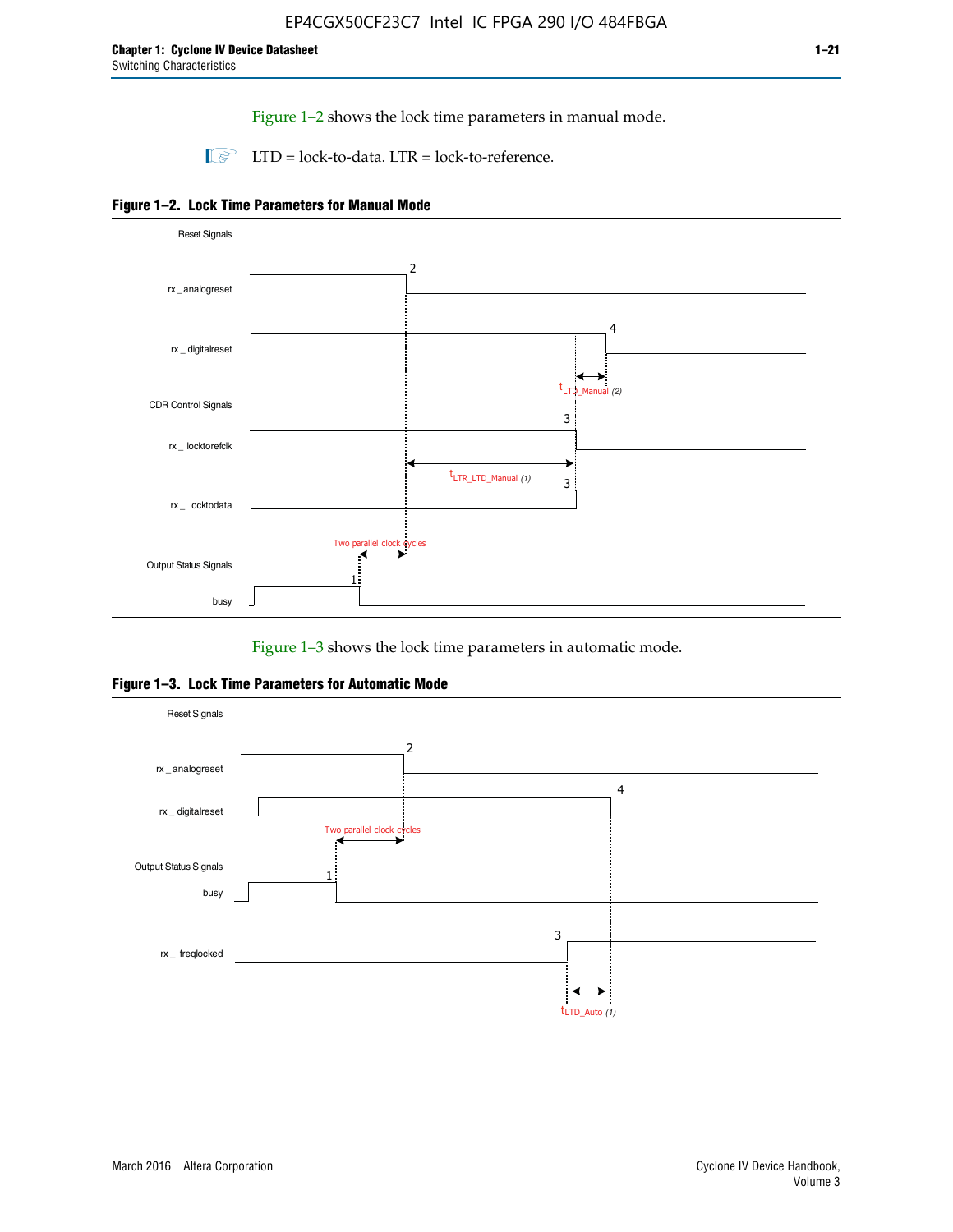Figure 1–2 shows the lock time parameters in manual mode.

LTD = lock-to-data. LTR = lock-to-reference.

**Figure 1–2. Lock Time Parameters for Manual Mode**

Figure 1–3 shows the lock time parameters in automatic mode.

**Figure 1–3. Lock Time Parameters for Automatic Mode**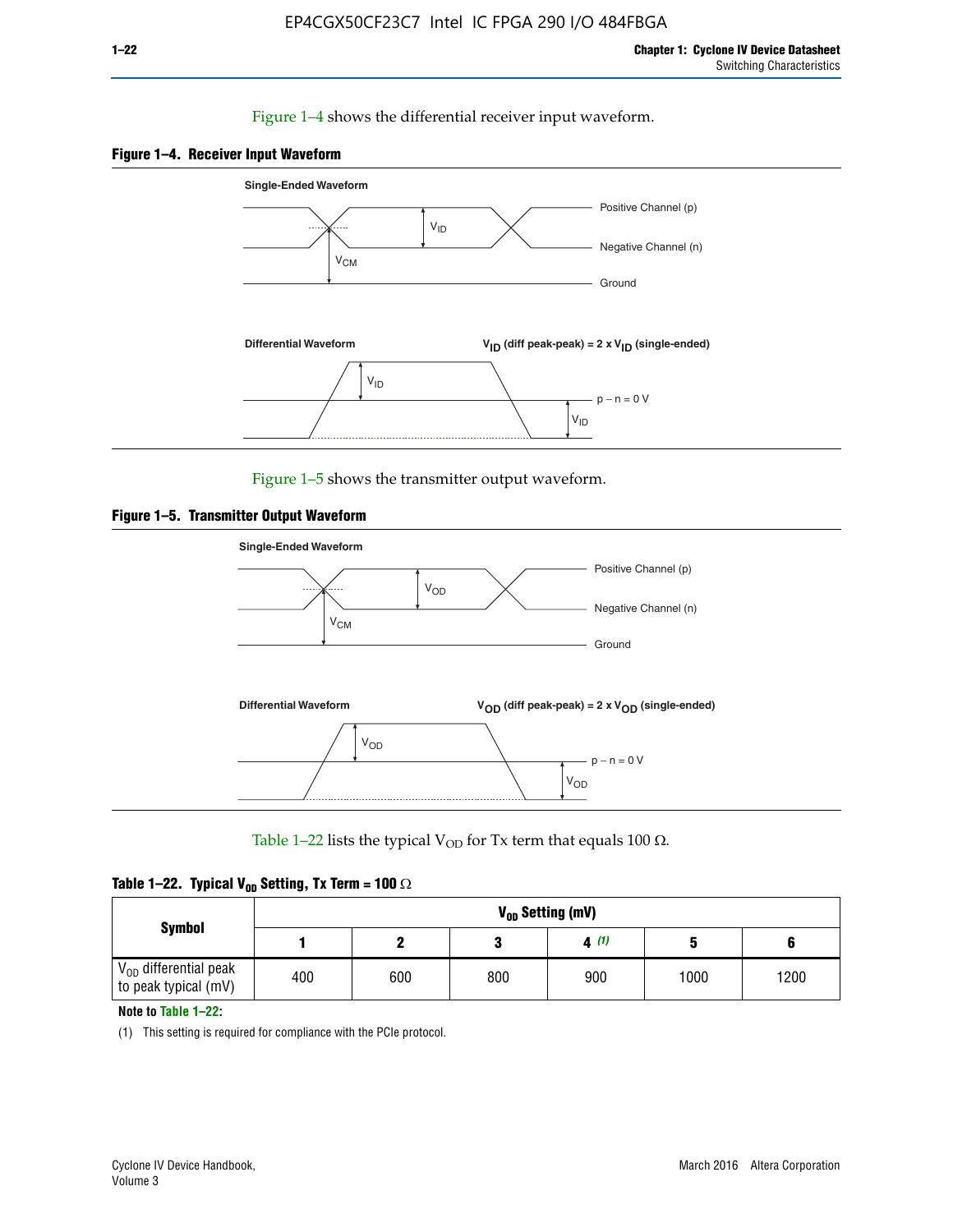Figure 1–4 shows the differential receiver input waveform.

**Figure 1–4. Receiver Input Waveform**

Single-Ended Waveform

Positive Channel (p)

Negative Channel (n)

Ground

$V_{ID}$

$V_{CM}$

Differential Waveform

$V_{ID}$ (diff peak-peak) = 2 x $V_{ID}$ (single-ended)

$V_{ID}$

p − n = 0 V

$V_{ID}$

Figure 1–5 shows the transmitter output waveform.

**Figure 1–5. Transmitter Output Waveform**

Single-Ended Waveform

Positive Channel (p)

Negative Channel (n)

Ground

$V_{OD}$

$V_{CM}$

Differential Waveform

$V_{OD}$ (diff peak-peak) = 2 x $V_{OD}$ (single-ended)

$V_{OD}$

p − n = 0 V

$V_{OD}$

Table 1–22 lists the typical $V_{OD}$ for Tx term that equals 100 Ω.

**Table 1–22. Typical $V_{OD}$ Setting, Tx Term = 100 Ω**

| Symbol | $V_{OD}$ Setting (mV) | | | | | |
|---|---|---|---|---|---|---|
| | 1 | 2 | 3 | 4 (1) | 5 | 6 |
| $V_{OD}$ differential peak to peak typical (mV) | 400 | 600 | 800 | 900 | 1000 | 1200 |

**Note to Table 1–22:**

(1) This setting is required for compliance with the PCIe protocol.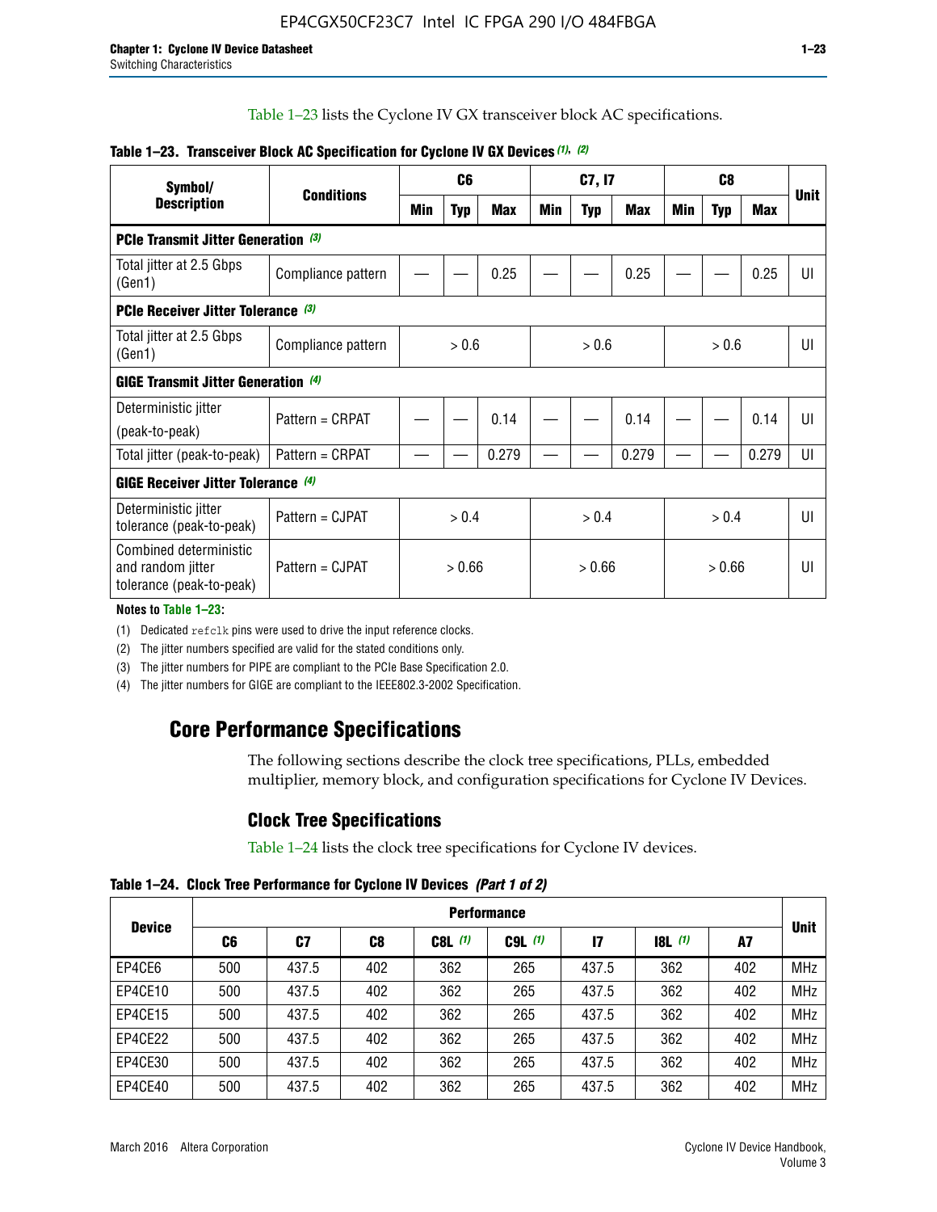Table 1–23 lists the Cyclone IV GX transceiver block AC specifications.

**Table 1–23. Transceiver Block AC Specification for Cyclone IV GX Devices (1), (2)**

| Symbol/ Description | Conditions | C6 | | | C7, I7 | | | C8 | | | Unit |
|---|---|---|---|---|---|---|---|---|---|---|---|
| | | Min | Typ | Max | Min | Typ | Max | Min | Typ | Max | |
| **PCIe Transmit Jitter Generation (3)** | | | | | | | | | | | |
| Total jitter at 2.5 Gbps (Gen1) | Compliance pattern | — | — | 0.25 | — | — | 0.25 | — | — | 0.25 | UI |
| **PCIe Receiver Jitter Tolerance (3)** | | | | | | | | | | | |
| Total jitter at 2.5 Gbps (Gen1) | Compliance pattern | > 0.6 | | | > 0.6 | | | > 0.6 | | | UI |
| **GIGE Transmit Jitter Generation (4)** | | | | | | | | | | | |
| Deterministic jitter (peak-to-peak) | Pattern = CRPAT | — | — | 0.14 | — | — | 0.14 | — | — | 0.14 | UI |
| Total jitter (peak-to-peak) | Pattern = CRPAT | — | — | 0.279 | — | — | 0.279 | — | — | 0.279 | UI |
| **GIGE Receiver Jitter Tolerance (4)** | | | | | | | | | | | |
| Deterministic jitter tolerance (peak-to-peak) | Pattern = CJPAT | > 0.4 | | | > 0.4 | | | > 0.4 | | | UI |
| Combined deterministic and random jitter tolerance (peak-to-peak) | Pattern = CJPAT | > 0.66 | | | > 0.66 | | | > 0.66 | | | UI |

**Notes to Table 1–23:**

(1) Dedicated refclk pins were used to drive the input reference clocks.

(2) The jitter numbers specified are valid for the stated conditions only.

(3) The jitter numbers for PIPE are compliant to the PCIe Base Specification 2.0.

(4) The jitter numbers for GIGE are compliant to the IEEE802.3-2002 Specification.

## Core Performance Specifications

The following sections describe the clock tree specifications, PLLs, embedded multiplier, memory block, and configuration specifications for Cyclone IV Devices.

### Clock Tree Specifications

Table 1–24 lists the clock tree specifications for Cyclone IV devices.

**Table 1–24. Clock Tree Performance for Cyclone IV Devices *(Part 1 of 2)***

| Device | Performance | | | | | | | | Unit |
|---|---|---|---|---|---|---|---|---|---|
| | C6 | C7 | C8 | C8L (1) | C9L (1) | I7 | I8L (1) | A7 | |
| EP4CE6 | 500 | 437.5 | 402 | 362 | 265 | 437.5 | 362 | 402 | MHz |
| EP4CE10 | 500 | 437.5 | 402 | 362 | 265 | 437.5 | 362 | 402 | MHz |
| EP4CE15 | 500 | 437.5 | 402 | 362 | 265 | 437.5 | 362 | 402 | MHz |
| EP4CE22 | 500 | 437.5 | 402 | 362 | 265 | 437.5 | 362 | 402 | MHz |
| EP4CE30 | 500 | 437.5 | 402 | 362 | 265 | 437.5 | 362 | 402 | MHz |
| EP4CE40 | 500 | 437.5 | 402 | 362 | 265 | 437.5 | 362 | 402 | MHz |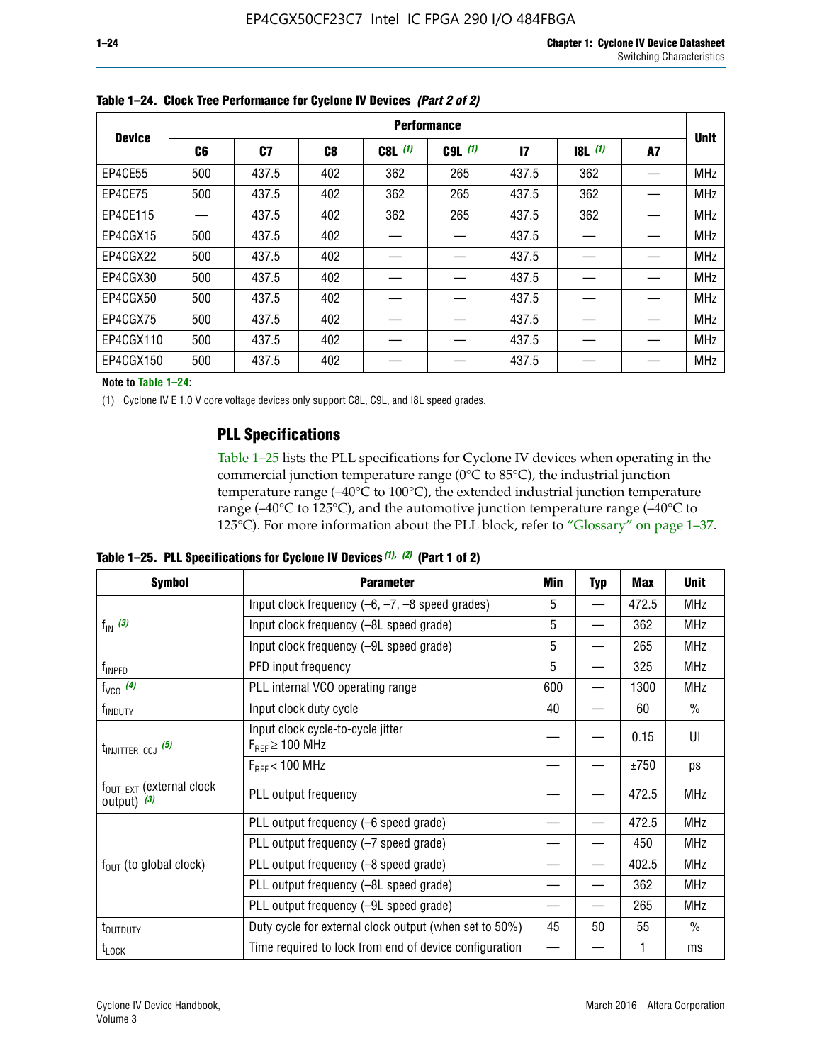**Table 1–24. Clock Tree Performance for Cyclone IV Devices (Part 2 of 2)**

| Device | Performance | | | | | | | | Unit |
|---|---|---|---|---|---|---|---|---|---|
| | C6 | C7 | C8 | C8L (1) | C9L (1) | I7 | I8L (1) | A7 | |
| EP4CE55 | 500 | 437.5 | 402 | 362 | 265 | 437.5 | 362 | — | MHz |
| EP4CE75 | 500 | 437.5 | 402 | 362 | 265 | 437.5 | 362 | — | MHz |
| EP4CE115 | — | 437.5 | 402 | 362 | 265 | 437.5 | 362 | — | MHz |
| EP4CGX15 | 500 | 437.5 | 402 | — | — | 437.5 | — | — | MHz |
| EP4CGX22 | 500 | 437.5 | 402 | — | — | 437.5 | — | — | MHz |
| EP4CGX30 | 500 | 437.5 | 402 | — | — | 437.5 | — | — | MHz |
| EP4CGX50 | 500 | 437.5 | 402 | — | — | 437.5 | — | — | MHz |
| EP4CGX75 | 500 | 437.5 | 402 | — | — | 437.5 | — | — | MHz |
| EP4CGX110 | 500 | 437.5 | 402 | — | — | 437.5 | — | — | MHz |
| EP4CGX150 | 500 | 437.5 | 402 | — | — | 437.5 | — | — | MHz |

**Note to Table 1–24:**

(1) Cyclone IV E 1.0 V core voltage devices only support C8L, C9L, and I8L speed grades.

## PLL Specifications

Table 1–25 lists the PLL specifications for Cyclone IV devices when operating in the commercial junction temperature range (0°C to 85°C), the industrial junction temperature range (–40°C to 100°C), the extended industrial junction temperature range (–40°C to 125°C), and the automotive junction temperature range (–40°C to 125°C). For more information about the PLL block, refer to "Glossary" on page 1–37.

**Table 1–25. PLL Specifications for Cyclone IV Devices (1), (2) (Part 1 of 2)**

| Symbol | Parameter | Min | Typ | Max | Unit |
|---|---|---|---|---|---|
| $f_{IN}$ (3) | Input clock frequency (–6, –7, –8 speed grades) | 5 | — | 472.5 | MHz |
| | Input clock frequency (–8L speed grade) | 5 | — | 362 | MHz |
| | Input clock frequency (–9L speed grade) | 5 | — | 265 | MHz |
| $f_{INPFD}$ | PFD input frequency | 5 | — | 325 | MHz |
| $f_{VCO}$ (4) | PLL internal VCO operating range | 600 | — | 1300 | MHz |
| $f_{INDUTY}$ | Input clock duty cycle | 40 | — | 60 | % |
| $t_{INJITTER\_CCJ}$ (5) | Input clock cycle-to-cycle jitter $F_{REF} \geq 100$ MHz | — | — | 0.15 | UI |
| | $F_{REF} < 100$ MHz | — | — | ±750 | ps |
| $f_{OUT\_EXT}$ (external clock output) (3) | PLL output frequency | — | — | 472.5 | MHz |
| $f_{OUT}$ (to global clock) | PLL output frequency (–6 speed grade) | — | — | 472.5 | MHz |
| | PLL output frequency (–7 speed grade) | — | — | 450 | MHz |
| | PLL output frequency (–8 speed grade) | — | — | 402.5 | MHz |
| | PLL output frequency (–8L speed grade) | — | — | 362 | MHz |
| | PLL output frequency (–9L speed grade) | — | — | 265 | MHz |
| $t_{OUTDUTY}$ | Duty cycle for external clock output (when set to 50%) | 45 | 50 | 55 | % |
| $t_{LOCK}$ | Time required to lock from end of device configuration | — | — | 1 | ms |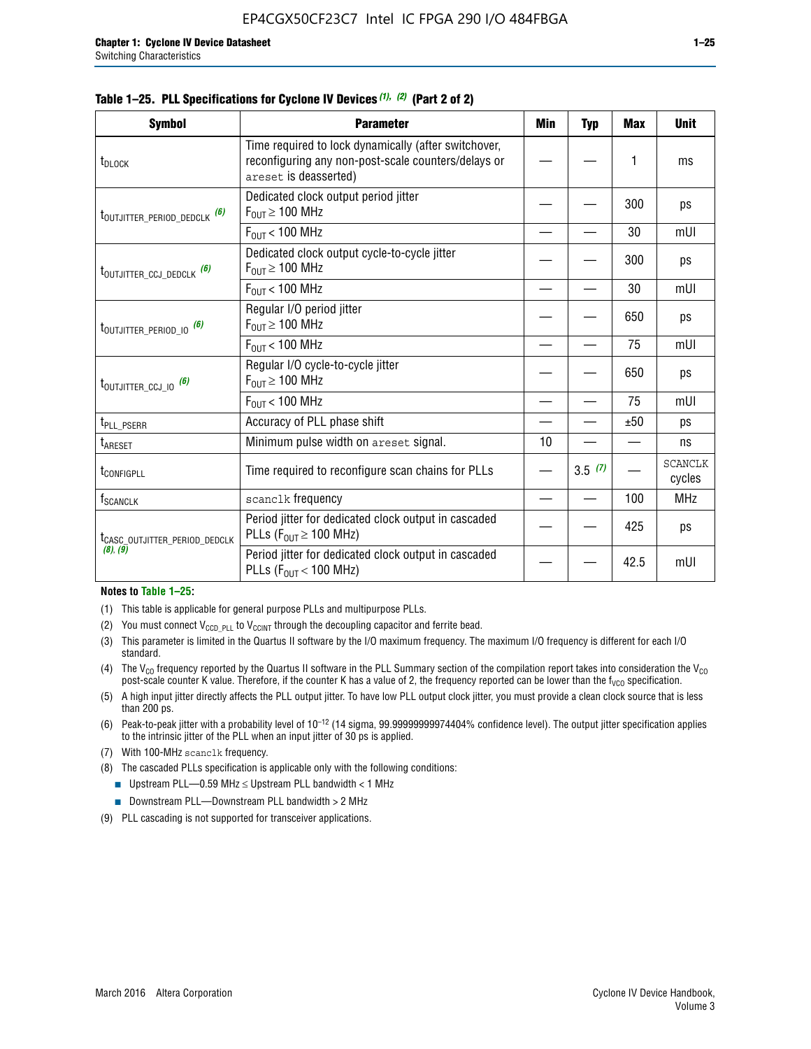**Table 1–25. PLL Specifications for Cyclone IV Devices (1), (2) (Part 2 of 2)**

| Symbol | Parameter | Min | Typ | Max | Unit |
|---|---|---|---|---|---|
| $t_{DLOCK}$ | Time required to lock dynamically (after switchover, reconfiguring any non-post-scale counters/delays or areset is deasserted) | — | — | 1 | ms |
| $t_{OUTJITTER\_PERIOD\_DEDCLK}$ (6) | Dedicated clock output period jitter $F_{OUT} \geq 100$ MHz | — | — | 300 | ps |
| | $F_{OUT} < 100$ MHz | — | — | 30 | mUI |
| $t_{OUTJITTER\_CCJ\_DEDCLK}$ (6) | Dedicated clock output cycle-to-cycle jitter $F_{OUT} \geq 100$ MHz | — | — | 300 | ps |
| | $F_{OUT} < 100$ MHz | — | — | 30 | mUI |
| $t_{OUTJITTER\_PERIOD\_IO}$ (6) | Regular I/O period jitter $F_{OUT} \geq 100$ MHz | — | — | 650 | ps |
| | $F_{OUT} < 100$ MHz | — | — | 75 | mUI |
| $t_{OUTJITTER\_CCJ\_IO}$ (6) | Regular I/O cycle-to-cycle jitter $F_{OUT} \geq 100$ MHz | — | — | 650 | ps |
| | $F_{OUT} < 100$ MHz | — | — | 75 | mUI |
| $t_{PLL\_PSERR}$ | Accuracy of PLL phase shift | — | — | ±50 | ps |
| $t_{ARESET}$ | Minimum pulse width on areset signal. | 10 | — | — | ns |
| $t_{CONFIGPLL}$ | Time required to reconfigure scan chains for PLLs | — | 3.5 (7) | — | SCANCLK cycles |
| $f_{SCANCLK}$ | scanclk frequency | — | — | 100 | MHz |
| $t_{CASC\_OUTJITTER\_PERIOD\_DEDCLK}$ (8), (9) | Period jitter for dedicated clock output in cascaded PLLs ($F_{OUT} \geq 100$ MHz) | — | — | 425 | ps |
| | Period jitter for dedicated clock output in cascaded PLLs ($F_{OUT} < 100$ MHz) | — | — | 42.5 | mUI |

**Notes to Table 1–25:**

(1) This table is applicable for general purpose PLLs and multipurpose PLLs.

(2) You must connect $V_{CCD\_PLL}$ to $V_{CCINT}$ through the decoupling capacitor and ferrite bead.

(3) This parameter is limited in the Quartus II software by the I/O maximum frequency. The maximum I/O frequency is different for each I/O standard.

(4) The $V_{CO}$ frequency reported by the Quartus II software in the PLL Summary section of the compilation report takes into consideration the $V_{CO}$ post-scale counter K value. Therefore, if the counter K has a value of 2, the frequency reported can be lower than the $f_{VCO}$ specification.

(5) A high input jitter directly affects the PLL output jitter. To have low PLL output clock jitter, you must provide a clean clock source that is less than 200 ps.

(6) Peak-to-peak jitter with a probability level of $10^{-12}$ (14 sigma, 99.99999999974404% confidence level). The output jitter specification applies to the intrinsic jitter of the PLL when an input jitter of 30 ps is applied.

(7) With 100-MHz scanclk frequency.

(8) The cascaded PLLs specification is applicable only with the following conditions:

- Upstream PLL—0.59 MHz ≤ Upstream PLL bandwidth < 1 MHz
- Downstream PLL—Downstream PLL bandwidth > 2 MHz

(9) PLL cascading is not supported for transceiver applications.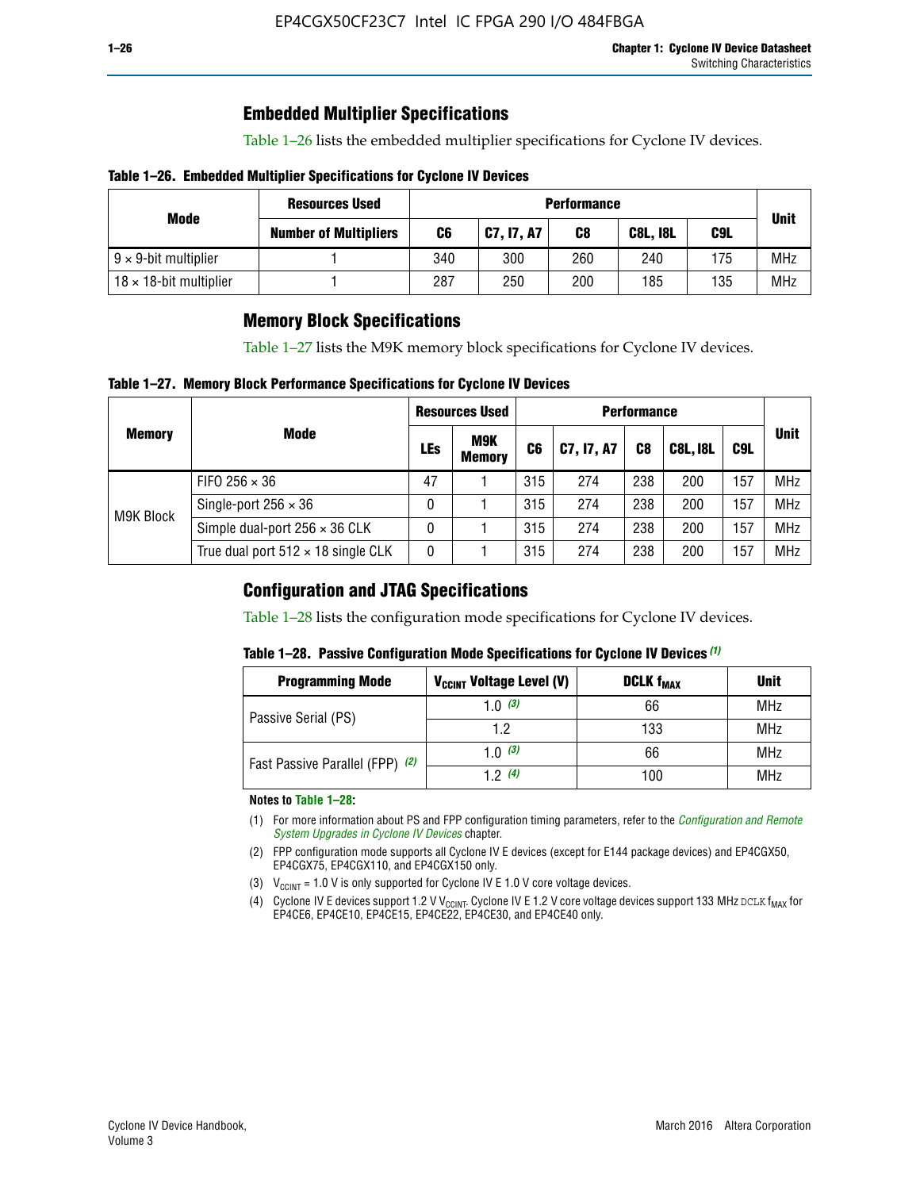## Embedded Multiplier Specifications

Table 1–26 lists the embedded multiplier specifications for Cyclone IV devices.

**Table 1–26. Embedded Multiplier Specifications for Cyclone IV Devices**

| Mode | Resources Used | Performance | | | | | Unit |
|---|---|---|---|---|---|---|---|
| | Number of Multipliers | C6 | C7, I7, A7 | C8 | C8L, I8L | C9L | |
| 9 × 9-bit multiplier | 1 | 340 | 300 | 260 | 240 | 175 | MHz |
| 18 × 18-bit multiplier | 1 | 287 | 250 | 200 | 185 | 135 | MHz |

## Memory Block Specifications

Table 1–27 lists the M9K memory block specifications for Cyclone IV devices.

**Table 1–27. Memory Block Performance Specifications for Cyclone IV Devices**

| Memory | Mode | Resources Used | | Performance | | | | | Unit |
|---|---|---|---|---|---|---|---|---|---|
| | | LEs | M9K Memory | C6 | C7, I7, A7 | C8 | C8L, I8L | C9L | |
| M9K Block | FIFO 256 × 36 | 47 | 1 | 315 | 274 | 238 | 200 | 157 | MHz |
| | Single-port 256 × 36 | 0 | 1 | 315 | 274 | 238 | 200 | 157 | MHz |
| | Simple dual-port 256 × 36 CLK | 0 | 1 | 315 | 274 | 238 | 200 | 157 | MHz |
| | True dual port 512 × 18 single CLK | 0 | 1 | 315 | 274 | 238 | 200 | 157 | MHz |

## Configuration and JTAG Specifications

Table 1–28 lists the configuration mode specifications for Cyclone IV devices.

**Table 1–28. Passive Configuration Mode Specifications for Cyclone IV Devices** *(1)*

| Programming Mode | $V_{CCINT}$ Voltage Level (V) | DCLK $f_{MAX}$ | Unit |
|---|---|---|---|
| Passive Serial (PS) | 1.0 *(3)* | 66 | MHz |
| | 1.2 | 133 | MHz |
| Fast Passive Parallel (FPP) *(2)* | 1.0 *(3)* | 66 | MHz |
| | 1.2 *(4)* | 100 | MHz |

**Notes to Table 1–28:**

(1) For more information about PS and FPP configuration timing parameters, refer to the *Configuration and Remote System Upgrades in Cyclone IV Devices* chapter.

(2) FPP configuration mode supports all Cyclone IV E devices (except for E144 package devices) and EP4CGX50, EP4CGX75, EP4CGX110, and EP4CGX150 only.

(3) $V_{CCINT}$ = 1.0 V is only supported for Cyclone IV E 1.0 V core voltage devices.

(4) Cyclone IV E devices support 1.2 V $V_{CCINT}$. Cyclone IV E 1.2 V core voltage devices support 133 MHz DCLK $f_{MAX}$ for EP4CE6, EP4CE10, EP4CE15, EP4CE22, EP4CE30, and EP4CE40 only.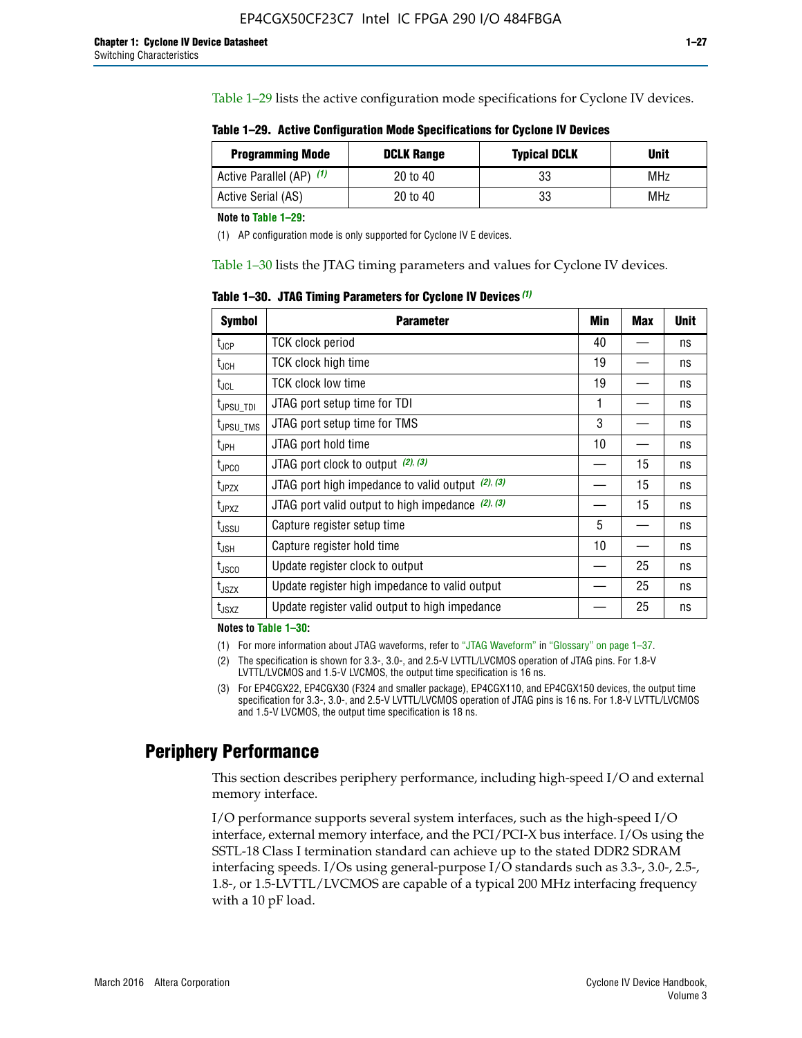Table 1–29 lists the active configuration mode specifications for Cyclone IV devices.

**Table 1–29. Active Configuration Mode Specifications for Cyclone IV Devices**

| Programming Mode | DCLK Range | Typical DCLK | Unit |
|---|---|---|---|
| Active Parallel (AP) (1) | 20 to 40 | 33 | MHz |
| Active Serial (AS) | 20 to 40 | 33 | MHz |

**Note to Table 1–29:**

(1) AP configuration mode is only supported for Cyclone IV E devices.

Table 1–30 lists the JTAG timing parameters and values for Cyclone IV devices.

**Table 1–30. JTAG Timing Parameters for Cyclone IV Devices (1)**

| Symbol | Parameter | Min | Max | Unit |
|---|---|---|---|---|
| $t_{JCP}$ | TCK clock period | 40 | — | ns |
| $t_{JCH}$ | TCK clock high time | 19 | — | ns |
| $t_{JCL}$ | TCK clock low time | 19 | — | ns |
| $t_{JPSU\_TDI}$ | JTAG port setup time for TDI | 1 | — | ns |
| $t_{JPSU\_TMS}$ | JTAG port setup time for TMS | 3 | — | ns |
| $t_{JPH}$ | JTAG port hold time | 10 | — | ns |
| $t_{JPCO}$ | JTAG port clock to output (2), (3) | — | 15 | ns |
| $t_{JPZX}$ | JTAG port high impedance to valid output (2), (3) | — | 15 | ns |
| $t_{JPXZ}$ | JTAG port valid output to high impedance (2), (3) | — | 15 | ns |
| $t_{JSSU}$ | Capture register setup time | 5 | — | ns |
| $t_{JSH}$ | Capture register hold time | 10 | — | ns |
| $t_{JSCO}$ | Update register clock to output | — | 25 | ns |
| $t_{JSZX}$ | Update register high impedance to valid output | — | 25 | ns |
| $t_{JSXZ}$ | Update register valid output to high impedance | — | 25 | ns |

**Notes to Table 1–30:**

(1) For more information about JTAG waveforms, refer to "JTAG Waveform" in "Glossary" on page 1–37.

(2) The specification is shown for 3.3-, 3.0-, and 2.5-V LVTTL/LVCMOS operation of JTAG pins. For 1.8-V LVTTL/LVCMOS and 1.5-V LVCMOS, the output time specification is 16 ns.

(3) For EP4CGX22, EP4CGX30 (F324 and smaller package), EP4CGX110, and EP4CGX150 devices, the output time specification for 3.3-, 3.0-, and 2.5-V LVTTL/LVCMOS operation of JTAG pins is 16 ns. For 1.8-V LVTTL/LVCMOS and 1.5-V LVCMOS, the output time specification is 18 ns.

## Periphery Performance

This section describes periphery performance, including high-speed I/O and external memory interface.

I/O performance supports several system interfaces, such as the high-speed I/O interface, external memory interface, and the PCI/PCI-X bus interface. I/Os using the SSTL-18 Class I termination standard can achieve up to the stated DDR2 SDRAM interfacing speeds. I/Os using general-purpose I/O standards such as 3.3-, 3.0-, 2.5-, 1.8-, or 1.5-LVTTL/LVCMOS are capable of a typical 200 MHz interfacing frequency with a 10 pF load.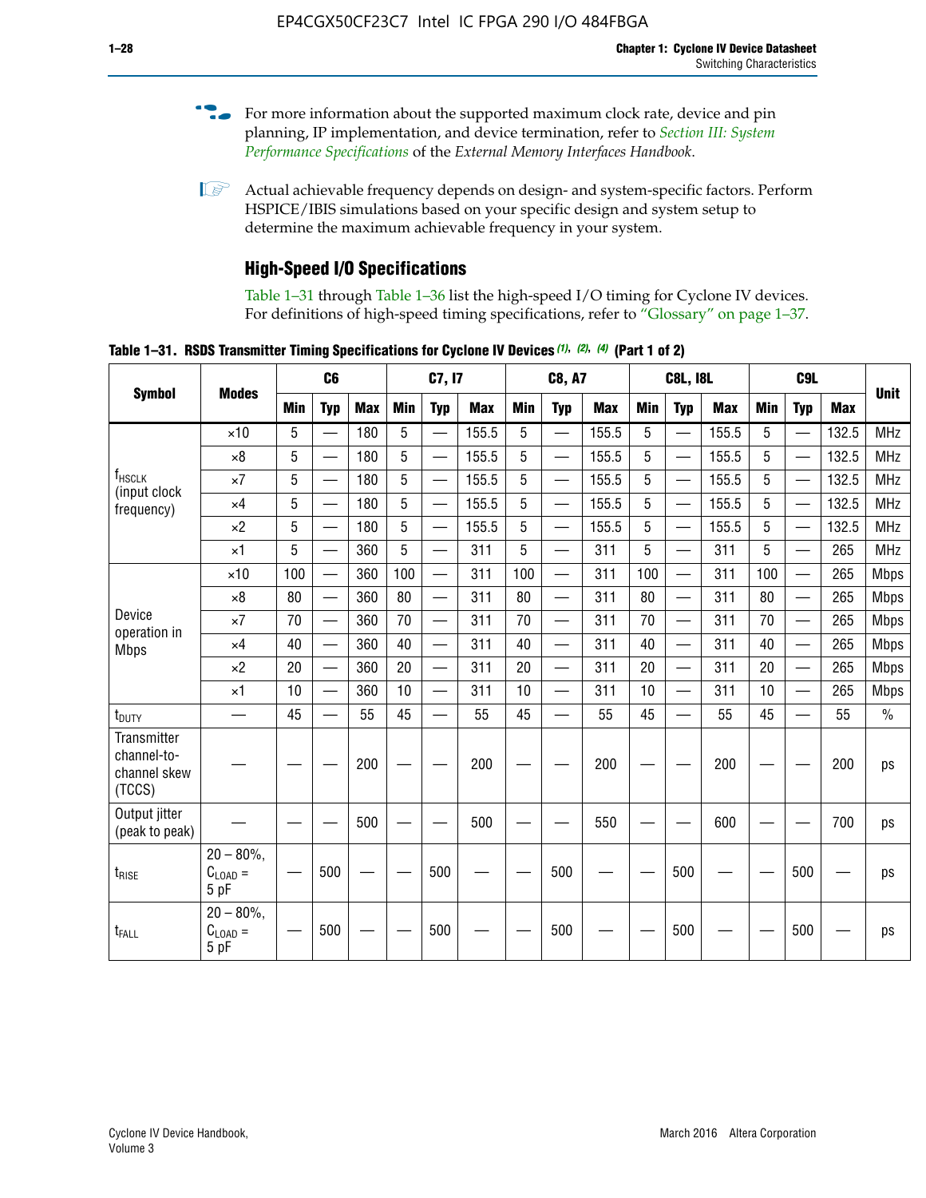For more information about the supported maximum clock rate, device and pin planning, IP implementation, and device termination, refer to *Section III: System Performance Specifications* of the *External Memory Interfaces Handbook*.

Actual achievable frequency depends on design- and system-specific factors. Perform HSPICE/IBIS simulations based on your specific design and system setup to determine the maximum achievable frequency in your system.

## High-Speed I/O Specifications

Table 1–31 through Table 1–36 list the high-speed I/O timing for Cyclone IV devices. For definitions of high-speed timing specifications, refer to "Glossary" on page 1–37.

**Table 1–31. RSDS Transmitter Timing Specifications for Cyclone IV Devices (1), (2), (4) (Part 1 of 2)**

| Symbol | Modes | C6 | | | C7, I7 | | | C8, A7 | | | C8L, I8L | | | C9L | | | Unit |
|---|---|---|---|---|---|---|---|---|---|---|---|---|---|---|---|---|---|
| | | Min | Typ | Max | Min | Typ | Max | Min | Typ | Max | Min | Typ | Max | Min | Typ | Max | |
| $f_{HSCLK}$ (input clock frequency) | ×10 | 5 | — | 180 | 5 | — | 155.5 | 5 | — | 155.5 | 5 | — | 155.5 | 5 | — | 132.5 | MHz |
| | ×8 | 5 | — | 180 | 5 | — | 155.5 | 5 | — | 155.5 | 5 | — | 155.5 | 5 | — | 132.5 | MHz |
| | ×7 | 5 | — | 180 | 5 | — | 155.5 | 5 | — | 155.5 | 5 | — | 155.5 | 5 | — | 132.5 | MHz |
| | ×4 | 5 | — | 180 | 5 | — | 155.5 | 5 | — | 155.5 | 5 | — | 155.5 | 5 | — | 132.5 | MHz |
| | ×2 | 5 | — | 180 | 5 | — | 155.5 | 5 | — | 155.5 | 5 | — | 155.5 | 5 | — | 132.5 | MHz |
| | ×1 | 5 | — | 360 | 5 | — | 311 | 5 | — | 311 | 5 | — | 311 | 5 | — | 265 | MHz |
| Device operation in Mbps | ×10 | 100 | — | 360 | 100 | — | 311 | 100 | — | 311 | 100 | — | 311 | 100 | — | 265 | Mbps |
| | ×8 | 80 | — | 360 | 80 | — | 311 | 80 | — | 311 | 80 | — | 311 | 80 | — | 265 | Mbps |
| | ×7 | 70 | — | 360 | 70 | — | 311 | 70 | — | 311 | 70 | — | 311 | 70 | — | 265 | Mbps |
| | ×4 | 40 | — | 360 | 40 | — | 311 | 40 | — | 311 | 40 | — | 311 | 40 | — | 265 | Mbps |
| | ×2 | 20 | — | 360 | 20 | — | 311 | 20 | — | 311 | 20 | — | 311 | 20 | — | 265 | Mbps |
| | ×1 | 10 | — | 360 | 10 | — | 311 | 10 | — | 311 | 10 | — | 311 | 10 | — | 265 | Mbps |
| $t_{DUTY}$ | — | 45 | — | 55 | 45 | — | 55 | 45 | — | 55 | 45 | — | 55 | 45 | — | 55 | % |
| Transmitter channel-to-channel skew (TCCS) | — | — | — | 200 | — | — | 200 | — | — | 200 | — | — | 200 | — | — | 200 | ps |
| Output jitter (peak to peak) | — | — | — | 500 | — | — | 500 | — | — | 550 | — | — | 600 | — | — | 700 | ps |
| $t_{RISE}$ | 20 – 80%, $C_{LOAD}$ = 5 pF | — | 500 | — | — | 500 | — | — | 500 | — | — | 500 | — | — | 500 | — | ps |
| $t_{FALL}$ | 20 – 80%, $C_{LOAD}$ = 5 pF | — | 500 | — | — | 500 | — | — | 500 | — | — | 500 | — | — | 500 | — | ps |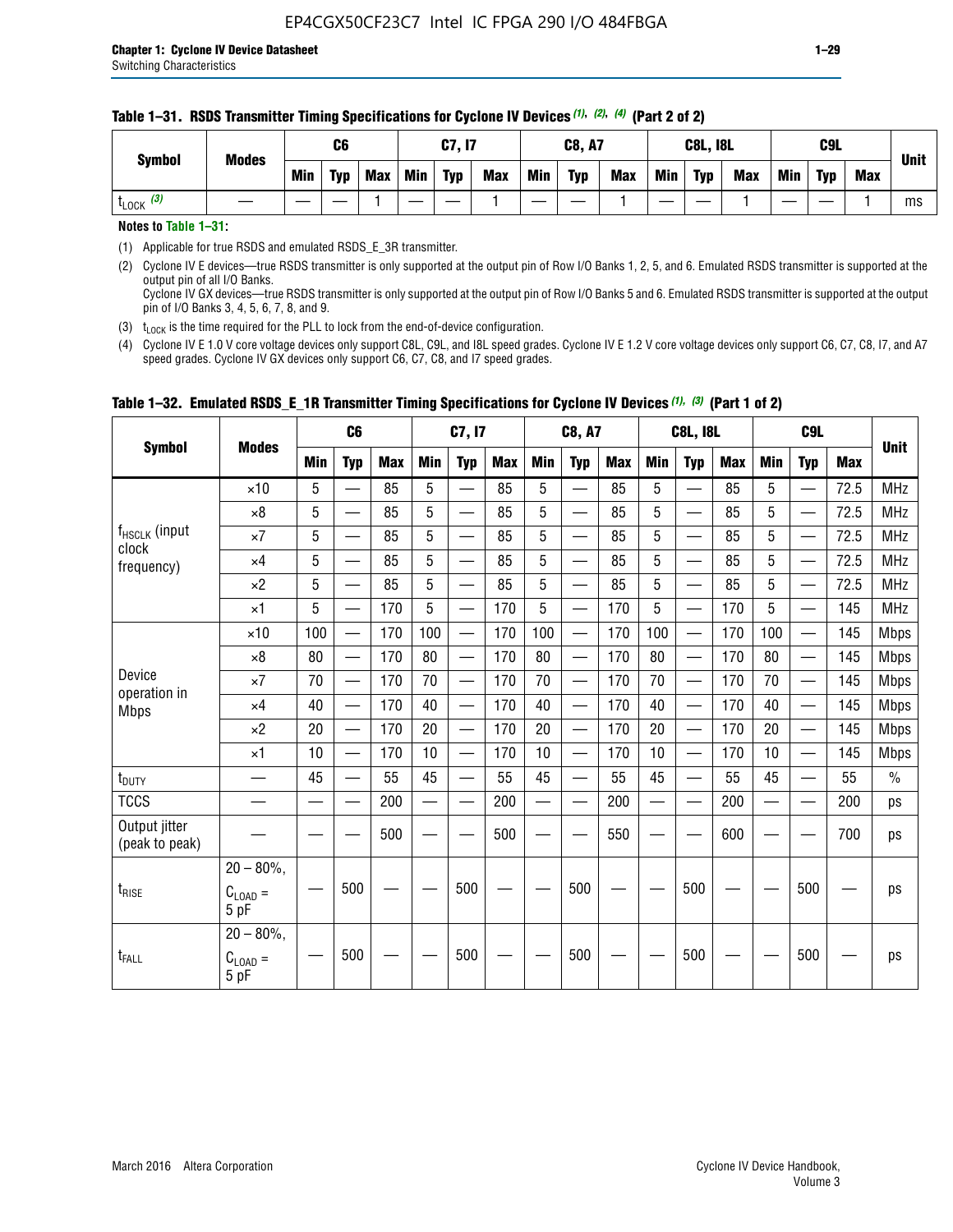**Table 1–31. RSDS Transmitter Timing Specifications for Cyclone IV Devices (1), (2), (4) (Part 2 of 2)**

| Symbol | Modes | C6 | | | C7, I7 | | | C8, A7 | | | C8L, I8L | | | C9L | | | Unit |
|---|---|---|---|---|---|---|---|---|---|---|---|---|---|---|---|---|---|
| | | Min | Typ | Max | Min | Typ | Max | Min | Typ | Max | Min | Typ | Max | Min | Typ | Max | |
| $t_{LOCK}$ (3) | — | — | — | 1 | — | — | 1 | — | — | 1 | — | — | 1 | — | — | 1 | ms |

**Notes to Table 1–31:**

(1) Applicable for true RSDS and emulated RSDS_E_3R transmitter.

(2) Cyclone IV E devices—true RSDS transmitter is only supported at the output pin of Row I/O Banks 1, 2, 5, and 6. Emulated RSDS transmitter is supported at the output pin of all I/O Banks.
Cyclone IV GX devices—true RSDS transmitter is only supported at the output pin of Row I/O Banks 5 and 6. Emulated RSDS transmitter is supported at the output pin of I/O Banks 3, 4, 5, 6, 7, 8, and 9.

(3) $t_{LOCK}$ is the time required for the PLL to lock from the end-of-device configuration.

(4) Cyclone IV E 1.0 V core voltage devices only support C8L, C9L, and I8L speed grades. Cyclone IV E 1.2 V core voltage devices only support C6, C7, C8, I7, and A7 speed grades. Cyclone IV GX devices only support C6, C7, C8, and I7 speed grades.

**Table 1–32. Emulated RSDS_E_1R Transmitter Timing Specifications for Cyclone IV Devices (1), (3) (Part 1 of 2)**

| Symbol | Modes | C6 | | | C7, I7 | | | C8, A7 | | | C8L, I8L | | | C9L | | | Unit |
|---|---|---|---|---|---|---|---|---|---|---|---|---|---|---|---|---|---|
| | | Min | Typ | Max | Min | Typ | Max | Min | Typ | Max | Min | Typ | Max | Min | Typ | Max | |
| $f_{HSCLK}$ (input clock frequency) | ×10 | 5 | — | 85 | 5 | — | 85 | 5 | — | 85 | 5 | — | 85 | 5 | — | 72.5 | MHz |
| | ×8 | 5 | — | 85 | 5 | — | 85 | 5 | — | 85 | 5 | — | 85 | 5 | — | 72.5 | MHz |
| | ×7 | 5 | — | 85 | 5 | — | 85 | 5 | — | 85 | 5 | — | 85 | 5 | — | 72.5 | MHz |
| | ×4 | 5 | — | 85 | 5 | — | 85 | 5 | — | 85 | 5 | — | 85 | 5 | — | 72.5 | MHz |
| | ×2 | 5 | — | 85 | 5 | — | 85 | 5 | — | 85 | 5 | — | 85 | 5 | — | 72.5 | MHz |
| | ×1 | 5 | — | 170 | 5 | — | 170 | 5 | — | 170 | 5 | — | 170 | 5 | — | 145 | MHz |
| Device operation in Mbps | ×10 | 100 | — | 170 | 100 | — | 170 | 100 | — | 170 | 100 | — | 170 | 100 | — | 145 | Mbps |
| | ×8 | 80 | — | 170 | 80 | — | 170 | 80 | — | 170 | 80 | — | 170 | 80 | — | 145 | Mbps |
| | ×7 | 70 | — | 170 | 70 | — | 170 | 70 | — | 170 | 70 | — | 170 | 70 | — | 145 | Mbps |
| | ×4 | 40 | — | 170 | 40 | — | 170 | 40 | — | 170 | 40 | — | 170 | 40 | — | 145 | Mbps |
| | ×2 | 20 | — | 170 | 20 | — | 170 | 20 | — | 170 | 20 | — | 170 | 20 | — | 145 | Mbps |
| | ×1 | 10 | — | 170 | 10 | — | 170 | 10 | — | 170 | 10 | — | 170 | 10 | — | 145 | Mbps |
| $t_{DUTY}$ | — | 45 | — | 55 | 45 | — | 55 | 45 | — | 55 | 45 | — | 55 | 45 | — | 55 | % |
| TCCS | — | — | — | 200 | — | — | 200 | — | — | 200 | — | — | 200 | — | — | 200 | ps |
| Output jitter (peak to peak) | — | — | — | 500 | — | — | 500 | — | — | 550 | — | — | 600 | — | — | 700 | ps |
| $t_{RISE}$ | 20 – 80%, $C_{LOAD}$ = 5 pF | — | 500 | — | — | 500 | — | — | 500 | — | — | 500 | — | — | 500 | — | ps |
| $t_{FALL}$ | 20 – 80%, $C_{LOAD}$ = 5 pF | — | 500 | — | — | 500 | — | — | 500 | — | — | 500 | — | — | 500 | — | ps |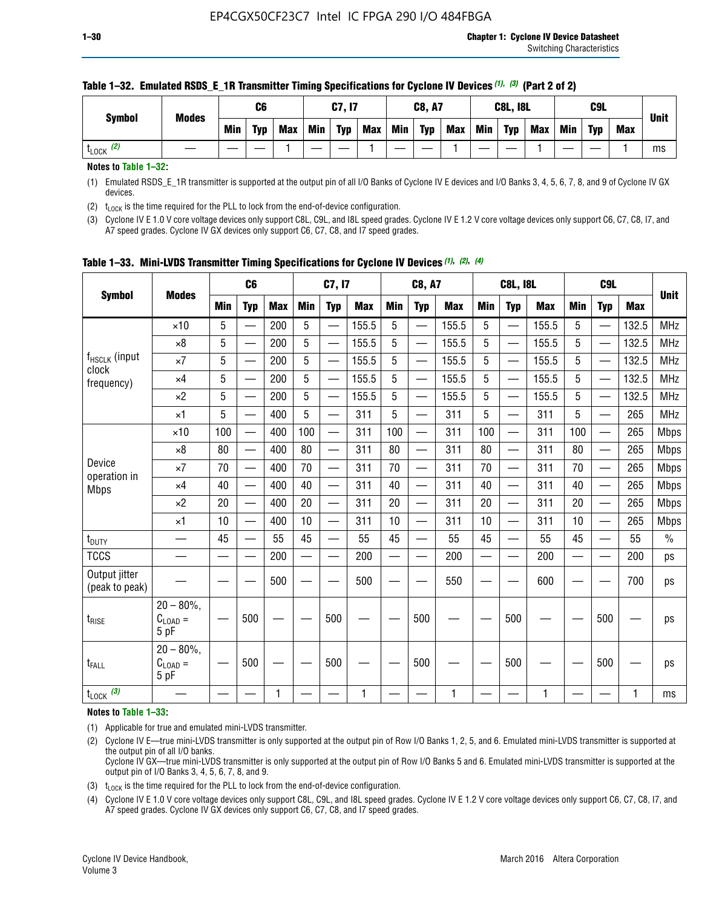**Table 1–32. Emulated RSDS_E_1R Transmitter Timing Specifications for Cyclone IV Devices (1), (3) (Part 2 of 2)**

| Symbol | Modes | C6 | | | C7, I7 | | | C8, A7 | | | C8L, I8L | | | C9L | | | Unit |
|---|---|---|---|---|---|---|---|---|---|---|---|---|---|---|---|---|---|
| | | Min | Typ | Max | Min | Typ | Max | Min | Typ | Max | Min | Typ | Max | Min | Typ | Max | |
| $t_{LOCK}$ (2) | — | — | — | 1 | — | — | 1 | — | — | 1 | — | — | 1 | — | — | 1 | ms |

**Notes to Table 1–32:**

(1) Emulated RSDS_E_1R transmitter is supported at the output pin of all I/O Banks of Cyclone IV E devices and I/O Banks 3, 4, 5, 6, 7, 8, and 9 of Cyclone IV GX devices.

(2) $t_{LOCK}$ is the time required for the PLL to lock from the end-of-device configuration.

(3) Cyclone IV E 1.0 V core voltage devices only support C8L, C9L, and I8L speed grades. Cyclone IV E 1.2 V core voltage devices only support C6, C7, C8, I7, and A7 speed grades. Cyclone IV GX devices only support C6, C7, C8, and I7 speed grades.

**Table 1–33. Mini-LVDS Transmitter Timing Specifications for Cyclone IV Devices (1), (2), (4)**

| Symbol | Modes | C6 | | | C7, I7 | | | C8, A7 | | | C8L, I8L | | | C9L | | | Unit |
|---|---|---|---|---|---|---|---|---|---|---|---|---|---|---|---|---|---|
| | | Min | Typ | Max | Min | Typ | Max | Min | Typ | Max | Min | Typ | Max | Min | Typ | Max | |
| $f_{HSCLK}$ (input clock frequency) | ×10 | 5 | — | 200 | 5 | — | 155.5 | 5 | — | 155.5 | 5 | — | 155.5 | 5 | — | 132.5 | MHz |
| | ×8 | 5 | — | 200 | 5 | — | 155.5 | 5 | — | 155.5 | 5 | — | 155.5 | 5 | — | 132.5 | MHz |
| | ×7 | 5 | — | 200 | 5 | — | 155.5 | 5 | — | 155.5 | 5 | — | 155.5 | 5 | — | 132.5 | MHz |
| | ×4 | 5 | — | 200 | 5 | — | 155.5 | 5 | — | 155.5 | 5 | — | 155.5 | 5 | — | 132.5 | MHz |
| | ×2 | 5 | — | 200 | 5 | — | 155.5 | 5 | — | 155.5 | 5 | — | 155.5 | 5 | — | 132.5 | MHz |
| | ×1 | 5 | — | 400 | 5 | — | 311 | 5 | — | 311 | 5 | — | 311 | 5 | — | 265 | MHz |
| Device operation in Mbps | ×10 | 100 | — | 400 | 100 | — | 311 | 100 | — | 311 | 100 | — | 311 | 100 | — | 265 | Mbps |
| | ×8 | 80 | — | 400 | 80 | — | 311 | 80 | — | 311 | 80 | — | 311 | 80 | — | 265 | Mbps |
| | ×7 | 70 | — | 400 | 70 | — | 311 | 70 | — | 311 | 70 | — | 311 | 70 | — | 265 | Mbps |
| | ×4 | 40 | — | 400 | 40 | — | 311 | 40 | — | 311 | 40 | — | 311 | 40 | — | 265 | Mbps |
| | ×2 | 20 | — | 400 | 20 | — | 311 | 20 | — | 311 | 20 | — | 311 | 20 | — | 265 | Mbps |
| | ×1 | 10 | — | 400 | 10 | — | 311 | 10 | — | 311 | 10 | — | 311 | 10 | — | 265 | Mbps |
| $t_{DUTY}$ | — | 45 | — | 55 | 45 | — | 55 | 45 | — | 55 | 45 | — | 55 | 45 | — | 55 | % |
| TCCS | — | — | — | 200 | — | — | 200 | — | — | 200 | — | — | 200 | — | — | 200 | ps |
| Output jitter (peak to peak) | — | — | — | 500 | — | — | 500 | — | — | 550 | — | — | 600 | — | — | 700 | ps |
| $t_{RISE}$ | 20 – 80%, $C_{LOAD}$ = 5 pF | — | 500 | — | — | 500 | — | — | 500 | — | — | 500 | — | — | 500 | — | ps |
| $t_{FALL}$ | 20 – 80%, $C_{LOAD}$ = 5 pF | — | 500 | — | — | 500 | — | — | 500 | — | — | 500 | — | — | 500 | — | ps |
| $t_{LOCK}$ (3) | — | — | — | 1 | — | — | 1 | — | — | 1 | — | — | 1 | — | — | 1 | ms |

**Notes to Table 1–33:**

(1) Applicable for true and emulated mini-LVDS transmitter.

(2) Cyclone IV E—true mini-LVDS transmitter is only supported at the output pin of Row I/O Banks 1, 2, 5, and 6. Emulated mini-LVDS transmitter is supported at the output pin of all I/O Banks.
Cyclone IV GX—true mini-LVDS transmitter is only supported at the output pin of Row I/O Banks 5 and 6. Emulated mini-LVDS transmitter is supported at the output pin of I/O Banks 3, 4, 5, 6, 7, 8, and 9.

(3) $t_{LOCK}$ is the time required for the PLL to lock from the end-of-device configuration.

(4) Cyclone IV E 1.0 V core voltage devices only support C8L, C9L, and I8L speed grades. Cyclone IV E 1.2 V core voltage devices only support C6, C7, C8, I7, and A7 speed grades. Cyclone IV GX devices only support C6, C7, C8, and I7 speed grades.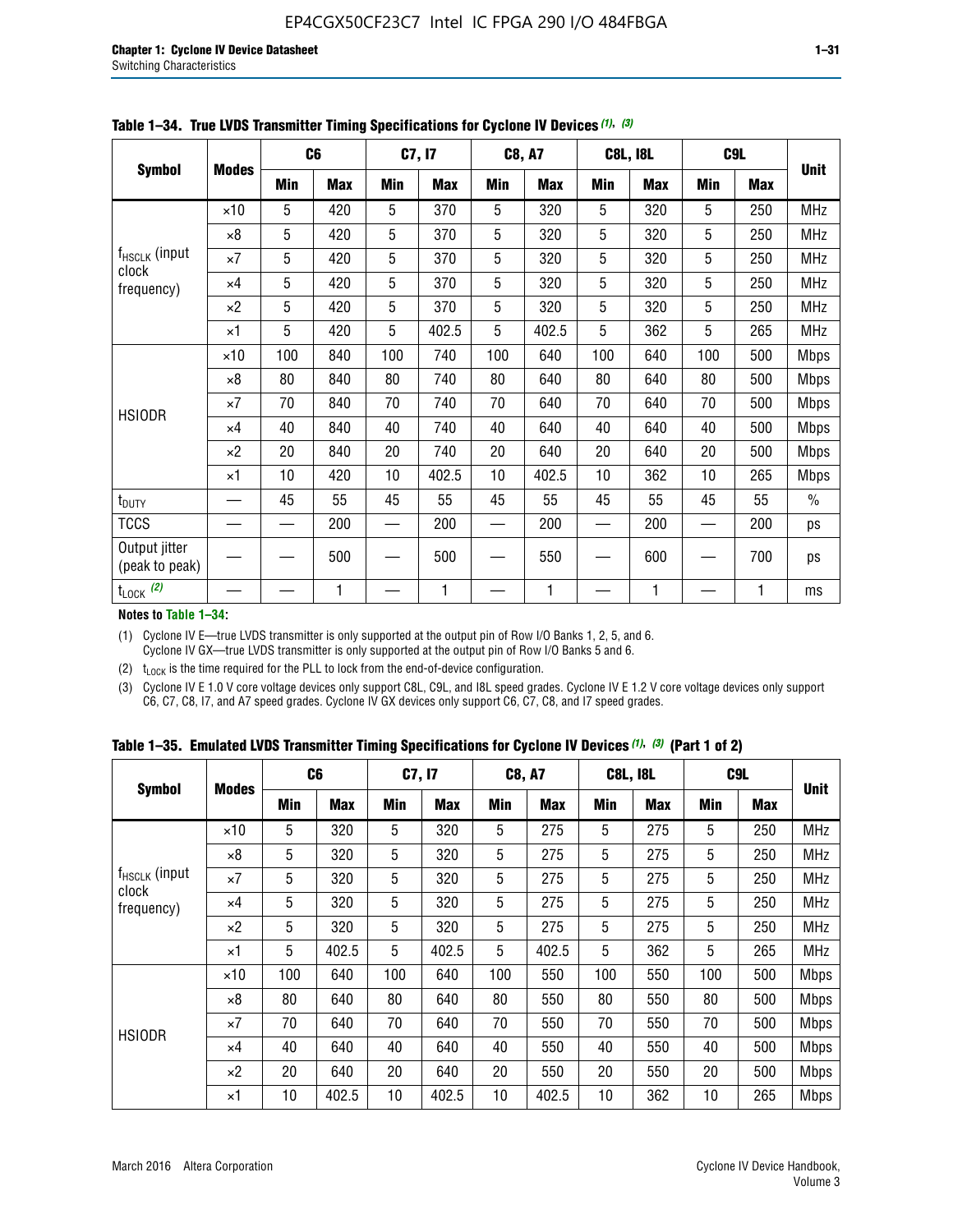**Table 1–34. True LVDS Transmitter Timing Specifications for Cyclone IV Devices (1), (3)**

| Symbol | Modes | C6 | | C7, I7 | | C8, A7 | | C8L, I8L | | C9L | | Unit |
|---|---|---|---|---|---|---|---|---|---|---|---|---|
| | | Min | Max | Min | Max | Min | Max | Min | Max | Min | Max | |
| $f_{HSCLK}$ (input clock frequency) | ×10 | 5 | 420 | 5 | 370 | 5 | 320 | 5 | 320 | 5 | 250 | MHz |
| | ×8 | 5 | 420 | 5 | 370 | 5 | 320 | 5 | 320 | 5 | 250 | MHz |
| | ×7 | 5 | 420 | 5 | 370 | 5 | 320 | 5 | 320 | 5 | 250 | MHz |
| | ×4 | 5 | 420 | 5 | 370 | 5 | 320 | 5 | 320 | 5 | 250 | MHz |
| | ×2 | 5 | 420 | 5 | 370 | 5 | 320 | 5 | 320 | 5 | 250 | MHz |
| | ×1 | 5 | 420 | 5 | 402.5 | 5 | 402.5 | 5 | 362 | 5 | 265 | MHz |
| HSIODR | ×10 | 100 | 840 | 100 | 740 | 100 | 640 | 100 | 640 | 100 | 500 | Mbps |
| | ×8 | 80 | 840 | 80 | 740 | 80 | 640 | 80 | 640 | 80 | 500 | Mbps |
| | ×7 | 70 | 840 | 70 | 740 | 70 | 640 | 70 | 640 | 70 | 500 | Mbps |
| | ×4 | 40 | 840 | 40 | 740 | 40 | 640 | 40 | 640 | 40 | 500 | Mbps |
| | ×2 | 20 | 840 | 20 | 740 | 20 | 640 | 20 | 640 | 20 | 500 | Mbps |
| | ×1 | 10 | 420 | 10 | 402.5 | 10 | 402.5 | 10 | 362 | 10 | 265 | Mbps |
| $t_{DUTY}$ | — | 45 | 55 | 45 | 55 | 45 | 55 | 45 | 55 | 45 | 55 | % |
| TCCS | — | — | 200 | — | 200 | — | 200 | — | 200 | — | 200 | ps |
| Output jitter (peak to peak) | — | — | 500 | — | 500 | — | 550 | — | 600 | — | 700 | ps |
| $t_{LOCK}$ (2) | — | — | 1 | — | 1 | — | 1 | — | 1 | — | 1 | ms |

**Notes to Table 1–34:**

(1) Cyclone IV E—true LVDS transmitter is only supported at the output pin of Row I/O Banks 1, 2, 5, and 6. Cyclone IV GX—true LVDS transmitter is only supported at the output pin of Row I/O Banks 5 and 6.

(2) $t_{LOCK}$ is the time required for the PLL to lock from the end-of-device configuration.

(3) Cyclone IV E 1.0 V core voltage devices only support C8L, C9L, and I8L speed grades. Cyclone IV E 1.2 V core voltage devices only support C6, C7, C8, I7, and A7 speed grades. Cyclone IV GX devices only support C6, C7, C8, and I7 speed grades.

**Table 1–35. Emulated LVDS Transmitter Timing Specifications for Cyclone IV Devices (1), (3) (Part 1 of 2)**

| Symbol | Modes | C6 | | C7, I7 | | C8, A7 | | C8L, I8L | | C9L | | Unit |
|---|---|---|---|---|---|---|---|---|---|---|---|---|
| | | Min | Max | Min | Max | Min | Max | Min | Max | Min | Max | |
| $f_{HSCLK}$ (input clock frequency) | ×10 | 5 | 320 | 5 | 320 | 5 | 275 | 5 | 275 | 5 | 250 | MHz |
| | ×8 | 5 | 320 | 5 | 320 | 5 | 275 | 5 | 275 | 5 | 250 | MHz |
| | ×7 | 5 | 320 | 5 | 320 | 5 | 275 | 5 | 275 | 5 | 250 | MHz |
| | ×4 | 5 | 320 | 5 | 320 | 5 | 275 | 5 | 275 | 5 | 250 | MHz |
| | ×2 | 5 | 320 | 5 | 320 | 5 | 275 | 5 | 275 | 5 | 250 | MHz |
| | ×1 | 5 | 402.5 | 5 | 402.5 | 5 | 402.5 | 5 | 362 | 5 | 265 | MHz |
| HSIODR | ×10 | 100 | 640 | 100 | 640 | 100 | 550 | 100 | 550 | 100 | 500 | Mbps |
| | ×8 | 80 | 640 | 80 | 640 | 80 | 550 | 80 | 550 | 80 | 500 | Mbps |
| | ×7 | 70 | 640 | 70 | 640 | 70 | 550 | 70 | 550 | 70 | 500 | Mbps |
| | ×4 | 40 | 640 | 40 | 640 | 40 | 550 | 40 | 550 | 40 | 500 | Mbps |
| | ×2 | 20 | 640 | 20 | 640 | 20 | 550 | 20 | 550 | 20 | 500 | Mbps |
| | ×1 | 10 | 402.5 | 10 | 402.5 | 10 | 402.5 | 10 | 362 | 10 | 265 | Mbps |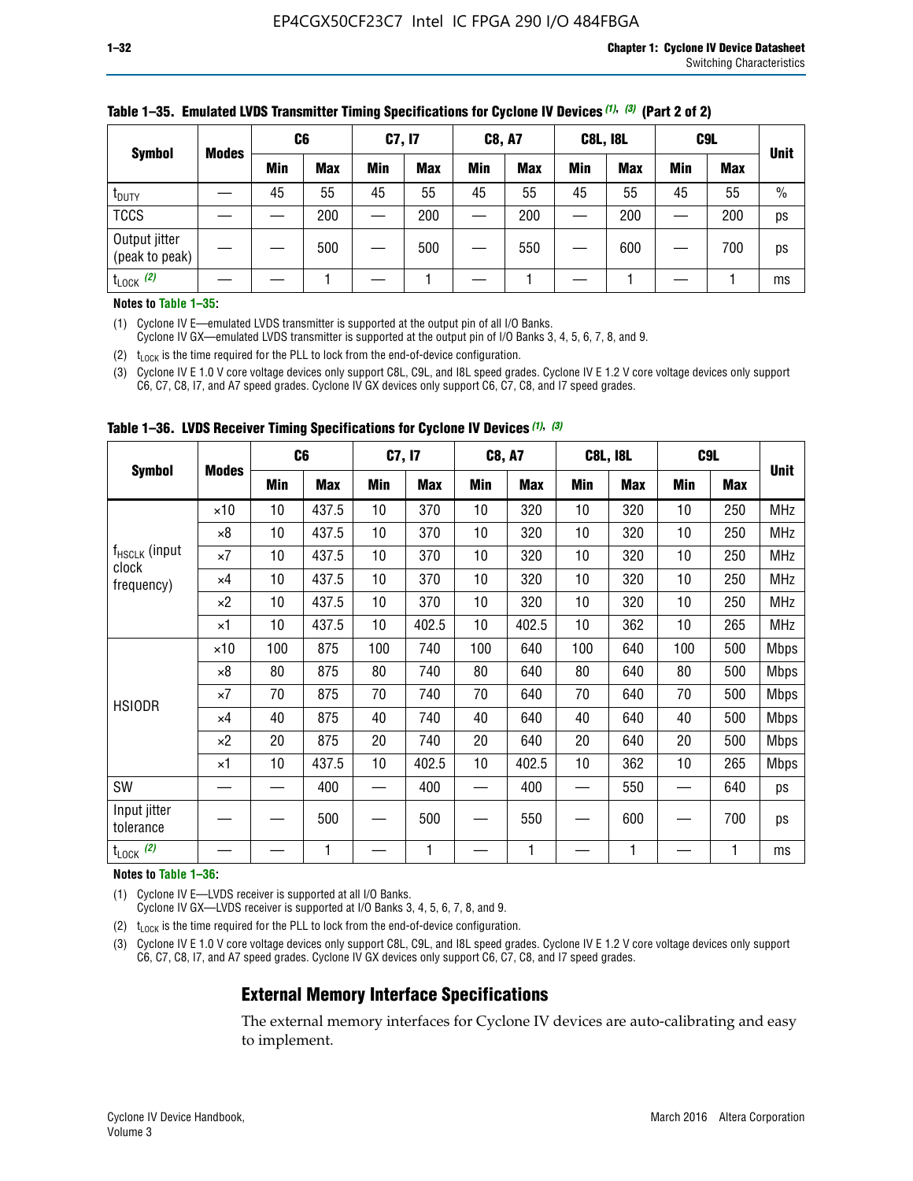**Table 1–35. Emulated LVDS Transmitter Timing Specifications for Cyclone IV Devices (1), (3) (Part 2 of 2)**

| Symbol | Modes | C6 | | C7, I7 | | C8, A7 | | C8L, I8L | | C9L | | Unit |
|---|---|---|---|---|---|---|---|---|---|---|---|---|
| | | Min | Max | Min | Max | Min | Max | Min | Max | Min | Max | |
| $t_{DUTY}$ | — | 45 | 55 | 45 | 55 | 45 | 55 | 45 | 55 | 45 | 55 | % |
| TCCS | — | — | 200 | — | 200 | — | 200 | — | 200 | — | 200 | ps |
| Output jitter (peak to peak) | — | — | 500 | — | 500 | — | 550 | — | 600 | — | 700 | ps |
| $t_{LOCK}$ (2) | — | — | 1 | — | 1 | — | 1 | — | 1 | — | 1 | ms |

**Notes to Table 1–35:**

(1) Cyclone IV E—emulated LVDS transmitter is supported at the output pin of all I/O Banks.
Cyclone IV GX—emulated LVDS transmitter is supported at the output pin of I/O Banks 3, 4, 5, 6, 7, 8, and 9.

(2) $t_{LOCK}$ is the time required for the PLL to lock from the end-of-device configuration.

(3) Cyclone IV E 1.0 V core voltage devices only support C8L, C9L, and I8L speed grades. Cyclone IV E 1.2 V core voltage devices only support C6, C7, C8, I7, and A7 speed grades. Cyclone IV GX devices only support C6, C7, C8, and I7 speed grades.

**Table 1–36. LVDS Receiver Timing Specifications for Cyclone IV Devices (1), (3)**

| Symbol | Modes | C6 | | C7, I7 | | C8, A7 | | C8L, I8L | | C9L | | Unit |
|---|---|---|---|---|---|---|---|---|---|---|---|---|
| | | Min | Max | Min | Max | Min | Max | Min | Max | Min | Max | |
| $f_{HSCLK}$ (input clock frequency) | ×10 | 10 | 437.5 | 10 | 370 | 10 | 320 | 10 | 320 | 10 | 250 | MHz |
| | ×8 | 10 | 437.5 | 10 | 370 | 10 | 320 | 10 | 320 | 10 | 250 | MHz |
| | ×7 | 10 | 437.5 | 10 | 370 | 10 | 320 | 10 | 320 | 10 | 250 | MHz |
| | ×4 | 10 | 437.5 | 10 | 370 | 10 | 320 | 10 | 320 | 10 | 250 | MHz |
| | ×2 | 10 | 437.5 | 10 | 370 | 10 | 320 | 10 | 320 | 10 | 250 | MHz |
| | ×1 | 10 | 437.5 | 10 | 402.5 | 10 | 402.5 | 10 | 362 | 10 | 265 | MHz |
| HSIODR | ×10 | 100 | 875 | 100 | 740 | 100 | 640 | 100 | 640 | 100 | 500 | Mbps |
| | ×8 | 80 | 875 | 80 | 740 | 80 | 640 | 80 | 640 | 80 | 500 | Mbps |
| | ×7 | 70 | 875 | 70 | 740 | 70 | 640 | 70 | 640 | 70 | 500 | Mbps |
| | ×4 | 40 | 875 | 40 | 740 | 40 | 640 | 40 | 640 | 40 | 500 | Mbps |
| | ×2 | 20 | 875 | 20 | 740 | 20 | 640 | 20 | 640 | 20 | 500 | Mbps |
| | ×1 | 10 | 437.5 | 10 | 402.5 | 10 | 402.5 | 10 | 362 | 10 | 265 | Mbps |
| SW | — | — | 400 | — | 400 | — | 400 | — | 550 | — | 640 | ps |
| Input jitter tolerance | — | — | 500 | — | 500 | — | 550 | — | 600 | — | 700 | ps |
| $t_{LOCK}$ (2) | — | — | 1 | — | 1 | — | 1 | — | 1 | — | 1 | ms |

**Notes to Table 1–36:**

(1) Cyclone IV E—LVDS receiver is supported at all I/O Banks.
Cyclone IV GX—LVDS receiver is supported at I/O Banks 3, 4, 5, 6, 7, 8, and 9.

(2) $t_{LOCK}$ is the time required for the PLL to lock from the end-of-device configuration.

(3) Cyclone IV E 1.0 V core voltage devices only support C8L, C9L, and I8L speed grades. Cyclone IV E 1.2 V core voltage devices only support C6, C7, C8, I7, and A7 speed grades. Cyclone IV GX devices only support C6, C7, C8, and I7 speed grades.

## External Memory Interface Specifications

The external memory interfaces for Cyclone IV devices are auto-calibrating and easy to implement.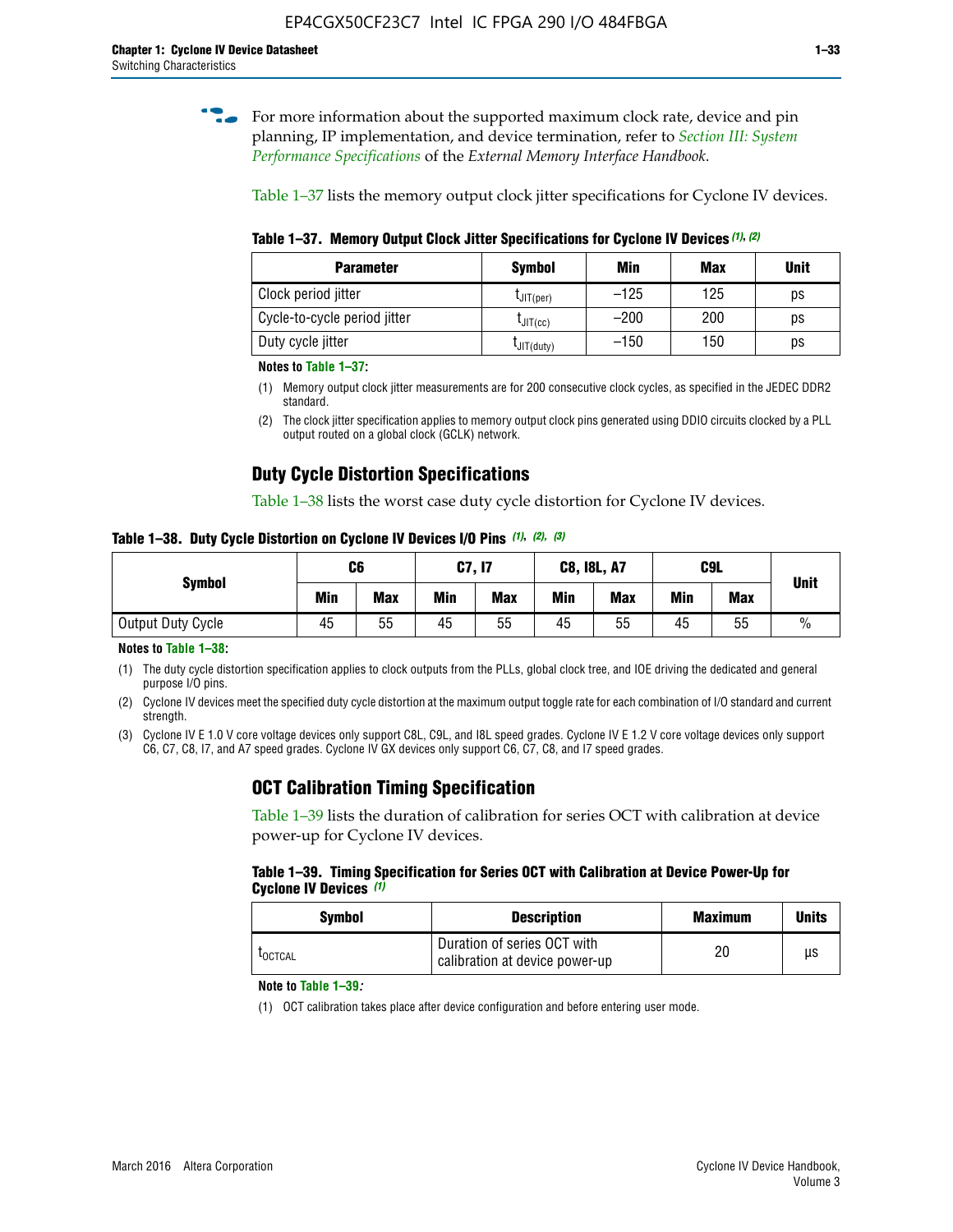For more information about the supported maximum clock rate, device and pin planning, IP implementation, and device termination, refer to *Section III: System Performance Specifications* of the *External Memory Interface Handbook*.

Table 1–37 lists the memory output clock jitter specifications for Cyclone IV devices.

**Table 1–37. Memory Output Clock Jitter Specifications for Cyclone IV Devices** *(1), (2)*

| Parameter | Symbol | Min | Max | Unit |
|---|---|---|---|---|
| Clock period jitter | $t_{JIT(per)}$ | –125 | 125 | ps |
| Cycle-to-cycle period jitter | $t_{JIT(cc)}$ | –200 | 200 | ps |
| Duty cycle jitter | $t_{JIT(duty)}$ | –150 | 150 | ps |

**Notes to Table 1–37:**

(1) Memory output clock jitter measurements are for 200 consecutive clock cycles, as specified in the JEDEC DDR2 standard.

(2) The clock jitter specification applies to memory output clock pins generated using DDIO circuits clocked by a PLL output routed on a global clock (GCLK) network.

## Duty Cycle Distortion Specifications

Table 1–38 lists the worst case duty cycle distortion for Cyclone IV devices.

**Table 1–38. Duty Cycle Distortion on Cyclone IV Devices I/O Pins** *(1), (2), (3)*

| Symbol | C6 | | C7, I7 | | C8, I8L, A7 | | C9L | | Unit |
|---|---|---|---|---|---|---|---|---|---|
| | Min | Max | Min | Max | Min | Max | Min | Max | |
| Output Duty Cycle | 45 | 55 | 45 | 55 | 45 | 55 | 45 | 55 | % |

**Notes to Table 1–38:**

(1) The duty cycle distortion specification applies to clock outputs from the PLLs, global clock tree, and IOE driving the dedicated and general purpose I/O pins.

(2) Cyclone IV devices meet the specified duty cycle distortion at the maximum output toggle rate for each combination of I/O standard and current strength.

(3) Cyclone IV E 1.0 V core voltage devices only support C8L, C9L, and I8L speed grades. Cyclone IV E 1.2 V core voltage devices only support C6, C7, C8, I7, and A7 speed grades. Cyclone IV GX devices only support C6, C7, C8, and I7 speed grades.

## OCT Calibration Timing Specification

Table 1–39 lists the duration of calibration for series OCT with calibration at device power-up for Cyclone IV devices.

**Table 1–39. Timing Specification for Series OCT with Calibration at Device Power-Up for Cyclone IV Devices** *(1)*

| Symbol | Description | Maximum | Units |
|---|---|---|---|
| $t_{OCTCAL}$ | Duration of series OCT with calibration at device power-up | 20 | µs |

**Note to Table 1–39:**

(1) OCT calibration takes place after device configuration and before entering user mode.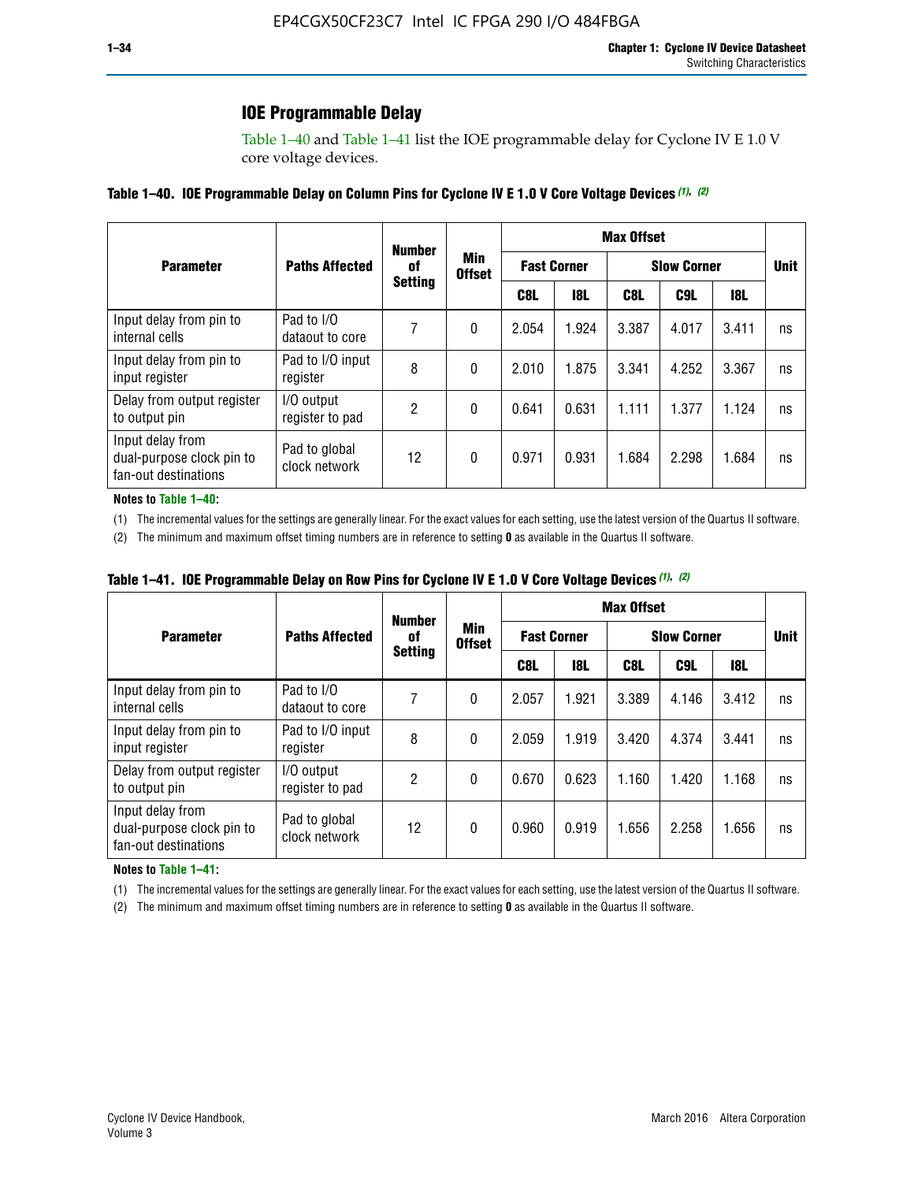## IOE Programmable Delay

Table 1–40 and Table 1–41 list the IOE programmable delay for Cyclone IV E 1.0 V core voltage devices.

**Table 1–40. IOE Programmable Delay on Column Pins for Cyclone IV E 1.0 V Core Voltage Devices (1), (2)**

| Parameter | Paths Affected | Number of Setting | Min Offset | Max Offset | | | | | Unit |
|---|---|---|---|---|---|---|---|---|---|
| | | | | Fast Corner | | Slow Corner | | | |
| | | | | C8L | I8L | C8L | C9L | I8L | |
| Input delay from pin to internal cells | Pad to I/O dataout to core | 7 | 0 | 2.054 | 1.924 | 3.387 | 4.017 | 3.411 | ns |
| Input delay from pin to input register | Pad to I/O input register | 8 | 0 | 2.010 | 1.875 | 3.341 | 4.252 | 3.367 | ns |
| Delay from output register to output pin | I/O output register to pad | 2 | 0 | 0.641 | 0.631 | 1.111 | 1.377 | 1.124 | ns |
| Input delay from dual-purpose clock pin to fan-out destinations | Pad to global clock network | 12 | 0 | 0.971 | 0.931 | 1.684 | 2.298 | 1.684 | ns |

**Notes to Table 1–40:**

(1) The incremental values for the settings are generally linear. For the exact values for each setting, use the latest version of the Quartus II software.

(2) The minimum and maximum offset timing numbers are in reference to setting **0** as available in the Quartus II software.

**Table 1–41. IOE Programmable Delay on Row Pins for Cyclone IV E 1.0 V Core Voltage Devices (1), (2)**

| Parameter | Paths Affected | Number of Setting | Min Offset | Max Offset | | | | | Unit |
|---|---|---|---|---|---|---|---|---|---|
| | | | | Fast Corner | | Slow Corner | | | |
| | | | | C8L | I8L | C8L | C9L | I8L | |
| Input delay from pin to internal cells | Pad to I/O dataout to core | 7 | 0 | 2.057 | 1.921 | 3.389 | 4.146 | 3.412 | ns |
| Input delay from pin to input register | Pad to I/O input register | 8 | 0 | 2.059 | 1.919 | 3.420 | 4.374 | 3.441 | ns |
| Delay from output register to output pin | I/O output register to pad | 2 | 0 | 0.670 | 0.623 | 1.160 | 1.420 | 1.168 | ns |
| Input delay from dual-purpose clock pin to fan-out destinations | Pad to global clock network | 12 | 0 | 0.960 | 0.919 | 1.656 | 2.258 | 1.656 | ns |

**Notes to Table 1–41:**

(1) The incremental values for the settings are generally linear. For the exact values for each setting, use the latest version of the Quartus II software.

(2) The minimum and maximum offset timing numbers are in reference to setting **0** as available in the Quartus II software.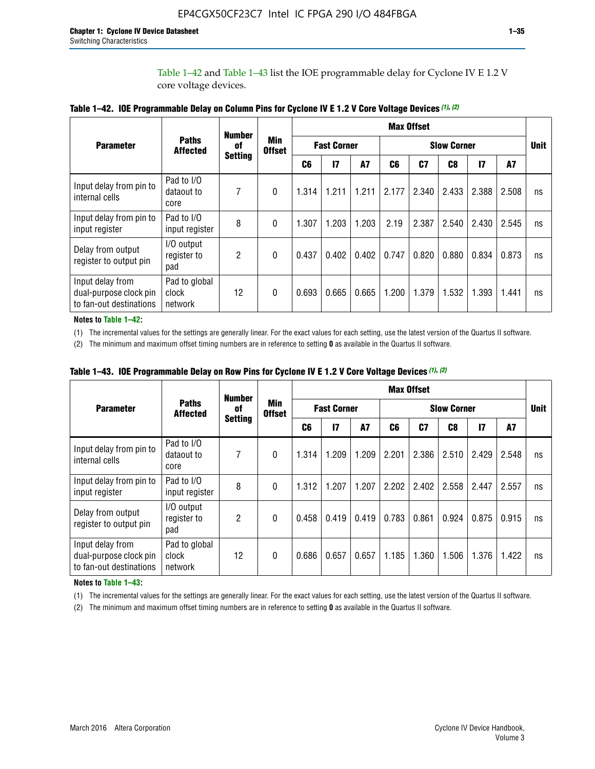Table 1–42 and Table 1–43 list the IOE programmable delay for Cyclone IV E 1.2 V core voltage devices.

**Table 1–42. IOE Programmable Delay on Column Pins for Cyclone IV E 1.2 V Core Voltage Devices (1), (2)**

| Parameter | Paths Affected | Number of Setting | Min Offset | Max Offset | | | | | | | | Unit |
|---|---|---|---|---|---|---|---|---|---|---|---|---|
| | | | | Fast Corner | | | Slow Corner | | | | | |
| | | | | C6 | I7 | A7 | C6 | C7 | C8 | I7 | A7 | |
| Input delay from pin to internal cells | Pad to I/O dataout to core | 7 | 0 | 1.314 | 1.211 | 1.211 | 2.177 | 2.340 | 2.433 | 2.388 | 2.508 | ns |
| Input delay from pin to input register | Pad to I/O input register | 8 | 0 | 1.307 | 1.203 | 1.203 | 2.19 | 2.387 | 2.540 | 2.430 | 2.545 | ns |
| Delay from output register to output pin | I/O output register to pad | 2 | 0 | 0.437 | 0.402 | 0.402 | 0.747 | 0.820 | 0.880 | 0.834 | 0.873 | ns |
| Input delay from dual-purpose clock pin to fan-out destinations | Pad to global clock network | 12 | 0 | 0.693 | 0.665 | 0.665 | 1.200 | 1.379 | 1.532 | 1.393 | 1.441 | ns |

**Notes to Table 1–42:**

(1) The incremental values for the settings are generally linear. For the exact values for each setting, use the latest version of the Quartus II software.

(2) The minimum and maximum offset timing numbers are in reference to setting **0** as available in the Quartus II software.

**Table 1–43. IOE Programmable Delay on Row Pins for Cyclone IV E 1.2 V Core Voltage Devices (1), (2)**

| Parameter | Paths Affected | Number of Setting | Min Offset | Max Offset | | | | | | | | Unit |
|---|---|---|---|---|---|---|---|---|---|---|---|---|
| | | | | Fast Corner | | | Slow Corner | | | | | |
| | | | | C6 | I7 | A7 | C6 | C7 | C8 | I7 | A7 | |
| Input delay from pin to internal cells | Pad to I/O dataout to core | 7 | 0 | 1.314 | 1.209 | 1.209 | 2.201 | 2.386 | 2.510 | 2.429 | 2.548 | ns |
| Input delay from pin to input register | Pad to I/O input register | 8 | 0 | 1.312 | 1.207 | 1.207 | 2.202 | 2.402 | 2.558 | 2.447 | 2.557 | ns |
| Delay from output register to output pin | I/O output register to pad | 2 | 0 | 0.458 | 0.419 | 0.419 | 0.783 | 0.861 | 0.924 | 0.875 | 0.915 | ns |
| Input delay from dual-purpose clock pin to fan-out destinations | Pad to global clock network | 12 | 0 | 0.686 | 0.657 | 0.657 | 1.185 | 1.360 | 1.506 | 1.376 | 1.422 | ns |

**Notes to Table 1–43:**

(1) The incremental values for the settings are generally linear. For the exact values for each setting, use the latest version of the Quartus II software.

(2) The minimum and maximum offset timing numbers are in reference to setting **0** as available in the Quartus II software.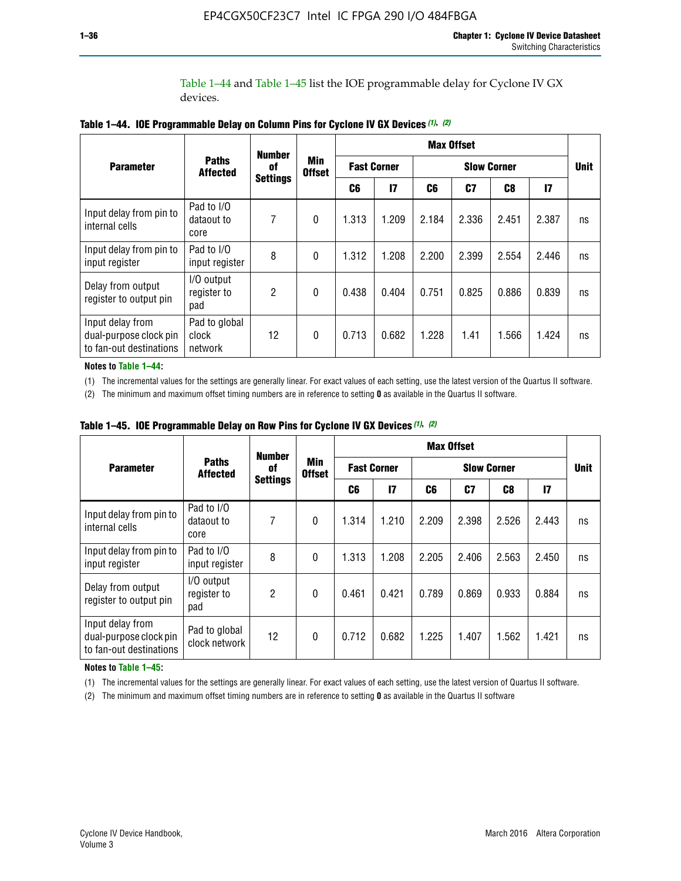Table 1–44 and Table 1–45 list the IOE programmable delay for Cyclone IV GX devices.

**Table 1–44. IOE Programmable Delay on Column Pins for Cyclone IV GX Devices (1), (2)**

| Parameter | Paths Affected | Number of Settings | Min Offset | Max Offset | | | | | | Unit |
|---|---|---|---|---|---|---|---|---|---|---|
| | | | | Fast Corner | | Slow Corner | | | | |
| | | | | C6 | I7 | C6 | C7 | C8 | I7 | |
| Input delay from pin to internal cells | Pad to I/O dataout to core | 7 | 0 | 1.313 | 1.209 | 2.184 | 2.336 | 2.451 | 2.387 | ns |
| Input delay from pin to input register | Pad to I/O input register | 8 | 0 | 1.312 | 1.208 | 2.200 | 2.399 | 2.554 | 2.446 | ns |
| Delay from output register to output pin | I/O output register to pad | 2 | 0 | 0.438 | 0.404 | 0.751 | 0.825 | 0.886 | 0.839 | ns |
| Input delay from dual-purpose clock pin to fan-out destinations | Pad to global clock network | 12 | 0 | 0.713 | 0.682 | 1.228 | 1.41 | 1.566 | 1.424 | ns |

**Notes to Table 1–44:**

(1) The incremental values for the settings are generally linear. For exact values of each setting, use the latest version of the Quartus II software.

(2) The minimum and maximum offset timing numbers are in reference to setting **0** as available in the Quartus II software.

**Table 1–45. IOE Programmable Delay on Row Pins for Cyclone IV GX Devices (1), (2)**

| Parameter | Paths Affected | Number of Settings | Min Offset | Max Offset | | | | | | Unit |
|---|---|---|---|---|---|---|---|---|---|---|
| | | | | Fast Corner | | Slow Corner | | | | |
| | | | | C6 | I7 | C6 | C7 | C8 | I7 | |
| Input delay from pin to internal cells | Pad to I/O dataout to core | 7 | 0 | 1.314 | 1.210 | 2.209 | 2.398 | 2.526 | 2.443 | ns |
| Input delay from pin to input register | Pad to I/O input register | 8 | 0 | 1.313 | 1.208 | 2.205 | 2.406 | 2.563 | 2.450 | ns |
| Delay from output register to output pin | I/O output register to pad | 2 | 0 | 0.461 | 0.421 | 0.789 | 0.869 | 0.933 | 0.884 | ns |
| Input delay from dual-purpose clock pin to fan-out destinations | Pad to global clock network | 12 | 0 | 0.712 | 0.682 | 1.225 | 1.407 | 1.562 | 1.421 | ns |

**Notes to Table 1–45:**

(1) The incremental values for the settings are generally linear. For exact values of each setting, use the latest version of Quartus II software.

(2) The minimum and maximum offset timing numbers are in reference to setting **0** as available in the Quartus II software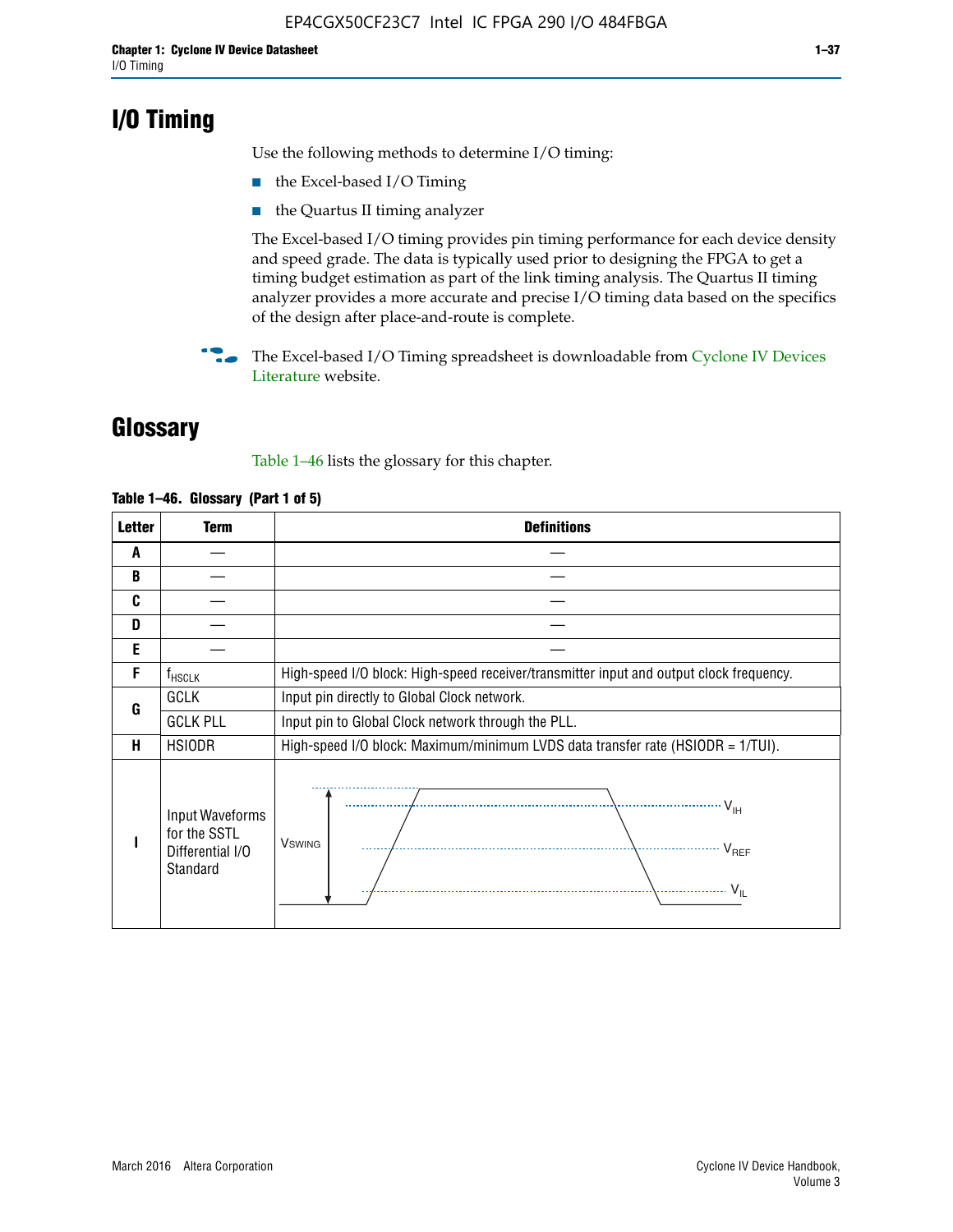# I/O Timing

Use the following methods to determine I/O timing:

- the Excel-based I/O Timing
- the Quartus II timing analyzer

The Excel-based I/O timing provides pin timing performance for each device density and speed grade. The data is typically used prior to designing the FPGA to get a timing budget estimation as part of the link timing analysis. The Quartus II timing analyzer provides a more accurate and precise I/O timing data based on the specifics of the design after place-and-route is complete.

The Excel-based I/O Timing spreadsheet is downloadable from Cyclone IV Devices Literature website.

# Glossary

Table 1–46 lists the glossary for this chapter.

**Table 1–46. Glossary (Part 1 of 5)**

| Letter | Term | Definitions |
|---|---|---|
| A | — | — |
| B | — | — |
| C | — | — |
| D | — | — |
| E | — | — |
| F | $f_{HSCLK}$ | High-speed I/O block: High-speed receiver/transmitter input and output clock frequency. |
| G | GCLK | Input pin directly to Global Clock network. |
| | GCLK PLL | Input pin to Global Clock network through the PLL. |
| H | HSIODR | High-speed I/O block: Maximum/minimum LVDS data transfer rate (HSIODR = 1/TUI). |
| I | Input Waveforms for the SSTL Differential I/O Standard | (Waveform diagram: $V_{SWING}$, $V_{IH}$, $V_{REF}$, $V_{IL}$) |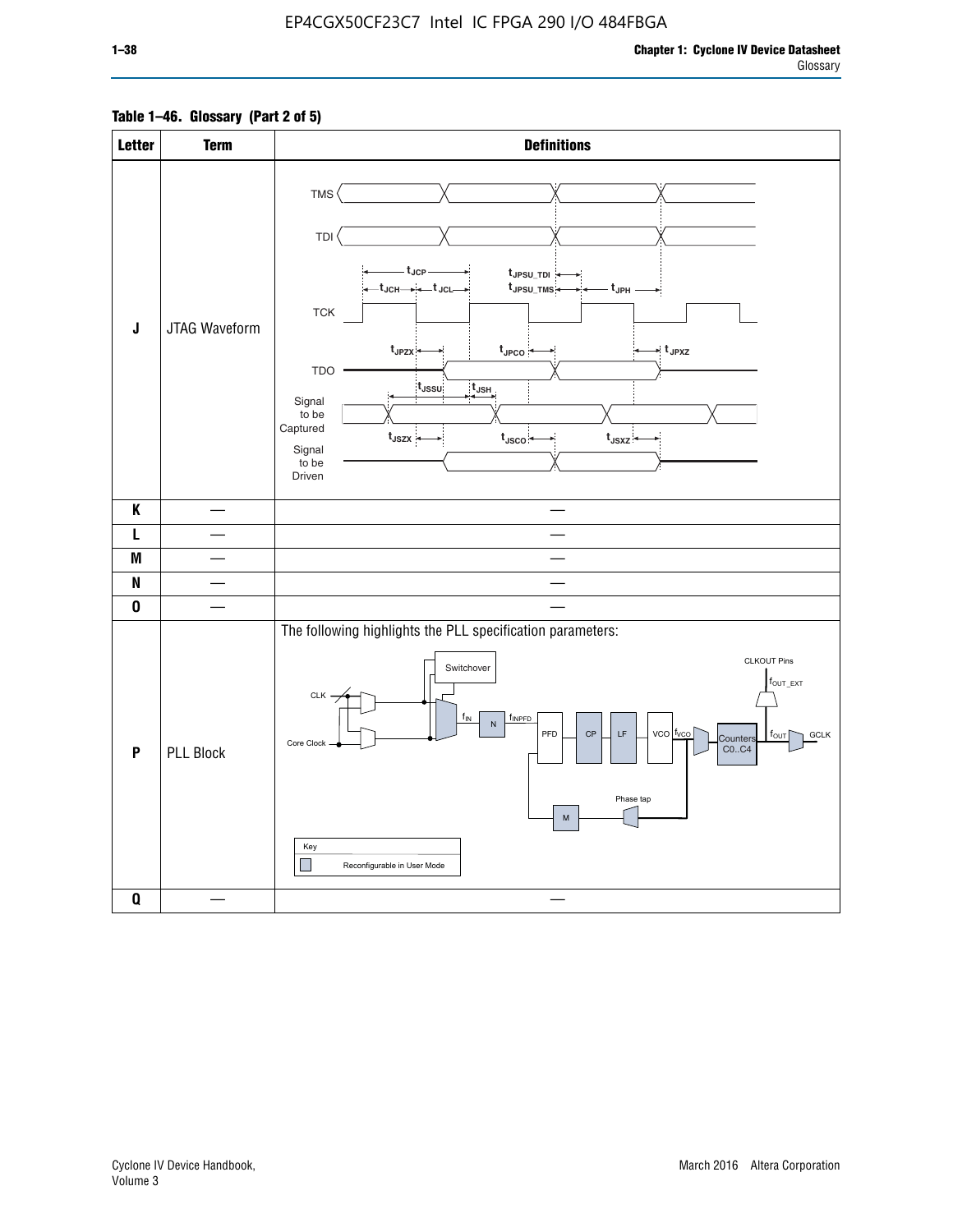**Table 1–46. Glossary (Part 2 of 5)**

| Letter | Term | Definitions |
|---|---|---|
| J | JTAG Waveform | TMS, TDI, TCK, TDO, Signal to be Captured, Signal to be Driven; $t_{JCP}$, $t_{JCH}$, $t_{JCL}$, $t_{JPSU\_TDI}$, $t_{JPSU\_TMS}$, $t_{JPH}$, $t_{JPZX}$, $t_{JPCO}$, $t_{JPXZ}$, $t_{JSSU}$, $t_{JSH}$, $t_{JSZX}$, $t_{JSCO}$, $t_{JSXZ}$ |
| K | — | — |
| L | — | — |
| M | — | — |
| N | — | — |
| O | — | — |
| P | PLL Block | The following highlights the PLL specification parameters: Switchover, CLK, Core Clock, $f_{IN}$, N, $f_{INPFD}$, PFD, CP, LF, VCO, $f_{VCO}$, Counters C0..C4, $f_{OUT}$, GCLK, CLKOUT Pins, $f_{OUT\_EXT}$, Phase tap, M. Key: Reconfigurable in User Mode |
| Q | — | — |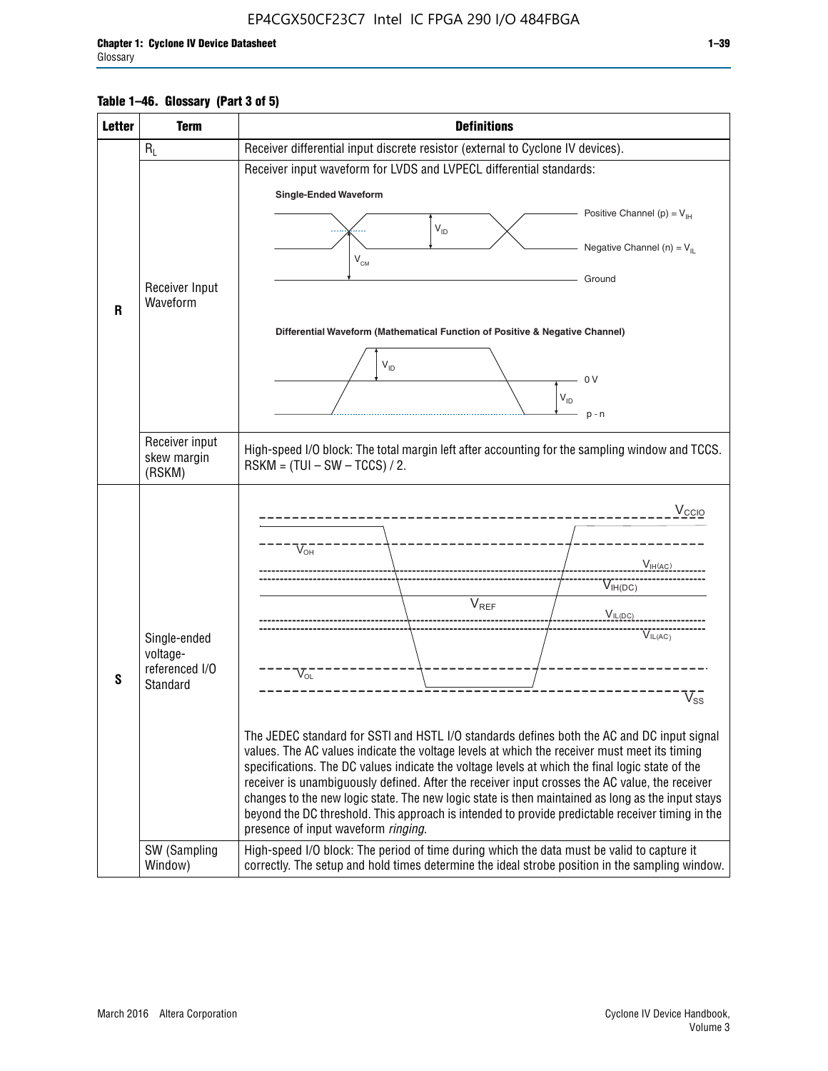**Table 1–46. Glossary (Part 3 of 5)**

| Letter | Term | Definitions |
|---|---|---|
| R | $R_L$ | Receiver differential input discrete resistor (external to Cyclone IV devices). |
| | Receiver Input Waveform | Receiver input waveform for LVDS and LVPECL differential standards: Single-Ended Waveform: Positive Channel (p) = $V_{IH}$; Negative Channel (n) = $V_{IL}$; Ground; $V_{ID}$; $V_{CM}$. Differential Waveform (Mathematical Function of Positive & Negative Channel): $V_{ID}$; 0 V; p - n |
| | Receiver input skew margin (RSKM) | High-speed I/O block: The total margin left after accounting for the sampling window and TCCS. RSKM = (TUI – SW – TCCS) / 2. |
| S | Single-ended voltage-referenced I/O Standard | $V_{CCIO}$, $V_{OH}$, $V_{IH(AC)}$, $V_{IH(DC)}$, $V_{REF}$, $V_{IL(DC)}$, $V_{IL(AC)}$, $V_{OL}$, $V_{SS}$. The JEDEC standard for SSTl and HSTL I/O standards defines both the AC and DC input signal values. The AC values indicate the voltage levels at which the receiver must meet its timing specifications. The DC values indicate the voltage levels at which the final logic state of the receiver is unambiguously defined. After the receiver input crosses the AC value, the receiver changes to the new logic state. The new logic state is then maintained as long as the input stays beyond the DC threshold. This approach is intended to provide predictable receiver timing in the presence of input waveform *ringing*. |
| | SW (Sampling Window) | High-speed I/O block: The period of time during which the data must be valid to capture it correctly. The setup and hold times determine the ideal strobe position in the sampling window. |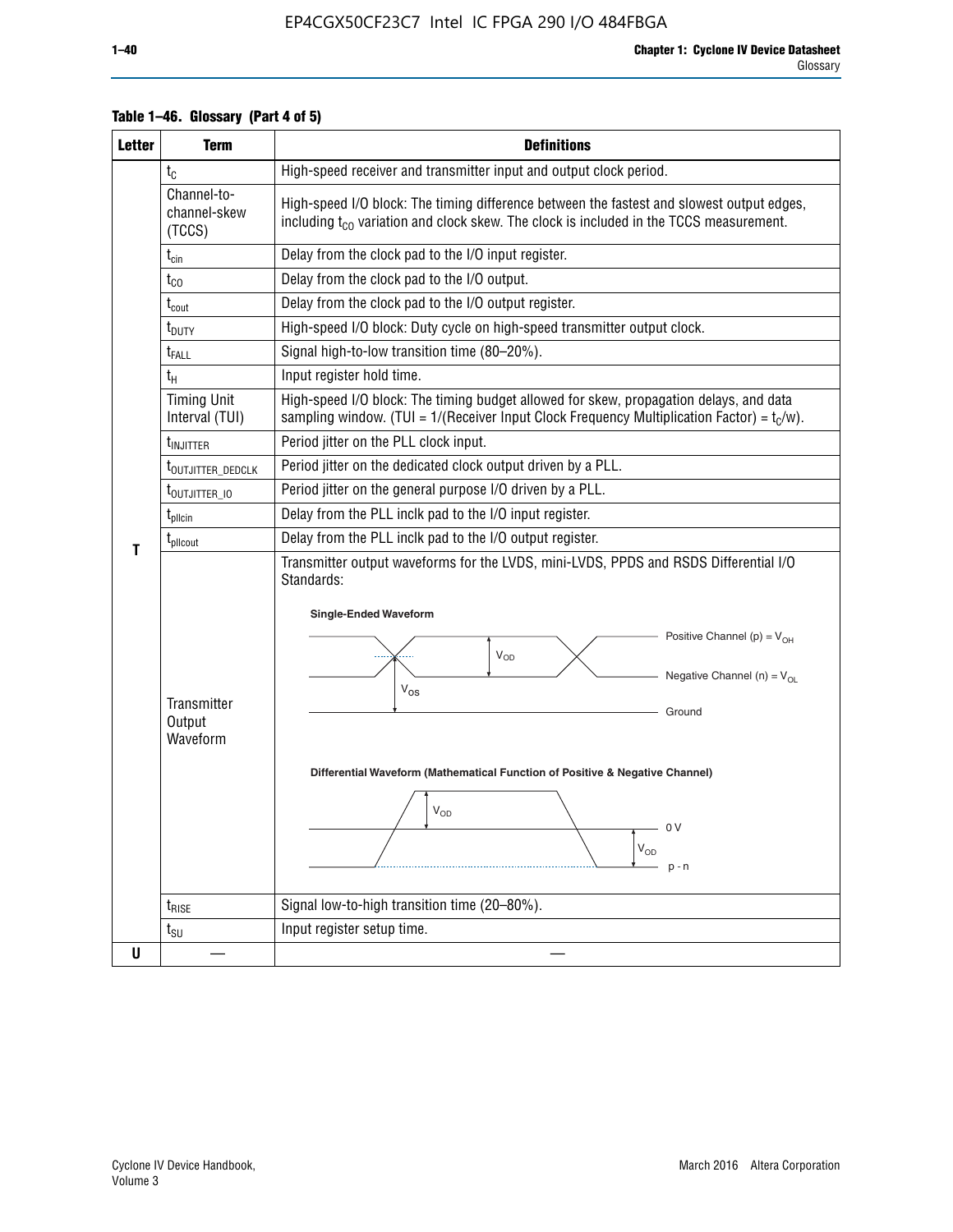**Table 1–46. Glossary (Part 4 of 5)**

| Letter | Term | Definitions |
|---|---|---|
| T | $t_C$ | High-speed receiver and transmitter input and output clock period. |
| | Channel-to-channel-skew (TCCS) | High-speed I/O block: The timing difference between the fastest and slowest output edges, including $t_{CO}$ variation and clock skew. The clock is included in the TCCS measurement. |
| | $t_{cin}$ | Delay from the clock pad to the I/O input register. |
| | $t_{CO}$ | Delay from the clock pad to the I/O output. |
| | $t_{cout}$ | Delay from the clock pad to the I/O output register. |
| | $t_{DUTY}$ | High-speed I/O block: Duty cycle on high-speed transmitter output clock. |
| | $t_{FALL}$ | Signal high-to-low transition time (80–20%). |
| | $t_H$ | Input register hold time. |
| | Timing Unit Interval (TUI) | High-speed I/O block: The timing budget allowed for skew, propagation delays, and data sampling window. (TUI = 1/(Receiver Input Clock Frequency Multiplication Factor) = $t_C/w$). |
| | $t_{INJITTER}$ | Period jitter on the PLL clock input. |
| | $t_{OUTJITTER\_DEDCLK}$ | Period jitter on the dedicated clock output driven by a PLL. |
| | $t_{OUTJITTER\_IO}$ | Period jitter on the general purpose I/O driven by a PLL. |
| | $t_{pllcin}$ | Delay from the PLL inclk pad to the I/O input register. |
| | $t_{pllcout}$ | Delay from the PLL inclk pad to the I/O output register. |
| | Transmitter Output Waveform | Transmitter output waveforms for the LVDS, mini-LVDS, PPDS and RSDS Differential I/O Standards:<br><br>**Single-Ended Waveform**<br>Positive Channel (p) = $V_{OH}$<br>$V_{OD}$<br>Negative Channel (n) = $V_{OL}$<br>$V_{OS}$<br>Ground<br><br>**Differential Waveform (Mathematical Function of Positive & Negative Channel)**<br>$V_{OD}$<br>0 V<br>$V_{OD}$<br>p - n |
| | $t_{RISE}$ | Signal low-to-high transition time (20–80%). |
| | $t_{SU}$ | Input register setup time. |
| U | — | — |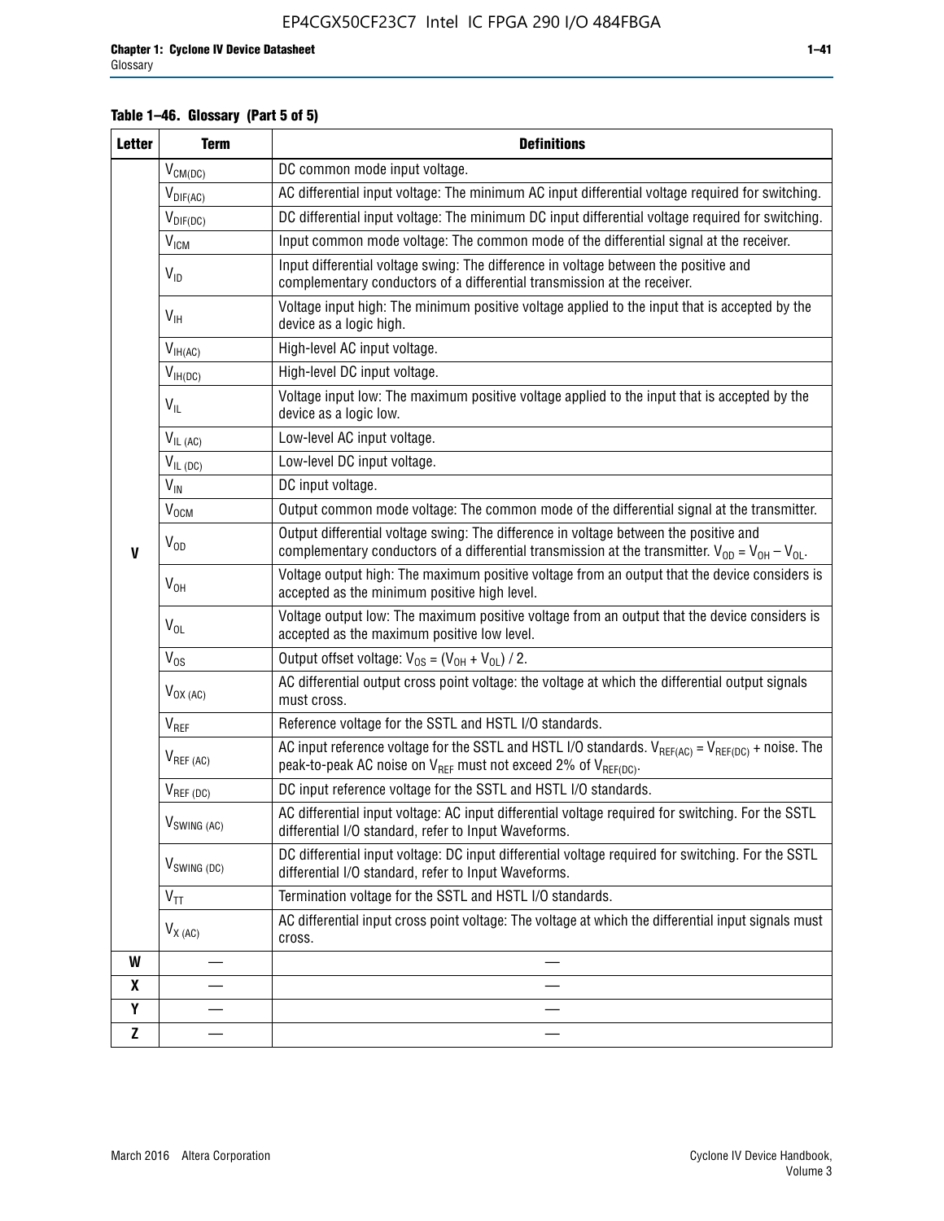**Table 1–46. Glossary (Part 5 of 5)**

| Letter | Term | Definitions |
|---|---|---|
| V | $V_{CM(DC)}$ | DC common mode input voltage. |
| | $V_{DIF(AC)}$ | AC differential input voltage: The minimum AC input differential voltage required for switching. |
| | $V_{DIF(DC)}$ | DC differential input voltage: The minimum DC input differential voltage required for switching. |
| | $V_{ICM}$ | Input common mode voltage: The common mode of the differential signal at the receiver. |
| | $V_{ID}$ | Input differential voltage swing: The difference in voltage between the positive and complementary conductors of a differential transmission at the receiver. |
| | $V_{IH}$ | Voltage input high: The minimum positive voltage applied to the input that is accepted by the device as a logic high. |
| | $V_{IH(AC)}$ | High-level AC input voltage. |
| | $V_{IH(DC)}$ | High-level DC input voltage. |
| | $V_{IL}$ | Voltage input low: The maximum positive voltage applied to the input that is accepted by the device as a logic low. |
| | $V_{IL\ (AC)}$ | Low-level AC input voltage. |
| | $V_{IL\ (DC)}$ | Low-level DC input voltage. |
| | $V_{IN}$ | DC input voltage. |
| | $V_{OCM}$ | Output common mode voltage: The common mode of the differential signal at the transmitter. |
| | $V_{OD}$ | Output differential voltage swing: The difference in voltage between the positive and complementary conductors of a differential transmission at the transmitter. $V_{OD} = V_{OH} - V_{OL}$. |
| | $V_{OH}$ | Voltage output high: The maximum positive voltage from an output that the device considers is accepted as the minimum positive high level. |
| | $V_{OL}$ | Voltage output low: The maximum positive voltage from an output that the device considers is accepted as the maximum positive low level. |
| | $V_{OS}$ | Output offset voltage: $V_{OS} = (V_{OH} + V_{OL}) / 2$. |
| | $V_{OX\ (AC)}$ | AC differential output cross point voltage: the voltage at which the differential output signals must cross. |
| | $V_{REF}$ | Reference voltage for the SSTL and HSTL I/O standards. |
| | $V_{REF\ (AC)}$ | AC input reference voltage for the SSTL and HSTL I/O standards. $V_{REF(AC)} = V_{REF(DC)}$ + noise. The peak-to-peak AC noise on $V_{REF}$ must not exceed 2% of $V_{REF(DC)}$. |
| | $V_{REF\ (DC)}$ | DC input reference voltage for the SSTL and HSTL I/O standards. |
| | $V_{SWING\ (AC)}$ | AC differential input voltage: AC input differential voltage required for switching. For the SSTL differential I/O standard, refer to Input Waveforms. |
| | $V_{SWING\ (DC)}$ | DC differential input voltage: DC input differential voltage required for switching. For the SSTL differential I/O standard, refer to Input Waveforms. |
| | $V_{TT}$ | Termination voltage for the SSTL and HSTL I/O standards. |
| | $V_{X\ (AC)}$ | AC differential input cross point voltage: The voltage at which the differential input signals must cross. |
| W | — | — |
| X | — | — |
| Y | — | — |
| Z | — | — |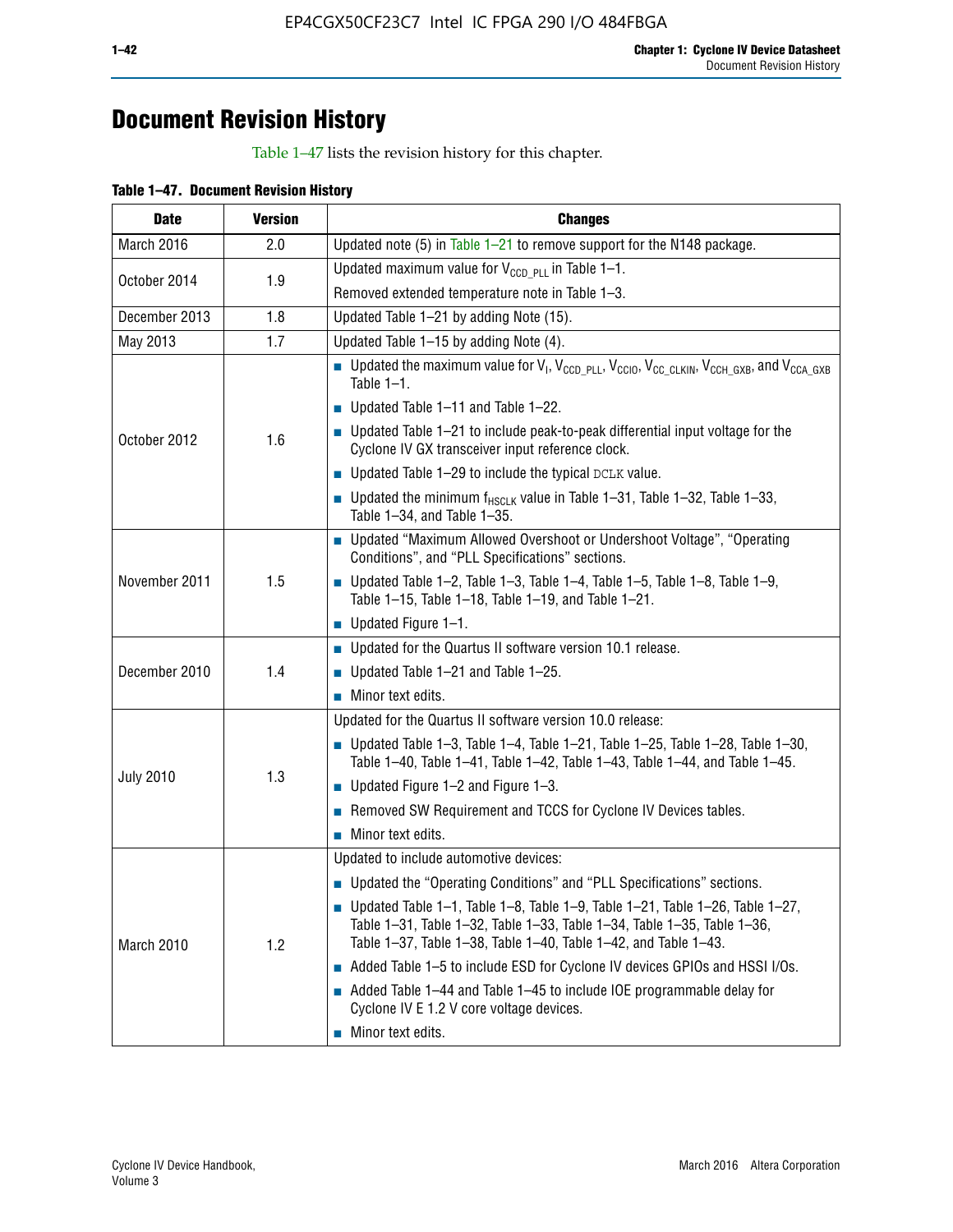# Document Revision History

Table 1–47 lists the revision history for this chapter.

**Table 1–47. Document Revision History**

| Date | Version | Changes |
|---|---|---|
| March 2016 | 2.0 | Updated note (5) in Table 1–21 to remove support for the N148 package. |
| October 2014 | 1.9 | Updated maximum value for $V_{CCD\_PLL}$ in Table 1–1.<br>Removed extended temperature note in Table 1–3. |
| December 2013 | 1.8 | Updated Table 1–21 by adding Note (15). |
| May 2013 | 1.7 | Updated Table 1–15 by adding Note (4). |
| October 2012 | 1.6 | ■ Updated the maximum value for $V_I$, $V_{CCD\_PLL}$, $V_{CCIO}$, $V_{CC\_CLKIN}$, $V_{CCH\_GXB}$, and $V_{CCA\_GXB}$ Table 1–1.<br>■ Updated Table 1–11 and Table 1–22.<br>■ Updated Table 1–21 to include peak-to-peak differential input voltage for the Cyclone IV GX transceiver input reference clock.<br>■ Updated Table 1–29 to include the typical DCLK value.<br>■ Updated the minimum $f_{HSCLK}$ value in Table 1–31, Table 1–32, Table 1–33, Table 1–34, and Table 1–35. |
| November 2011 | 1.5 | ■ Updated "Maximum Allowed Overshoot or Undershoot Voltage", "Operating Conditions", and "PLL Specifications" sections.<br>■ Updated Table 1–2, Table 1–3, Table 1–4, Table 1–5, Table 1–8, Table 1–9, Table 1–15, Table 1–18, Table 1–19, and Table 1–21.<br>■ Updated Figure 1–1. |
| December 2010 | 1.4 | ■ Updated for the Quartus II software version 10.1 release.<br>■ Updated Table 1–21 and Table 1–25.<br>■ Minor text edits. |
| July 2010 | 1.3 | Updated for the Quartus II software version 10.0 release:<br>■ Updated Table 1–3, Table 1–4, Table 1–21, Table 1–25, Table 1–28, Table 1–30, Table 1–40, Table 1–41, Table 1–42, Table 1–43, Table 1–44, and Table 1–45.<br>■ Updated Figure 1–2 and Figure 1–3.<br>■ Removed SW Requirement and TCCS for Cyclone IV Devices tables.<br>■ Minor text edits. |
| March 2010 | 1.2 | Updated to include automotive devices:<br>■ Updated the "Operating Conditions" and "PLL Specifications" sections.<br>■ Updated Table 1–1, Table 1–8, Table 1–9, Table 1–21, Table 1–26, Table 1–27, Table 1–31, Table 1–32, Table 1–33, Table 1–34, Table 1–35, Table 1–36, Table 1–37, Table 1–38, Table 1–40, Table 1–42, and Table 1–43.<br>■ Added Table 1–5 to include ESD for Cyclone IV devices GPIOs and HSSI I/Os.<br>■ Added Table 1–44 and Table 1–45 to include IOE programmable delay for Cyclone IV E 1.2 V core voltage devices.<br>■ Minor text edits. |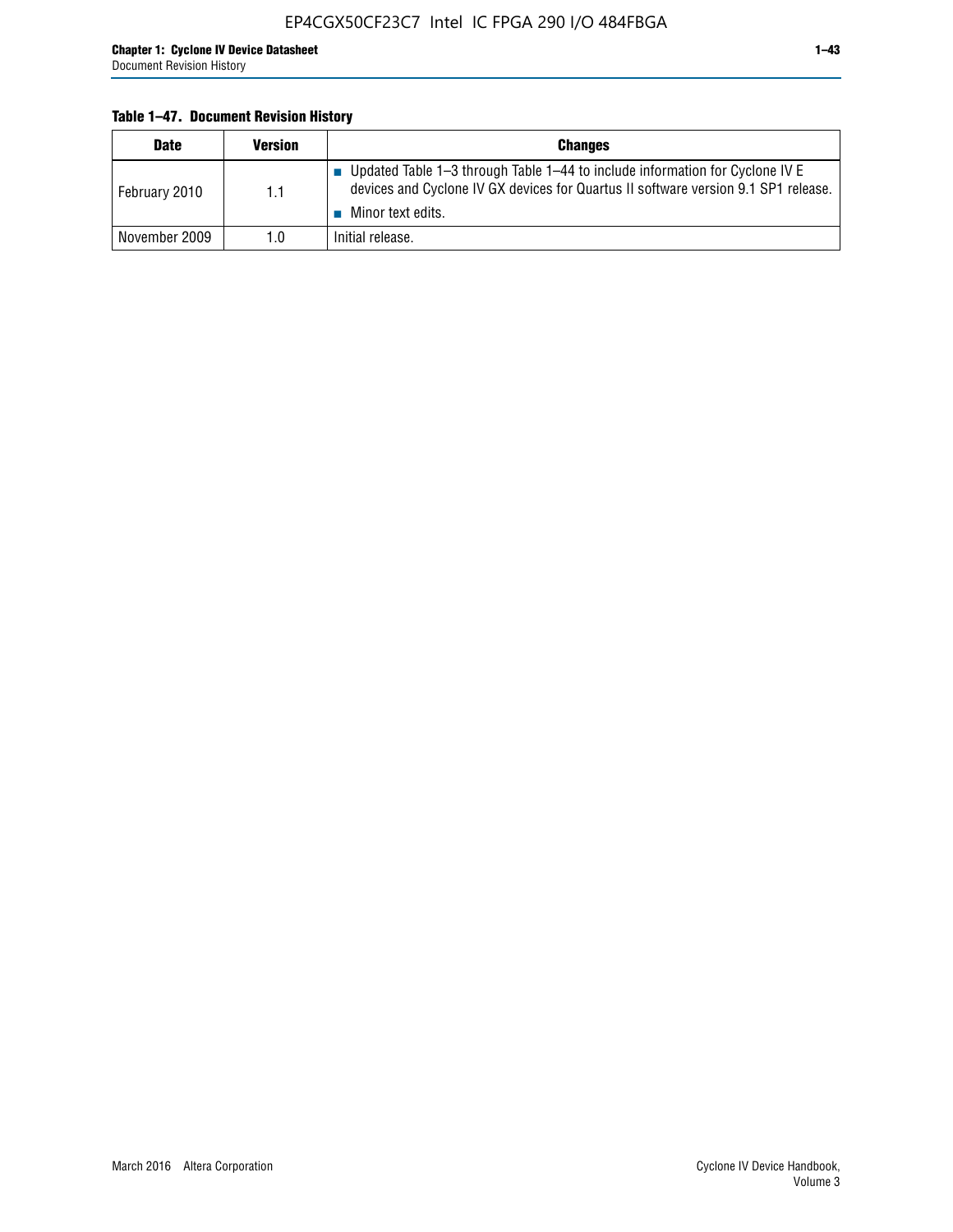**Table 1–47. Document Revision History**

| Date | Version | Changes |
|---|---|---|
| February 2010 | 1.1 | ■ Updated Table 1–3 through Table 1–44 to include information for Cyclone IV E devices and Cyclone IV GX devices for Quartus II software version 9.1 SP1 release.<br>■ Minor text edits. |
| November 2009 | 1.0 | Initial release. |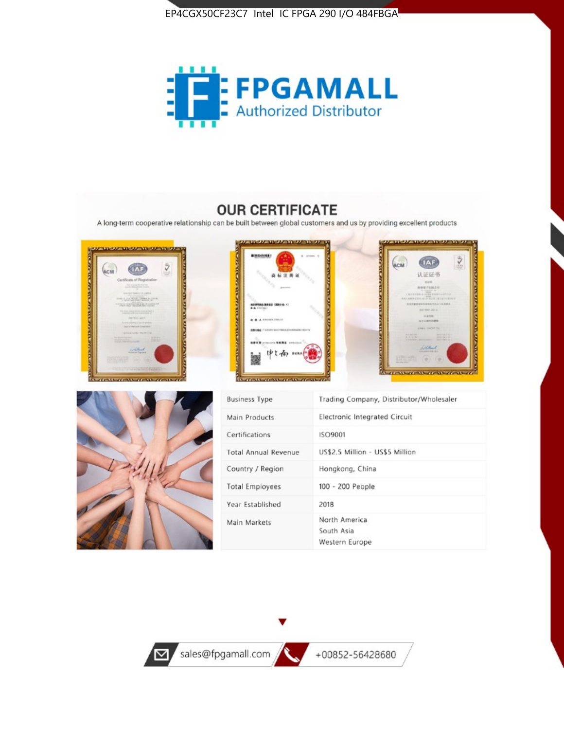FPGAMALL

Authorized Distributor

## OUR CERTIFICATE

A long-term cooperative relationship can be built between global customers and us by providing excellent products

| | |
|---|---|
| Business Type | Trading Company, Distributor/Wholesaler |
| Main Products | Electronic Integrated Circuit |
| Certifications | ISO9001 |
| Total Annual Revenue | US$2.5 Million - US$5 Million |
| Country / Region | Hongkong, China |
| Total Employees | 100 - 200 People |
| Year Established | 2018 |
| Main Markets | North America<br>South Asia<br>Western Europe |

sales@fpgamall.com

+00852-56428680